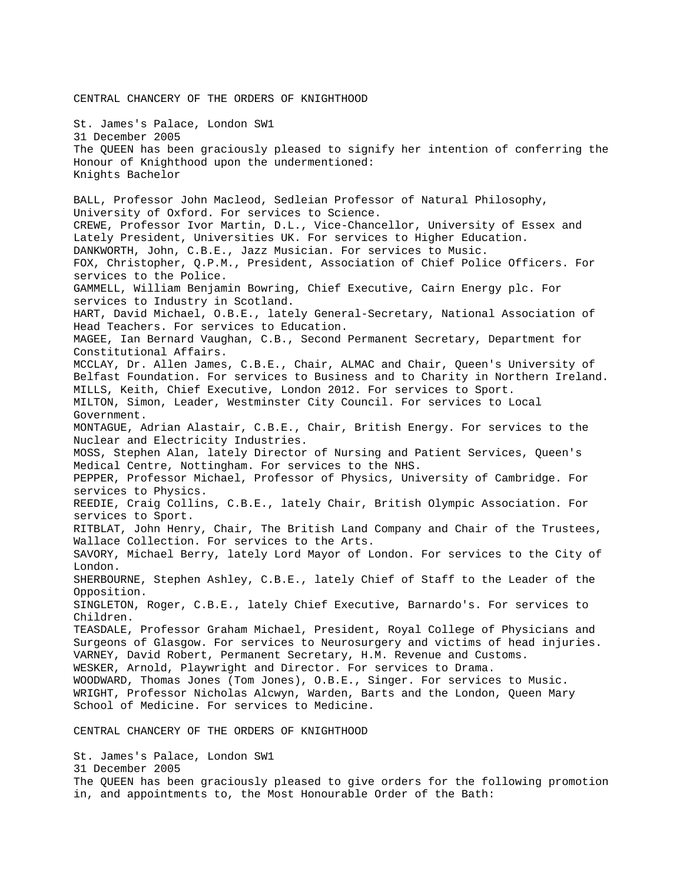## CENTRAL CHANCERY OF THE ORDERS OF KNIGHTHOOD

St. James's Palace, London SW1
31 December 2005
The QUEEN has been graciously pleased to signify her intention of conferring the Honour of Knighthood upon the undermentioned:
Knights Bachelor

BALL, Professor John Macleod, Sedleian Professor of Natural Philosophy, University of Oxford. For services to Science.
CREWE, Professor Ivor Martin, D.L., Vice-Chancellor, University of Essex and Lately President, Universities UK. For services to Higher Education.
DANKWORTH, John, C.B.E., Jazz Musician. For services to Music.
FOX, Christopher, Q.P.M., President, Association of Chief Police Officers. For services to the Police.
GAMMELL, William Benjamin Bowring, Chief Executive, Cairn Energy plc. For services to Industry in Scotland.
HART, David Michael, O.B.E., lately General-Secretary, National Association of Head Teachers. For services to Education.
MAGEE, Ian Bernard Vaughan, C.B., Second Permanent Secretary, Department for Constitutional Affairs.
MCCLAY, Dr. Allen James, C.B.E., Chair, ALMAC and Chair, Queen's University of Belfast Foundation. For services to Business and to Charity in Northern Ireland.
MILLS, Keith, Chief Executive, London 2012. For services to Sport.
MILTON, Simon, Leader, Westminster City Council. For services to Local Government.
MONTAGUE, Adrian Alastair, C.B.E., Chair, British Energy. For services to the Nuclear and Electricity Industries.
MOSS, Stephen Alan, lately Director of Nursing and Patient Services, Queen's Medical Centre, Nottingham. For services to the NHS.
PEPPER, Professor Michael, Professor of Physics, University of Cambridge. For services to Physics.
REEDIE, Craig Collins, C.B.E., lately Chair, British Olympic Association. For services to Sport.
RITBLAT, John Henry, Chair, The British Land Company and Chair of the Trustees, Wallace Collection. For services to the Arts.
SAVORY, Michael Berry, lately Lord Mayor of London. For services to the City of London.
SHERBOURNE, Stephen Ashley, C.B.E., lately Chief of Staff to the Leader of the Opposition.
SINGLETON, Roger, C.B.E., lately Chief Executive, Barnardo's. For services to Children.
TEASDALE, Professor Graham Michael, President, Royal College of Physicians and Surgeons of Glasgow. For services to Neurosurgery and victims of head injuries.
VARNEY, David Robert, Permanent Secretary, H.M. Revenue and Customs.
WESKER, Arnold, Playwright and Director. For services to Drama.
WOODWARD, Thomas Jones (Tom Jones), O.B.E., Singer. For services to Music.
WRIGHT, Professor Nicholas Alcwyn, Warden, Barts and the London, Queen Mary School of Medicine. For services to Medicine.

## CENTRAL CHANCERY OF THE ORDERS OF KNIGHTHOOD

St. James's Palace, London SW1
31 December 2005
The QUEEN has been graciously pleased to give orders for the following promotion in, and appointments to, the Most Honourable Order of the Bath: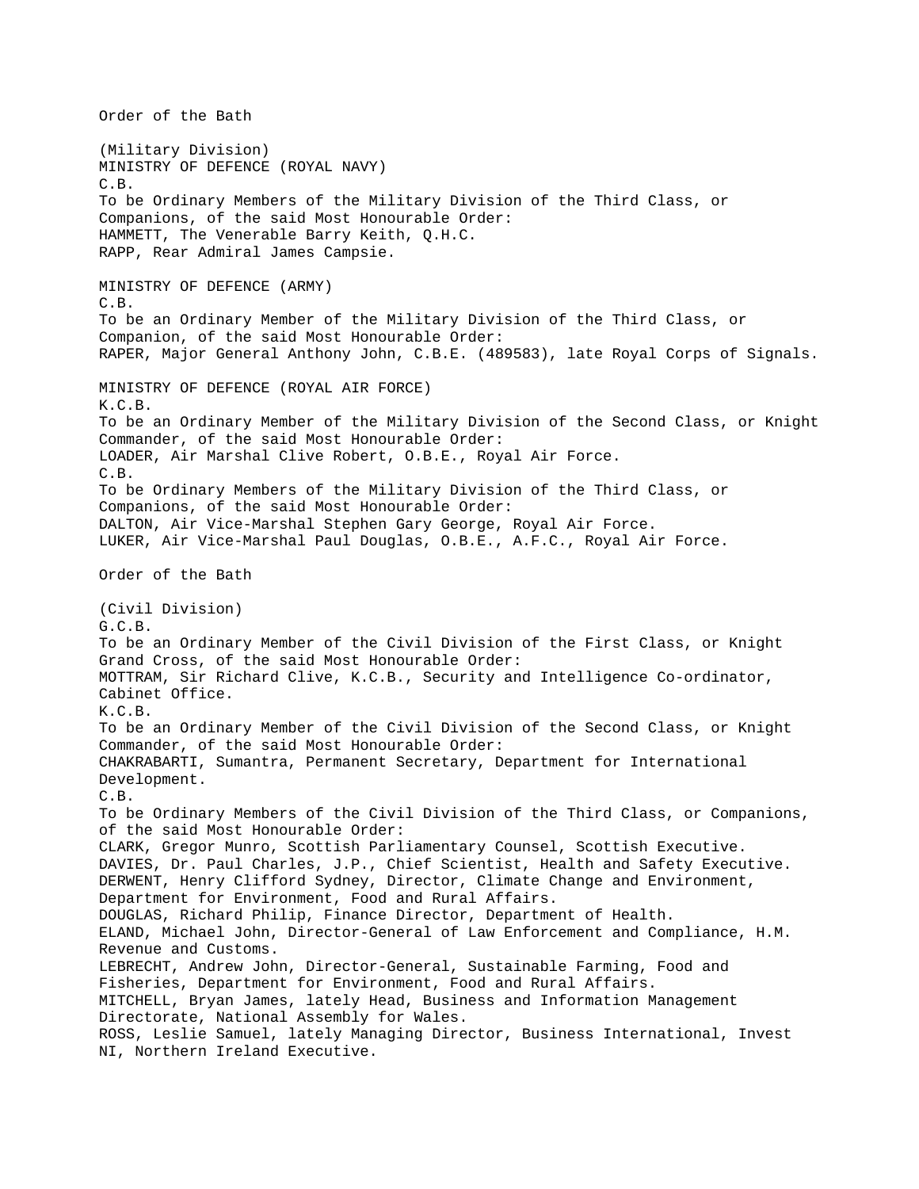## Order of the Bath

### (Military Division)

#### MINISTRY OF DEFENCE (ROYAL NAVY)

C.B.

To be Ordinary Members of the Military Division of the Third Class, or Companions, of the said Most Honourable Order:

HAMMETT, The Venerable Barry Keith, Q.H.C.
RAPP, Rear Admiral James Campsie.

#### MINISTRY OF DEFENCE (ARMY)

C.B.

To be an Ordinary Member of the Military Division of the Third Class, or Companion, of the said Most Honourable Order:

RAPER, Major General Anthony John, C.B.E. (489583), late Royal Corps of Signals.

#### MINISTRY OF DEFENCE (ROYAL AIR FORCE)

K.C.B.

To be an Ordinary Member of the Military Division of the Second Class, or Knight Commander, of the said Most Honourable Order:

LOADER, Air Marshal Clive Robert, O.B.E., Royal Air Force.

C.B.

To be Ordinary Members of the Military Division of the Third Class, or Companions, of the said Most Honourable Order:

DALTON, Air Vice-Marshal Stephen Gary George, Royal Air Force.
LUKER, Air Vice-Marshal Paul Douglas, O.B.E., A.F.C., Royal Air Force.

## Order of the Bath

### (Civil Division)

G.C.B.

To be an Ordinary Member of the Civil Division of the First Class, or Knight Grand Cross, of the said Most Honourable Order:

MOTTRAM, Sir Richard Clive, K.C.B., Security and Intelligence Co-ordinator, Cabinet Office.

K.C.B.

To be an Ordinary Member of the Civil Division of the Second Class, or Knight Commander, of the said Most Honourable Order:

CHAKRABARTI, Sumantra, Permanent Secretary, Department for International Development.

C.B.

To be Ordinary Members of the Civil Division of the Third Class, or Companions, of the said Most Honourable Order:

CLARK, Gregor Munro, Scottish Parliamentary Counsel, Scottish Executive.
DAVIES, Dr. Paul Charles, J.P., Chief Scientist, Health and Safety Executive.
DERWENT, Henry Clifford Sydney, Director, Climate Change and Environment, Department for Environment, Food and Rural Affairs.
DOUGLAS, Richard Philip, Finance Director, Department of Health.
ELAND, Michael John, Director-General of Law Enforcement and Compliance, H.M. Revenue and Customs.
LEBRECHT, Andrew John, Director-General, Sustainable Farming, Food and Fisheries, Department for Environment, Food and Rural Affairs.
MITCHELL, Bryan James, lately Head, Business and Information Management Directorate, National Assembly for Wales.
ROSS, Leslie Samuel, lately Managing Director, Business International, Invest NI, Northern Ireland Executive.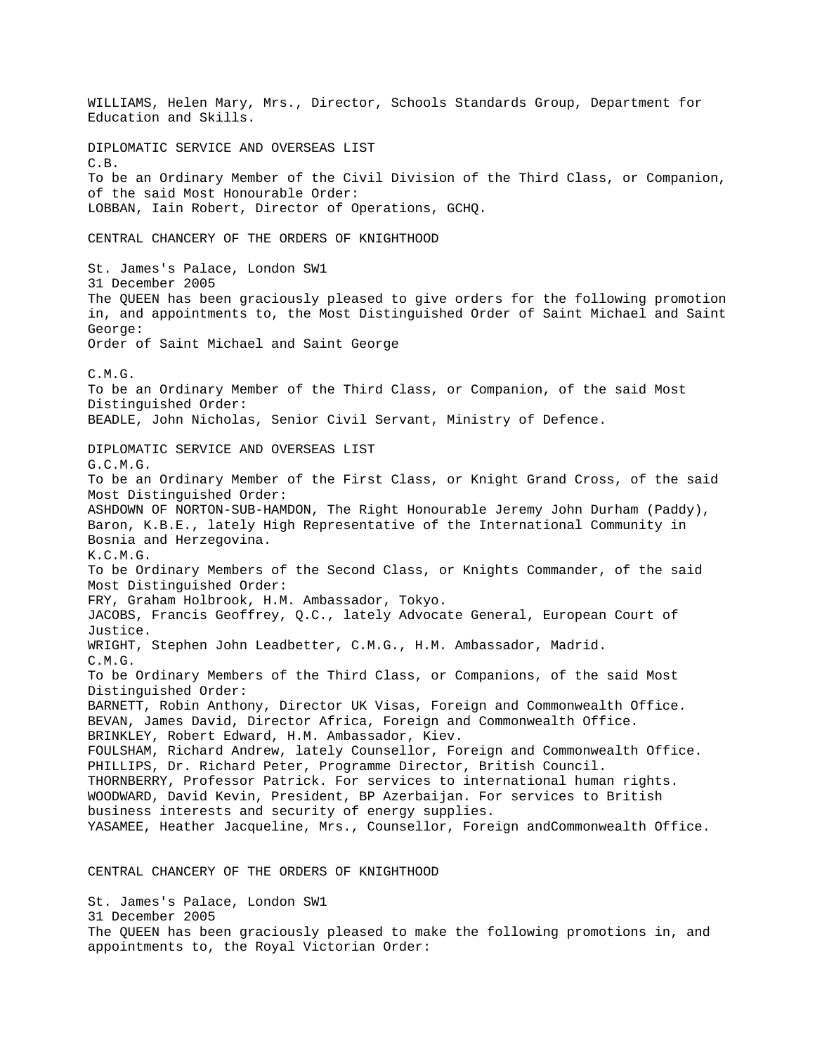WILLIAMS, Helen Mary, Mrs., Director, Schools Standards Group, Department for Education and Skills.

## DIPLOMATIC SERVICE AND OVERSEAS LIST

### C.B.

To be an Ordinary Member of the Civil Division of the Third Class, or Companion, of the said Most Honourable Order:

LOBBAN, Iain Robert, Director of Operations, GCHQ.

## CENTRAL CHANCERY OF THE ORDERS OF KNIGHTHOOD

St. James's Palace, London SW1
31 December 2005

The QUEEN has been graciously pleased to give orders for the following promotion in, and appointments to, the Most Distinguished Order of Saint Michael and Saint George:

Order of Saint Michael and Saint George

### C.M.G.

To be an Ordinary Member of the Third Class, or Companion, of the said Most Distinguished Order:

BEADLE, John Nicholas, Senior Civil Servant, Ministry of Defence.

## DIPLOMATIC SERVICE AND OVERSEAS LIST

### G.C.M.G.

To be an Ordinary Member of the First Class, or Knight Grand Cross, of the said Most Distinguished Order:

ASHDOWN OF NORTON-SUB-HAMDON, The Right Honourable Jeremy John Durham (Paddy), Baron, K.B.E., lately High Representative of the International Community in Bosnia and Herzegovina.

### K.C.M.G.

To be Ordinary Members of the Second Class, or Knights Commander, of the said Most Distinguished Order:

FRY, Graham Holbrook, H.M. Ambassador, Tokyo.
JACOBS, Francis Geoffrey, Q.C., lately Advocate General, European Court of Justice.
WRIGHT, Stephen John Leadbetter, C.M.G., H.M. Ambassador, Madrid.

### C.M.G.

To be Ordinary Members of the Third Class, or Companions, of the said Most Distinguished Order:

BARNETT, Robin Anthony, Director UK Visas, Foreign and Commonwealth Office.
BEVAN, James David, Director Africa, Foreign and Commonwealth Office.
BRINKLEY, Robert Edward, H.M. Ambassador, Kiev.
FOULSHAM, Richard Andrew, lately Counsellor, Foreign and Commonwealth Office.
PHILLIPS, Dr. Richard Peter, Programme Director, British Council.
THORNBERRY, Professor Patrick. For services to international human rights.
WOODWARD, David Kevin, President, BP Azerbaijan. For services to British business interests and security of energy supplies.
YASAMEE, Heather Jacqueline, Mrs., Counsellor, Foreign andCommonwealth Office.

## CENTRAL CHANCERY OF THE ORDERS OF KNIGHTHOOD

St. James's Palace, London SW1
31 December 2005

The QUEEN has been graciously pleased to make the following promotions in, and appointments to, the Royal Victorian Order: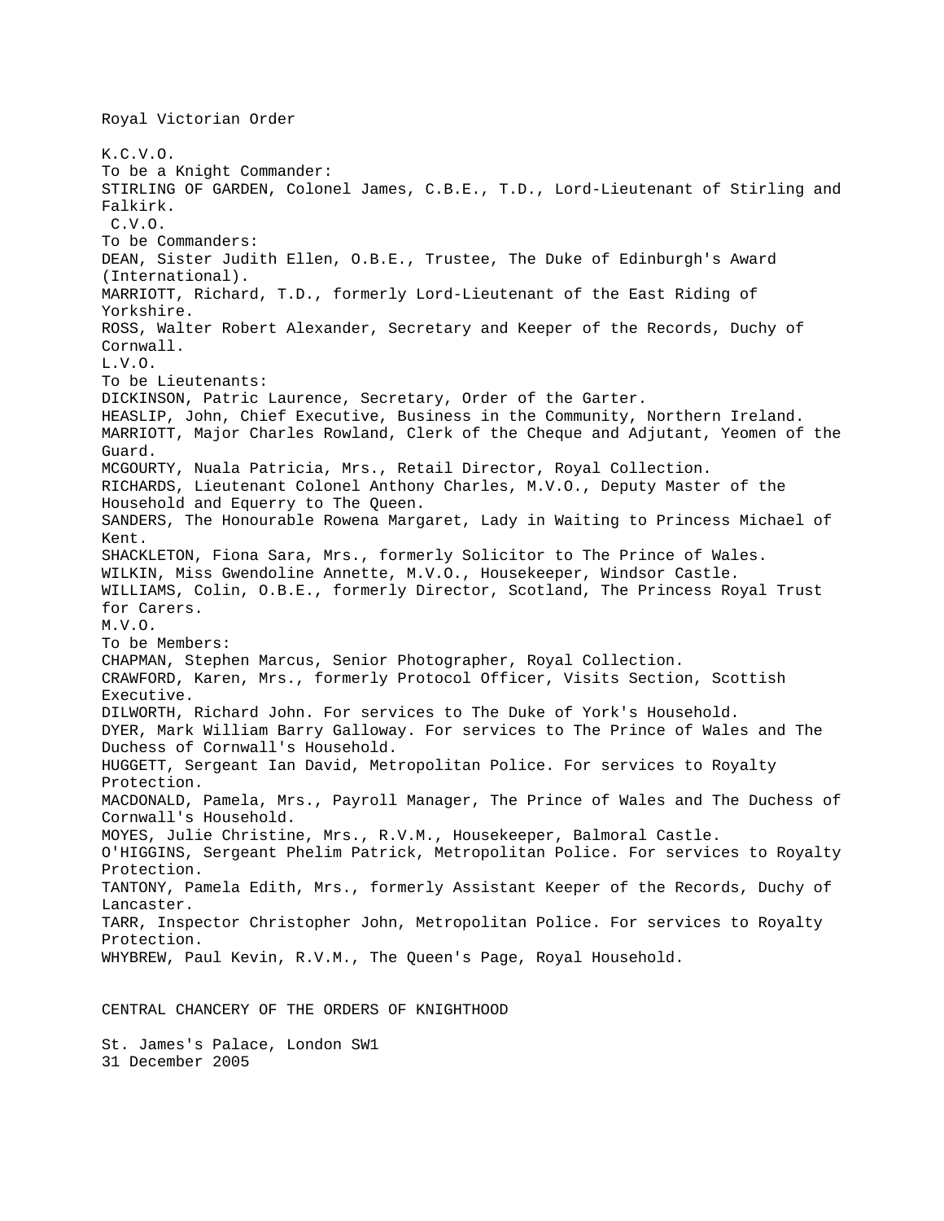# Royal Victorian Order

## K.C.V.O.

To be a Knight Commander:

STIRLING OF GARDEN, Colonel James, C.B.E., T.D., Lord-Lieutenant of Stirling and Falkirk.

## C.V.O.

To be Commanders:

DEAN, Sister Judith Ellen, O.B.E., Trustee, The Duke of Edinburgh's Award (International).

MARRIOTT, Richard, T.D., formerly Lord-Lieutenant of the East Riding of Yorkshire.

ROSS, Walter Robert Alexander, Secretary and Keeper of the Records, Duchy of Cornwall.

## L.V.O.

To be Lieutenants:

DICKINSON, Patric Laurence, Secretary, Order of the Garter.

HEASLIP, John, Chief Executive, Business in the Community, Northern Ireland.

MARRIOTT, Major Charles Rowland, Clerk of the Cheque and Adjutant, Yeomen of the Guard.

MCGOURTY, Nuala Patricia, Mrs., Retail Director, Royal Collection.

RICHARDS, Lieutenant Colonel Anthony Charles, M.V.O., Deputy Master of the Household and Equerry to The Queen.

SANDERS, The Honourable Rowena Margaret, Lady in Waiting to Princess Michael of Kent.

SHACKLETON, Fiona Sara, Mrs., formerly Solicitor to The Prince of Wales.

WILKIN, Miss Gwendoline Annette, M.V.O., Housekeeper, Windsor Castle.

WILLIAMS, Colin, O.B.E., formerly Director, Scotland, The Princess Royal Trust for Carers.

## M.V.O.

To be Members:

CHAPMAN, Stephen Marcus, Senior Photographer, Royal Collection.

CRAWFORD, Karen, Mrs., formerly Protocol Officer, Visits Section, Scottish Executive.

DILWORTH, Richard John. For services to The Duke of York's Household.

DYER, Mark William Barry Galloway. For services to The Prince of Wales and The Duchess of Cornwall's Household.

HUGGETT, Sergeant Ian David, Metropolitan Police. For services to Royalty Protection.

MACDONALD, Pamela, Mrs., Payroll Manager, The Prince of Wales and The Duchess of Cornwall's Household.

MOYES, Julie Christine, Mrs., R.V.M., Housekeeper, Balmoral Castle.

O'HIGGINS, Sergeant Phelim Patrick, Metropolitan Police. For services to Royalty Protection.

TANTONY, Pamela Edith, Mrs., formerly Assistant Keeper of the Records, Duchy of Lancaster.

TARR, Inspector Christopher John, Metropolitan Police. For services to Royalty Protection.

WHYBREW, Paul Kevin, R.V.M., The Queen's Page, Royal Household.

# CENTRAL CHANCERY OF THE ORDERS OF KNIGHTHOOD

St. James's Palace, London SW1
31 December 2005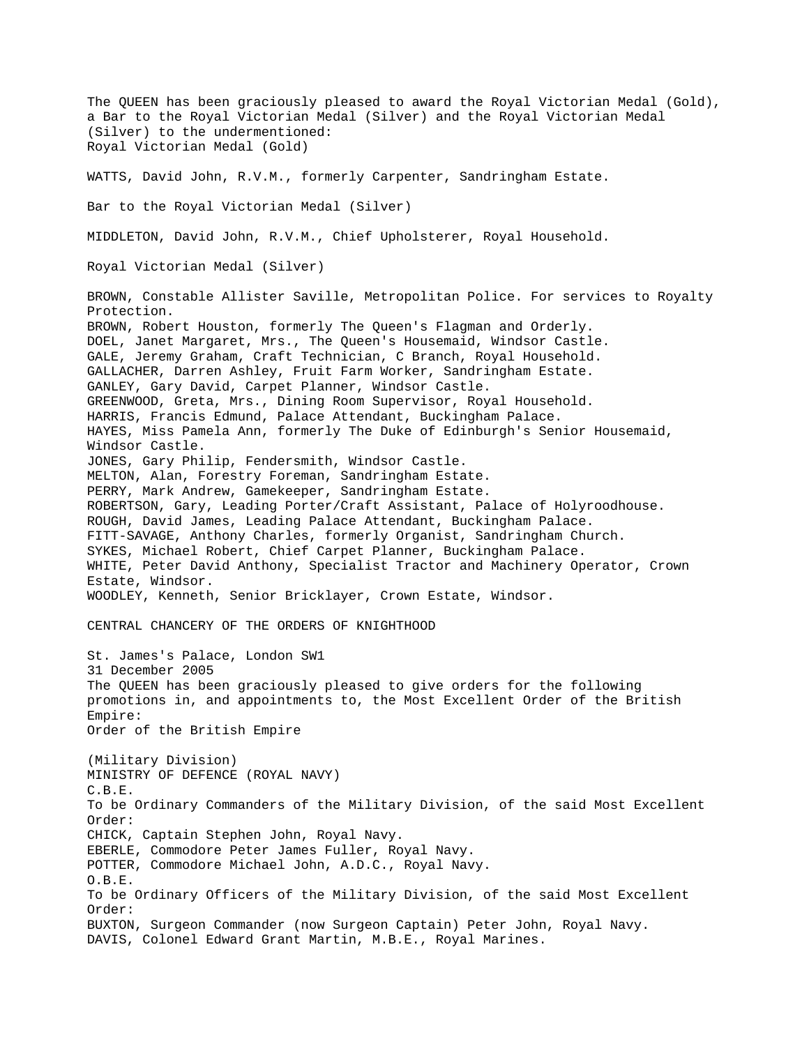The QUEEN has been graciously pleased to award the Royal Victorian Medal (Gold), a Bar to the Royal Victorian Medal (Silver) and the Royal Victorian Medal (Silver) to the undermentioned:

## Royal Victorian Medal (Gold)

WATTS, David John, R.V.M., formerly Carpenter, Sandringham Estate.

## Bar to the Royal Victorian Medal (Silver)

MIDDLETON, David John, R.V.M., Chief Upholsterer, Royal Household.

## Royal Victorian Medal (Silver)

BROWN, Constable Allister Saville, Metropolitan Police. For services to Royalty Protection.
BROWN, Robert Houston, formerly The Queen's Flagman and Orderly.
DOEL, Janet Margaret, Mrs., The Queen's Housemaid, Windsor Castle.
GALE, Jeremy Graham, Craft Technician, C Branch, Royal Household.
GALLACHER, Darren Ashley, Fruit Farm Worker, Sandringham Estate.
GANLEY, Gary David, Carpet Planner, Windsor Castle.
GREENWOOD, Greta, Mrs., Dining Room Supervisor, Royal Household.
HARRIS, Francis Edmund, Palace Attendant, Buckingham Palace.
HAYES, Miss Pamela Ann, formerly The Duke of Edinburgh's Senior Housemaid, Windsor Castle.
JONES, Gary Philip, Fendersmith, Windsor Castle.
MELTON, Alan, Forestry Foreman, Sandringham Estate.
PERRY, Mark Andrew, Gamekeeper, Sandringham Estate.
ROBERTSON, Gary, Leading Porter/Craft Assistant, Palace of Holyroodhouse.
ROUGH, David James, Leading Palace Attendant, Buckingham Palace.
FITT-SAVAGE, Anthony Charles, formerly Organist, Sandringham Church.
SYKES, Michael Robert, Chief Carpet Planner, Buckingham Palace.
WHITE, Peter David Anthony, Specialist Tractor and Machinery Operator, Crown Estate, Windsor.
WOODLEY, Kenneth, Senior Bricklayer, Crown Estate, Windsor.

# CENTRAL CHANCERY OF THE ORDERS OF KNIGHTHOOD

St. James's Palace, London SW1
31 December 2005
The QUEEN has been graciously pleased to give orders for the following promotions in, and appointments to, the Most Excellent Order of the British Empire:

## Order of the British Empire

### (Military Division)

### MINISTRY OF DEFENCE (ROYAL NAVY)

#### C.B.E.

To be Ordinary Commanders of the Military Division, of the said Most Excellent Order:
CHICK, Captain Stephen John, Royal Navy.
EBERLE, Commodore Peter James Fuller, Royal Navy.
POTTER, Commodore Michael John, A.D.C., Royal Navy.

#### O.B.E.

To be Ordinary Officers of the Military Division, of the said Most Excellent Order:
BUXTON, Surgeon Commander (now Surgeon Captain) Peter John, Royal Navy.
DAVIS, Colonel Edward Grant Martin, M.B.E., Royal Marines.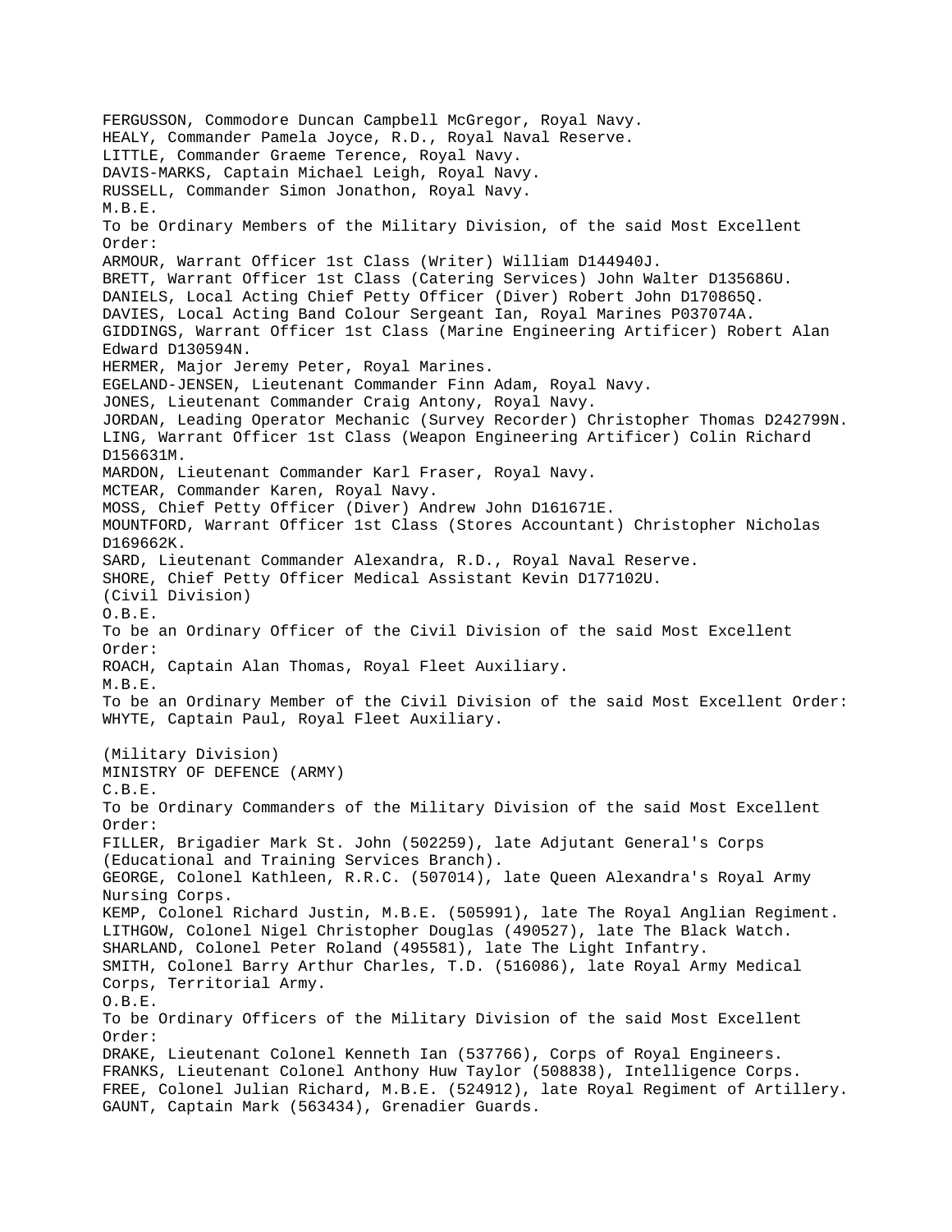FERGUSSON, Commodore Duncan Campbell McGregor, Royal Navy.
HEALY, Commander Pamela Joyce, R.D., Royal Naval Reserve.
LITTLE, Commander Graeme Terence, Royal Navy.
DAVIS-MARKS, Captain Michael Leigh, Royal Navy.
RUSSELL, Commander Simon Jonathon, Royal Navy.

M.B.E.

To be Ordinary Members of the Military Division, of the said Most Excellent Order:

ARMOUR, Warrant Officer 1st Class (Writer) William D144940J.
BRETT, Warrant Officer 1st Class (Catering Services) John Walter D135686U.
DANIELS, Local Acting Chief Petty Officer (Diver) Robert John D170865Q.
DAVIES, Local Acting Band Colour Sergeant Ian, Royal Marines P037074A.
GIDDINGS, Warrant Officer 1st Class (Marine Engineering Artificer) Robert Alan Edward D130594N.
HERMER, Major Jeremy Peter, Royal Marines.
EGELAND-JENSEN, Lieutenant Commander Finn Adam, Royal Navy.
JONES, Lieutenant Commander Craig Antony, Royal Navy.
JORDAN, Leading Operator Mechanic (Survey Recorder) Christopher Thomas D242799N.
LING, Warrant Officer 1st Class (Weapon Engineering Artificer) Colin Richard D156631M.
MARDON, Lieutenant Commander Karl Fraser, Royal Navy.
MCTEAR, Commander Karen, Royal Navy.
MOSS, Chief Petty Officer (Diver) Andrew John D161671E.
MOUNTFORD, Warrant Officer 1st Class (Stores Accountant) Christopher Nicholas D169662K.
SARD, Lieutenant Commander Alexandra, R.D., Royal Naval Reserve.
SHORE, Chief Petty Officer Medical Assistant Kevin D177102U.

(Civil Division)

O.B.E.

To be an Ordinary Officer of the Civil Division of the said Most Excellent Order:

ROACH, Captain Alan Thomas, Royal Fleet Auxiliary.

M.B.E.

To be an Ordinary Member of the Civil Division of the said Most Excellent Order:

WHYTE, Captain Paul, Royal Fleet Auxiliary.

(Military Division)

MINISTRY OF DEFENCE (ARMY)

C.B.E.

To be Ordinary Commanders of the Military Division of the said Most Excellent Order:

FILLER, Brigadier Mark St. John (502259), late Adjutant General's Corps (Educational and Training Services Branch).
GEORGE, Colonel Kathleen, R.R.C. (507014), late Queen Alexandra's Royal Army Nursing Corps.
KEMP, Colonel Richard Justin, M.B.E. (505991), late The Royal Anglian Regiment.
LITHGOW, Colonel Nigel Christopher Douglas (490527), late The Black Watch.
SHARLAND, Colonel Peter Roland (495581), late The Light Infantry.
SMITH, Colonel Barry Arthur Charles, T.D. (516086), late Royal Army Medical Corps, Territorial Army.

O.B.E.

To be Ordinary Officers of the Military Division of the said Most Excellent Order:

DRAKE, Lieutenant Colonel Kenneth Ian (537766), Corps of Royal Engineers.
FRANKS, Lieutenant Colonel Anthony Huw Taylor (508838), Intelligence Corps.
FREE, Colonel Julian Richard, M.B.E. (524912), late Royal Regiment of Artillery.
GAUNT, Captain Mark (563434), Grenadier Guards.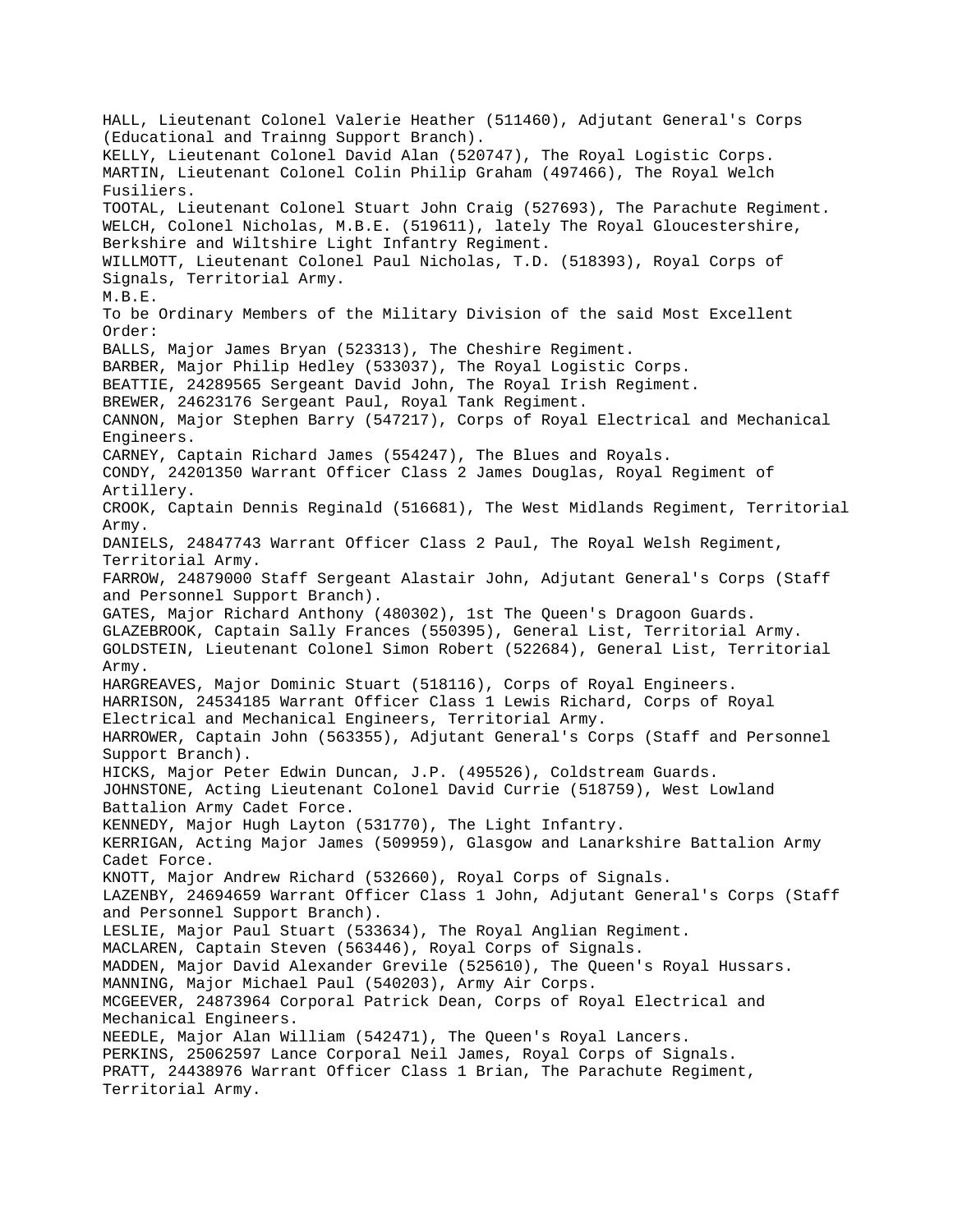HALL, Lieutenant Colonel Valerie Heather (511460), Adjutant General's Corps (Educational and Trainng Support Branch).
KELLY, Lieutenant Colonel David Alan (520747), The Royal Logistic Corps.
MARTIN, Lieutenant Colonel Colin Philip Graham (497466), The Royal Welch Fusiliers.
TOOTAL, Lieutenant Colonel Stuart John Craig (527693), The Parachute Regiment.
WELCH, Colonel Nicholas, M.B.E. (519611), lately The Royal Gloucestershire, Berkshire and Wiltshire Light Infantry Regiment.
WILLMOTT, Lieutenant Colonel Paul Nicholas, T.D. (518393), Royal Corps of Signals, Territorial Army.

M.B.E.

To be Ordinary Members of the Military Division of the said Most Excellent Order:

BALLS, Major James Bryan (523313), The Cheshire Regiment.
BARBER, Major Philip Hedley (533037), The Royal Logistic Corps.
BEATTIE, 24289565 Sergeant David John, The Royal Irish Regiment.
BREWER, 24623176 Sergeant Paul, Royal Tank Regiment.
CANNON, Major Stephen Barry (547217), Corps of Royal Electrical and Mechanical Engineers.
CARNEY, Captain Richard James (554247), The Blues and Royals.
CONDY, 24201350 Warrant Officer Class 2 James Douglas, Royal Regiment of Artillery.
CROOK, Captain Dennis Reginald (516681), The West Midlands Regiment, Territorial Army.
DANIELS, 24847743 Warrant Officer Class 2 Paul, The Royal Welsh Regiment, Territorial Army.
FARROW, 24879000 Staff Sergeant Alastair John, Adjutant General's Corps (Staff and Personnel Support Branch).
GATES, Major Richard Anthony (480302), 1st The Queen's Dragoon Guards.
GLAZEBROOK, Captain Sally Frances (550395), General List, Territorial Army.
GOLDSTEIN, Lieutenant Colonel Simon Robert (522684), General List, Territorial Army.
HARGREAVES, Major Dominic Stuart (518116), Corps of Royal Engineers.
HARRISON, 24534185 Warrant Officer Class 1 Lewis Richard, Corps of Royal Electrical and Mechanical Engineers, Territorial Army.
HARROWER, Captain John (563355), Adjutant General's Corps (Staff and Personnel Support Branch).
HICKS, Major Peter Edwin Duncan, J.P. (495526), Coldstream Guards.
JOHNSTONE, Acting Lieutenant Colonel David Currie (518759), West Lowland Battalion Army Cadet Force.
KENNEDY, Major Hugh Layton (531770), The Light Infantry.
KERRIGAN, Acting Major James (509959), Glasgow and Lanarkshire Battalion Army Cadet Force.
KNOTT, Major Andrew Richard (532660), Royal Corps of Signals.
LAZENBY, 24694659 Warrant Officer Class 1 John, Adjutant General's Corps (Staff and Personnel Support Branch).
LESLIE, Major Paul Stuart (533634), The Royal Anglian Regiment.
MACLAREN, Captain Steven (563446), Royal Corps of Signals.
MADDEN, Major David Alexander Grevile (525610), The Queen's Royal Hussars.
MANNING, Major Michael Paul (540203), Army Air Corps.
MCGEEVER, 24873964 Corporal Patrick Dean, Corps of Royal Electrical and Mechanical Engineers.
NEEDLE, Major Alan William (542471), The Queen's Royal Lancers.
PERKINS, 25062597 Lance Corporal Neil James, Royal Corps of Signals.
PRATT, 24438976 Warrant Officer Class 1 Brian, The Parachute Regiment, Territorial Army.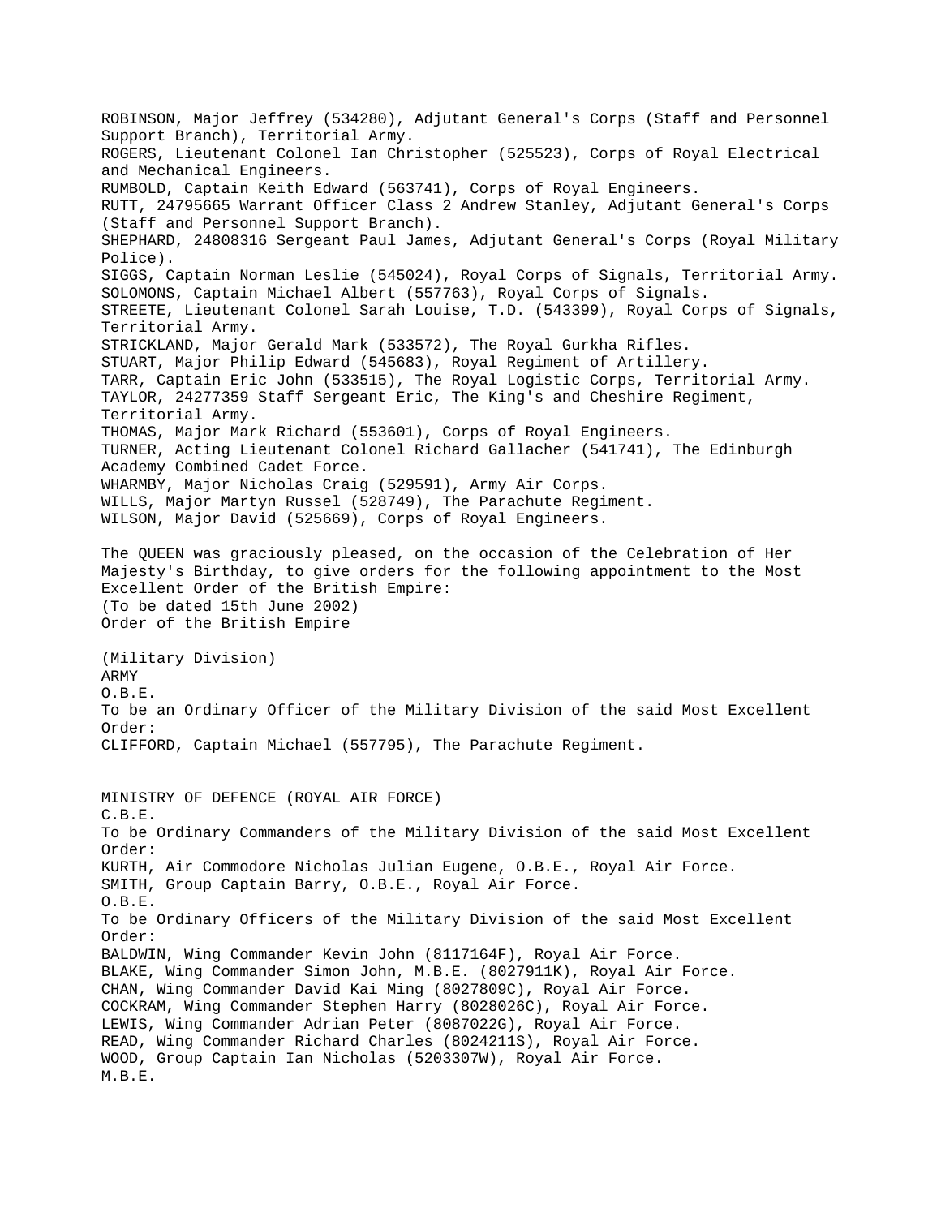ROBINSON, Major Jeffrey (534280), Adjutant General's Corps (Staff and Personnel Support Branch), Territorial Army.
ROGERS, Lieutenant Colonel Ian Christopher (525523), Corps of Royal Electrical and Mechanical Engineers.
RUMBOLD, Captain Keith Edward (563741), Corps of Royal Engineers.
RUTT, 24795665 Warrant Officer Class 2 Andrew Stanley, Adjutant General's Corps (Staff and Personnel Support Branch).
SHEPHARD, 24808316 Sergeant Paul James, Adjutant General's Corps (Royal Military Police).
SIGGS, Captain Norman Leslie (545024), Royal Corps of Signals, Territorial Army.
SOLOMONS, Captain Michael Albert (557763), Royal Corps of Signals.
STREETE, Lieutenant Colonel Sarah Louise, T.D. (543399), Royal Corps of Signals, Territorial Army.
STRICKLAND, Major Gerald Mark (533572), The Royal Gurkha Rifles.
STUART, Major Philip Edward (545683), Royal Regiment of Artillery.
TARR, Captain Eric John (533515), The Royal Logistic Corps, Territorial Army.
TAYLOR, 24277359 Staff Sergeant Eric, The King's and Cheshire Regiment, Territorial Army.
THOMAS, Major Mark Richard (553601), Corps of Royal Engineers.
TURNER, Acting Lieutenant Colonel Richard Gallacher (541741), The Edinburgh Academy Combined Cadet Force.
WHARMBY, Major Nicholas Craig (529591), Army Air Corps.
WILLS, Major Martyn Russel (528749), The Parachute Regiment.
WILSON, Major David (525669), Corps of Royal Engineers.

The QUEEN was graciously pleased, on the occasion of the Celebration of Her Majesty's Birthday, to give orders for the following appointment to the Most Excellent Order of the British Empire:
(To be dated 15th June 2002)
Order of the British Empire

(Military Division)
ARMY
O.B.E.
To be an Ordinary Officer of the Military Division of the said Most Excellent Order:
CLIFFORD, Captain Michael (557795), The Parachute Regiment.

MINISTRY OF DEFENCE (ROYAL AIR FORCE)
C.B.E.
To be Ordinary Commanders of the Military Division of the said Most Excellent Order:
KURTH, Air Commodore Nicholas Julian Eugene, O.B.E., Royal Air Force.
SMITH, Group Captain Barry, O.B.E., Royal Air Force.
O.B.E.
To be Ordinary Officers of the Military Division of the said Most Excellent Order:
BALDWIN, Wing Commander Kevin John (8117164F), Royal Air Force.
BLAKE, Wing Commander Simon John, M.B.E. (8027911K), Royal Air Force.
CHAN, Wing Commander David Kai Ming (8027809C), Royal Air Force.
COCKRAM, Wing Commander Stephen Harry (8028026C), Royal Air Force.
LEWIS, Wing Commander Adrian Peter (8087022G), Royal Air Force.
READ, Wing Commander Richard Charles (8024211S), Royal Air Force.
WOOD, Group Captain Ian Nicholas (5203307W), Royal Air Force.
M.B.E.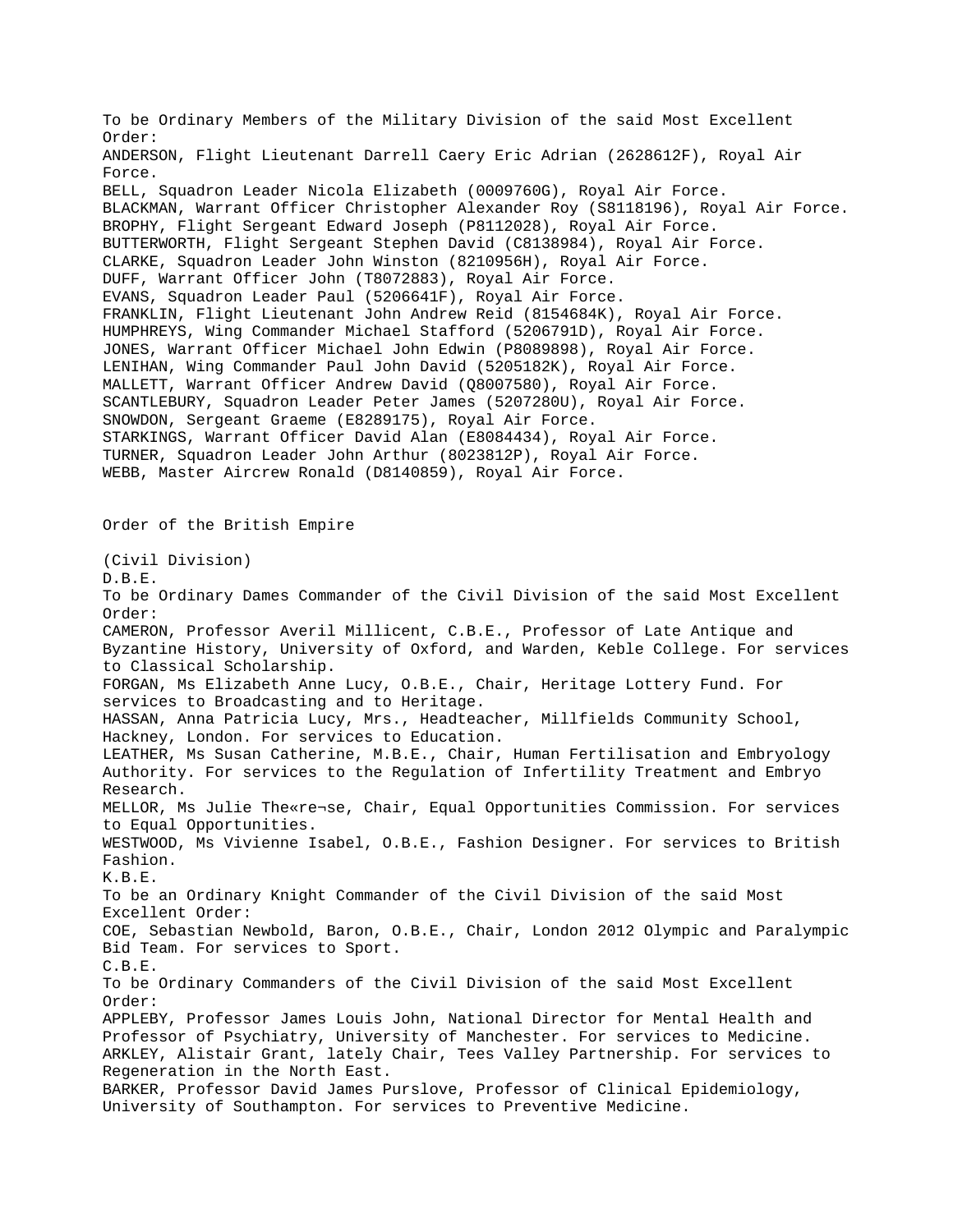To be Ordinary Members of the Military Division of the said Most Excellent Order:

ANDERSON, Flight Lieutenant Darrell Caery Eric Adrian (2628612F), Royal Air Force.
BELL, Squadron Leader Nicola Elizabeth (0009760G), Royal Air Force.
BLACKMAN, Warrant Officer Christopher Alexander Roy (S8118196), Royal Air Force.
BROPHY, Flight Sergeant Edward Joseph (P8112028), Royal Air Force.
BUTTERWORTH, Flight Sergeant Stephen David (C8138984), Royal Air Force.
CLARKE, Squadron Leader John Winston (8210956H), Royal Air Force.
DUFF, Warrant Officer John (T8072883), Royal Air Force.
EVANS, Squadron Leader Paul (5206641F), Royal Air Force.
FRANKLIN, Flight Lieutenant John Andrew Reid (8154684K), Royal Air Force.
HUMPHREYS, Wing Commander Michael Stafford (5206791D), Royal Air Force.
JONES, Warrant Officer Michael John Edwin (P8089898), Royal Air Force.
LENIHAN, Wing Commander Paul John David (5205182K), Royal Air Force.
MALLETT, Warrant Officer Andrew David (Q8007580), Royal Air Force.
SCANTLEBURY, Squadron Leader Peter James (5207280U), Royal Air Force.
SNOWDON, Sergeant Graeme (E8289175), Royal Air Force.
STARKINGS, Warrant Officer David Alan (E8084434), Royal Air Force.
TURNER, Squadron Leader John Arthur (8023812P), Royal Air Force.
WEBB, Master Aircrew Ronald (D8140859), Royal Air Force.

## Order of the British Empire

(Civil Division)

D.B.E.

To be Ordinary Dames Commander of the Civil Division of the said Most Excellent Order:

CAMERON, Professor Averil Millicent, C.B.E., Professor of Late Antique and Byzantine History, University of Oxford, and Warden, Keble College. For services to Classical Scholarship.
FORGAN, Ms Elizabeth Anne Lucy, O.B.E., Chair, Heritage Lottery Fund. For services to Broadcasting and to Heritage.
HASSAN, Anna Patricia Lucy, Mrs., Headteacher, Millfields Community School, Hackney, London. For services to Education.
LEATHER, Ms Susan Catherine, M.B.E., Chair, Human Fertilisation and Embryology Authority. For services to the Regulation of Infertility Treatment and Embryo Research.
MELLOR, Ms Julie The«re¬se, Chair, Equal Opportunities Commission. For services to Equal Opportunities.
WESTWOOD, Ms Vivienne Isabel, O.B.E., Fashion Designer. For services to British Fashion.

K.B.E.

To be an Ordinary Knight Commander of the Civil Division of the said Most Excellent Order:

COE, Sebastian Newbold, Baron, O.B.E., Chair, London 2012 Olympic and Paralympic Bid Team. For services to Sport.

C.B.E.

To be Ordinary Commanders of the Civil Division of the said Most Excellent Order:

APPLEBY, Professor James Louis John, National Director for Mental Health and Professor of Psychiatry, University of Manchester. For services to Medicine.
ARKLEY, Alistair Grant, lately Chair, Tees Valley Partnership. For services to Regeneration in the North East.
BARKER, Professor David James Purslove, Professor of Clinical Epidemiology, University of Southampton. For services to Preventive Medicine.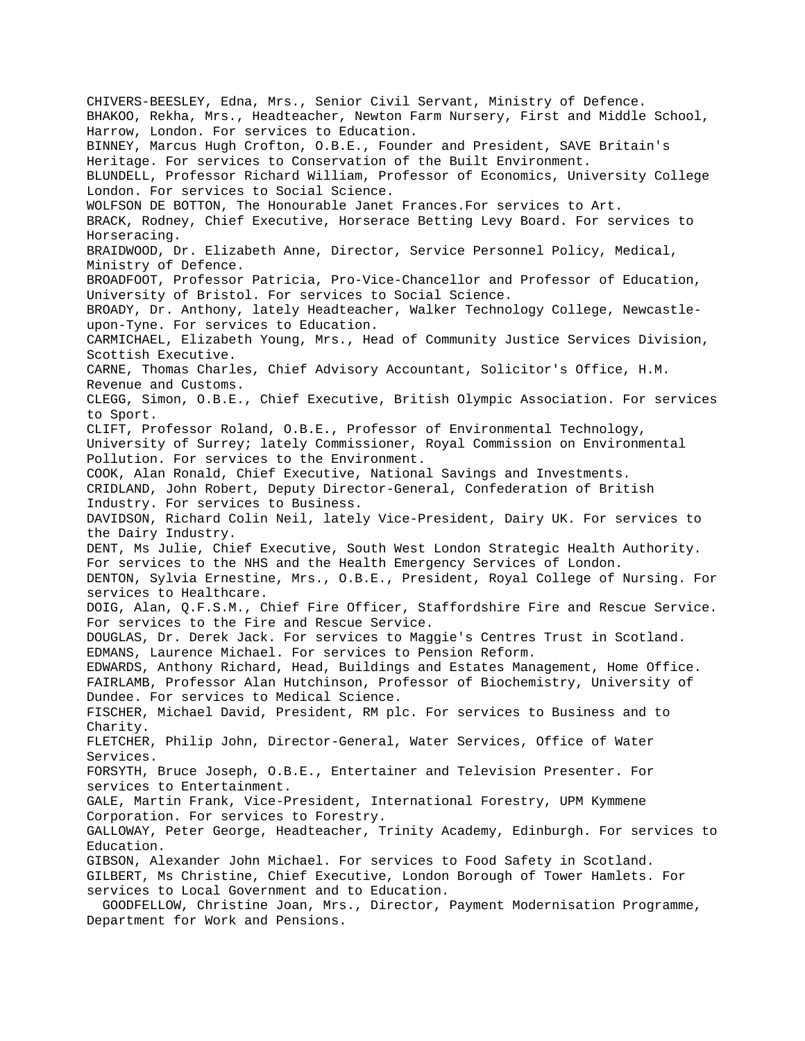CHIVERS-BEESLEY, Edna, Mrs., Senior Civil Servant, Ministry of Defence.
BHAKOO, Rekha, Mrs., Headteacher, Newton Farm Nursery, First and Middle School, Harrow, London. For services to Education.
BINNEY, Marcus Hugh Crofton, O.B.E., Founder and President, SAVE Britain's Heritage. For services to Conservation of the Built Environment.
BLUNDELL, Professor Richard William, Professor of Economics, University College London. For services to Social Science.
WOLFSON DE BOTTON, The Honourable Janet Frances.For services to Art.
BRACK, Rodney, Chief Executive, Horserace Betting Levy Board. For services to Horseracing.
BRAIDWOOD, Dr. Elizabeth Anne, Director, Service Personnel Policy, Medical, Ministry of Defence.
BROADFOOT, Professor Patricia, Pro-Vice-Chancellor and Professor of Education, University of Bristol. For services to Social Science.
BROADY, Dr. Anthony, lately Headteacher, Walker Technology College, Newcastle-upon-Tyne. For services to Education.
CARMICHAEL, Elizabeth Young, Mrs., Head of Community Justice Services Division, Scottish Executive.
CARNE, Thomas Charles, Chief Advisory Accountant, Solicitor's Office, H.M. Revenue and Customs.
CLEGG, Simon, O.B.E., Chief Executive, British Olympic Association. For services to Sport.
CLIFT, Professor Roland, O.B.E., Professor of Environmental Technology, University of Surrey; lately Commissioner, Royal Commission on Environmental Pollution. For services to the Environment.
COOK, Alan Ronald, Chief Executive, National Savings and Investments.
CRIDLAND, John Robert, Deputy Director-General, Confederation of British Industry. For services to Business.
DAVIDSON, Richard Colin Neil, lately Vice-President, Dairy UK. For services to the Dairy Industry.
DENT, Ms Julie, Chief Executive, South West London Strategic Health Authority. For services to the NHS and the Health Emergency Services of London.
DENTON, Sylvia Ernestine, Mrs., O.B.E., President, Royal College of Nursing. For services to Healthcare.
DOIG, Alan, Q.F.S.M., Chief Fire Officer, Staffordshire Fire and Rescue Service. For services to the Fire and Rescue Service.
DOUGLAS, Dr. Derek Jack. For services to Maggie's Centres Trust in Scotland.
EDMANS, Laurence Michael. For services to Pension Reform.
EDWARDS, Anthony Richard, Head, Buildings and Estates Management, Home Office.
FAIRLAMB, Professor Alan Hutchinson, Professor of Biochemistry, University of Dundee. For services to Medical Science.
FISCHER, Michael David, President, RM plc. For services to Business and to Charity.
FLETCHER, Philip John, Director-General, Water Services, Office of Water Services.
FORSYTH, Bruce Joseph, O.B.E., Entertainer and Television Presenter. For services to Entertainment.
GALE, Martin Frank, Vice-President, International Forestry, UPM Kymmene Corporation. For services to Forestry.
GALLOWAY, Peter George, Headteacher, Trinity Academy, Edinburgh. For services to Education.
GIBSON, Alexander John Michael. For services to Food Safety in Scotland.
GILBERT, Ms Christine, Chief Executive, London Borough of Tower Hamlets. For services to Local Government and to Education.
GOODFELLOW, Christine Joan, Mrs., Director, Payment Modernisation Programme, Department for Work and Pensions.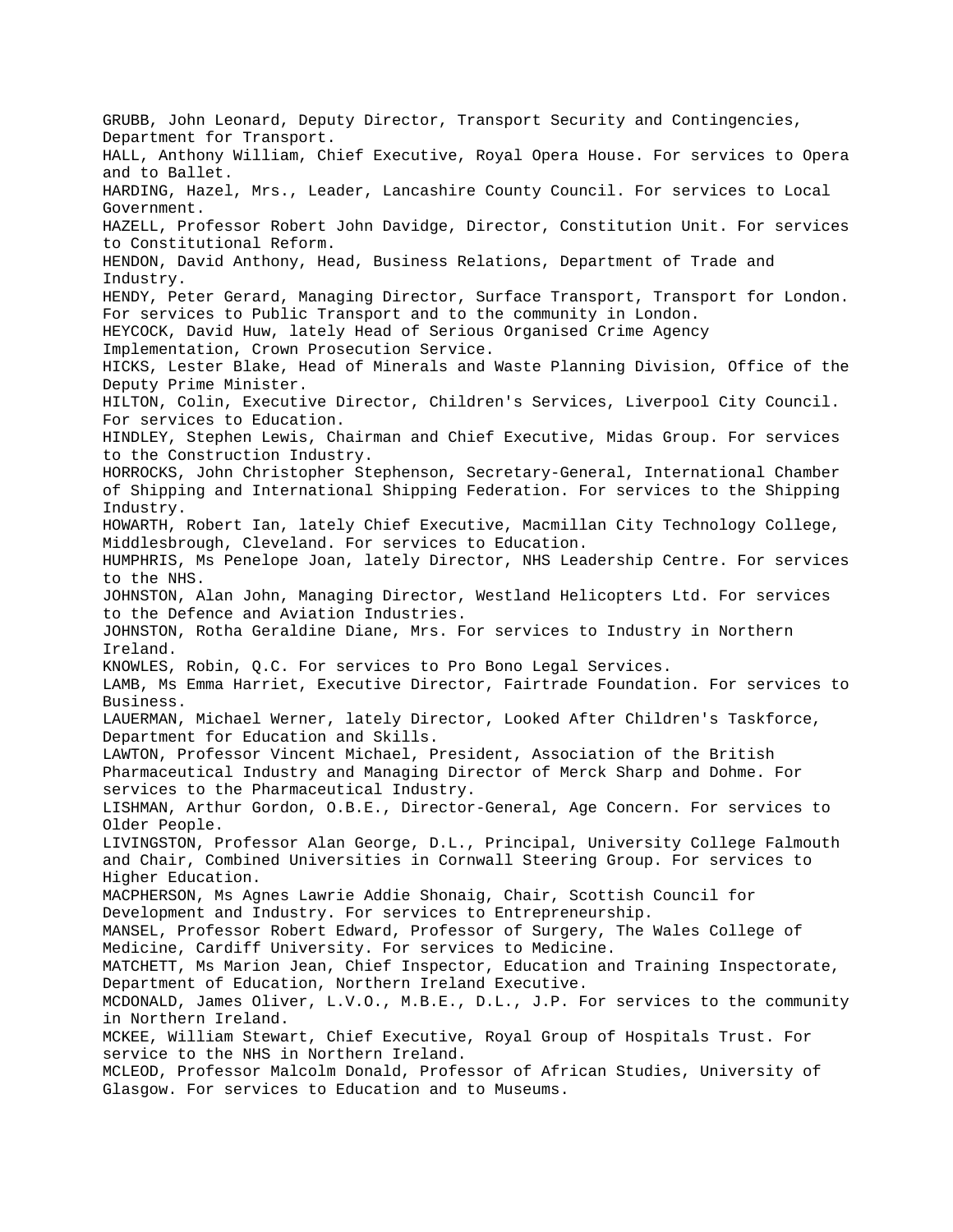GRUBB, John Leonard, Deputy Director, Transport Security and Contingencies, Department for Transport.

HALL, Anthony William, Chief Executive, Royal Opera House. For services to Opera and to Ballet.

HARDING, Hazel, Mrs., Leader, Lancashire County Council. For services to Local Government.

HAZELL, Professor Robert John Davidge, Director, Constitution Unit. For services to Constitutional Reform.

HENDON, David Anthony, Head, Business Relations, Department of Trade and Industry.

HENDY, Peter Gerard, Managing Director, Surface Transport, Transport for London. For services to Public Transport and to the community in London.

HEYCOCK, David Huw, lately Head of Serious Organised Crime Agency Implementation, Crown Prosecution Service.

HICKS, Lester Blake, Head of Minerals and Waste Planning Division, Office of the Deputy Prime Minister.

HILTON, Colin, Executive Director, Children's Services, Liverpool City Council. For services to Education.

HINDLEY, Stephen Lewis, Chairman and Chief Executive, Midas Group. For services to the Construction Industry.

HORROCKS, John Christopher Stephenson, Secretary-General, International Chamber of Shipping and International Shipping Federation. For services to the Shipping Industry.

HOWARTH, Robert Ian, lately Chief Executive, Macmillan City Technology College, Middlesbrough, Cleveland. For services to Education.

HUMPHRIS, Ms Penelope Joan, lately Director, NHS Leadership Centre. For services to the NHS.

JOHNSTON, Alan John, Managing Director, Westland Helicopters Ltd. For services to the Defence and Aviation Industries.

JOHNSTON, Rotha Geraldine Diane, Mrs. For services to Industry in Northern Ireland.

KNOWLES, Robin, Q.C. For services to Pro Bono Legal Services.

LAMB, Ms Emma Harriet, Executive Director, Fairtrade Foundation. For services to Business.

LAUERMAN, Michael Werner, lately Director, Looked After Children's Taskforce, Department for Education and Skills.

LAWTON, Professor Vincent Michael, President, Association of the British Pharmaceutical Industry and Managing Director of Merck Sharp and Dohme. For services to the Pharmaceutical Industry.

LISHMAN, Arthur Gordon, O.B.E., Director-General, Age Concern. For services to Older People.

LIVINGSTON, Professor Alan George, D.L., Principal, University College Falmouth and Chair, Combined Universities in Cornwall Steering Group. For services to Higher Education.

MACPHERSON, Ms Agnes Lawrie Addie Shonaig, Chair, Scottish Council for Development and Industry. For services to Entrepreneurship.

MANSEL, Professor Robert Edward, Professor of Surgery, The Wales College of Medicine, Cardiff University. For services to Medicine.

MATCHETT, Ms Marion Jean, Chief Inspector, Education and Training Inspectorate, Department of Education, Northern Ireland Executive.

MCDONALD, James Oliver, L.V.O., M.B.E., D.L., J.P. For services to the community in Northern Ireland.

MCKEE, William Stewart, Chief Executive, Royal Group of Hospitals Trust. For service to the NHS in Northern Ireland.

MCLEOD, Professor Malcolm Donald, Professor of African Studies, University of Glasgow. For services to Education and to Museums.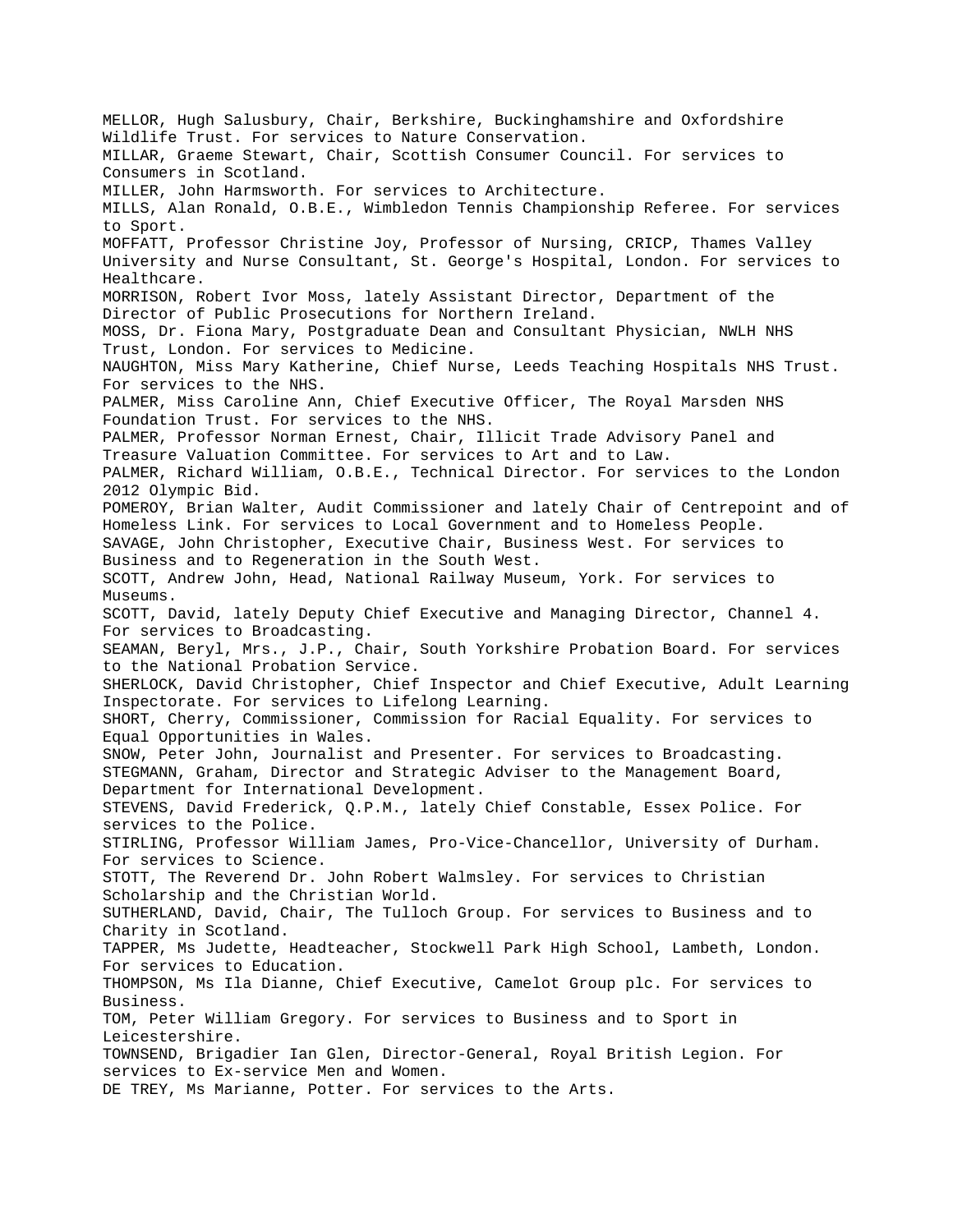MELLOR, Hugh Salusbury, Chair, Berkshire, Buckinghamshire and Oxfordshire Wildlife Trust. For services to Nature Conservation.

MILLAR, Graeme Stewart, Chair, Scottish Consumer Council. For services to Consumers in Scotland.

MILLER, John Harmsworth. For services to Architecture.

MILLS, Alan Ronald, O.B.E., Wimbledon Tennis Championship Referee. For services to Sport.

MOFFATT, Professor Christine Joy, Professor of Nursing, CRICP, Thames Valley University and Nurse Consultant, St. George's Hospital, London. For services to Healthcare.

MORRISON, Robert Ivor Moss, lately Assistant Director, Department of the Director of Public Prosecutions for Northern Ireland.

MOSS, Dr. Fiona Mary, Postgraduate Dean and Consultant Physician, NWLH NHS Trust, London. For services to Medicine.

NAUGHTON, Miss Mary Katherine, Chief Nurse, Leeds Teaching Hospitals NHS Trust. For services to the NHS.

PALMER, Miss Caroline Ann, Chief Executive Officer, The Royal Marsden NHS Foundation Trust. For services to the NHS.

PALMER, Professor Norman Ernest, Chair, Illicit Trade Advisory Panel and Treasure Valuation Committee. For services to Art and to Law.

PALMER, Richard William, O.B.E., Technical Director. For services to the London 2012 Olympic Bid.

POMEROY, Brian Walter, Audit Commissioner and lately Chair of Centrepoint and of Homeless Link. For services to Local Government and to Homeless People.

SAVAGE, John Christopher, Executive Chair, Business West. For services to Business and to Regeneration in the South West.

SCOTT, Andrew John, Head, National Railway Museum, York. For services to Museums.

SCOTT, David, lately Deputy Chief Executive and Managing Director, Channel 4. For services to Broadcasting.

SEAMAN, Beryl, Mrs., J.P., Chair, South Yorkshire Probation Board. For services to the National Probation Service.

SHERLOCK, David Christopher, Chief Inspector and Chief Executive, Adult Learning Inspectorate. For services to Lifelong Learning.

SHORT, Cherry, Commissioner, Commission for Racial Equality. For services to Equal Opportunities in Wales.

SNOW, Peter John, Journalist and Presenter. For services to Broadcasting.

STEGMANN, Graham, Director and Strategic Adviser to the Management Board, Department for International Development.

STEVENS, David Frederick, Q.P.M., lately Chief Constable, Essex Police. For services to the Police.

STIRLING, Professor William James, Pro-Vice-Chancellor, University of Durham. For services to Science.

STOTT, The Reverend Dr. John Robert Walmsley. For services to Christian Scholarship and the Christian World.

SUTHERLAND, David, Chair, The Tulloch Group. For services to Business and to Charity in Scotland.

TAPPER, Ms Judette, Headteacher, Stockwell Park High School, Lambeth, London. For services to Education.

THOMPSON, Ms Ila Dianne, Chief Executive, Camelot Group plc. For services to Business.

TOM, Peter William Gregory. For services to Business and to Sport in Leicestershire.

TOWNSEND, Brigadier Ian Glen, Director-General, Royal British Legion. For services to Ex-service Men and Women.

DE TREY, Ms Marianne, Potter. For services to the Arts.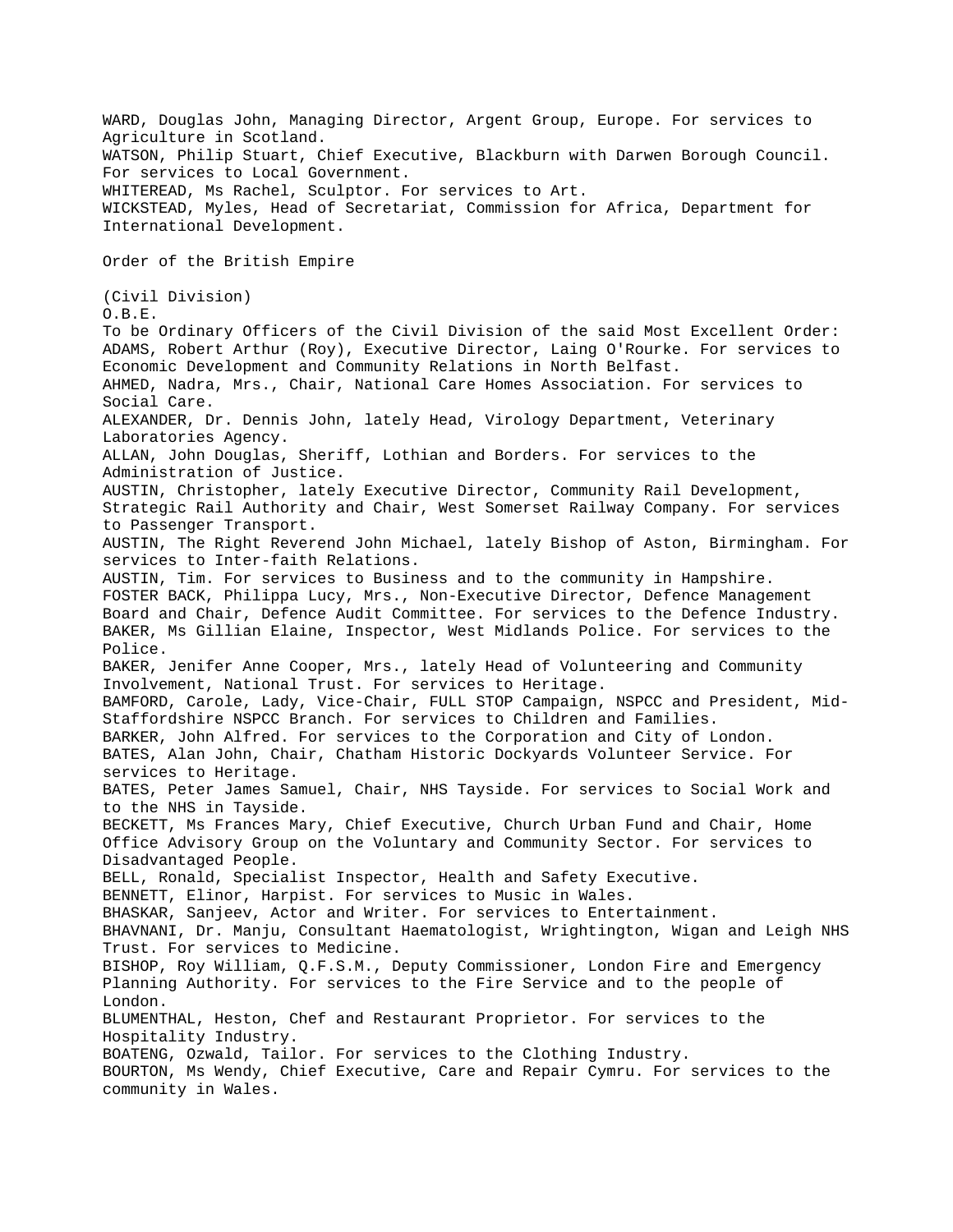WARD, Douglas John, Managing Director, Argent Group, Europe. For services to Agriculture in Scotland.
WATSON, Philip Stuart, Chief Executive, Blackburn with Darwen Borough Council. For services to Local Government.
WHITEREAD, Ms Rachel, Sculptor. For services to Art.
WICKSTEAD, Myles, Head of Secretariat, Commission for Africa, Department for International Development.

Order of the British Empire

(Civil Division)
O.B.E.
To be Ordinary Officers of the Civil Division of the said Most Excellent Order:
ADAMS, Robert Arthur (Roy), Executive Director, Laing O'Rourke. For services to Economic Development and Community Relations in North Belfast.
AHMED, Nadra, Mrs., Chair, National Care Homes Association. For services to Social Care.
ALEXANDER, Dr. Dennis John, lately Head, Virology Department, Veterinary Laboratories Agency.
ALLAN, John Douglas, Sheriff, Lothian and Borders. For services to the Administration of Justice.
AUSTIN, Christopher, lately Executive Director, Community Rail Development, Strategic Rail Authority and Chair, West Somerset Railway Company. For services to Passenger Transport.
AUSTIN, The Right Reverend John Michael, lately Bishop of Aston, Birmingham. For services to Inter-faith Relations.
AUSTIN, Tim. For services to Business and to the community in Hampshire.
FOSTER BACK, Philippa Lucy, Mrs., Non-Executive Director, Defence Management Board and Chair, Defence Audit Committee. For services to the Defence Industry.
BAKER, Ms Gillian Elaine, Inspector, West Midlands Police. For services to the Police.
BAKER, Jenifer Anne Cooper, Mrs., lately Head of Volunteering and Community Involvement, National Trust. For services to Heritage.
BAMFORD, Carole, Lady, Vice-Chair, FULL STOP Campaign, NSPCC and President, Mid-Staffordshire NSPCC Branch. For services to Children and Families.
BARKER, John Alfred. For services to the Corporation and City of London.
BATES, Alan John, Chair, Chatham Historic Dockyards Volunteer Service. For services to Heritage.
BATES, Peter James Samuel, Chair, NHS Tayside. For services to Social Work and to the NHS in Tayside.
BECKETT, Ms Frances Mary, Chief Executive, Church Urban Fund and Chair, Home Office Advisory Group on the Voluntary and Community Sector. For services to Disadvantaged People.
BELL, Ronald, Specialist Inspector, Health and Safety Executive.
BENNETT, Elinor, Harpist. For services to Music in Wales.
BHASKAR, Sanjeev, Actor and Writer. For services to Entertainment.
BHAVNANI, Dr. Manju, Consultant Haematologist, Wrightington, Wigan and Leigh NHS Trust. For services to Medicine.
BISHOP, Roy William, Q.F.S.M., Deputy Commissioner, London Fire and Emergency Planning Authority. For services to the Fire Service and to the people of London.
BLUMENTHAL, Heston, Chef and Restaurant Proprietor. For services to the Hospitality Industry.
BOATENG, Ozwald, Tailor. For services to the Clothing Industry.
BOURTON, Ms Wendy, Chief Executive, Care and Repair Cymru. For services to the community in Wales.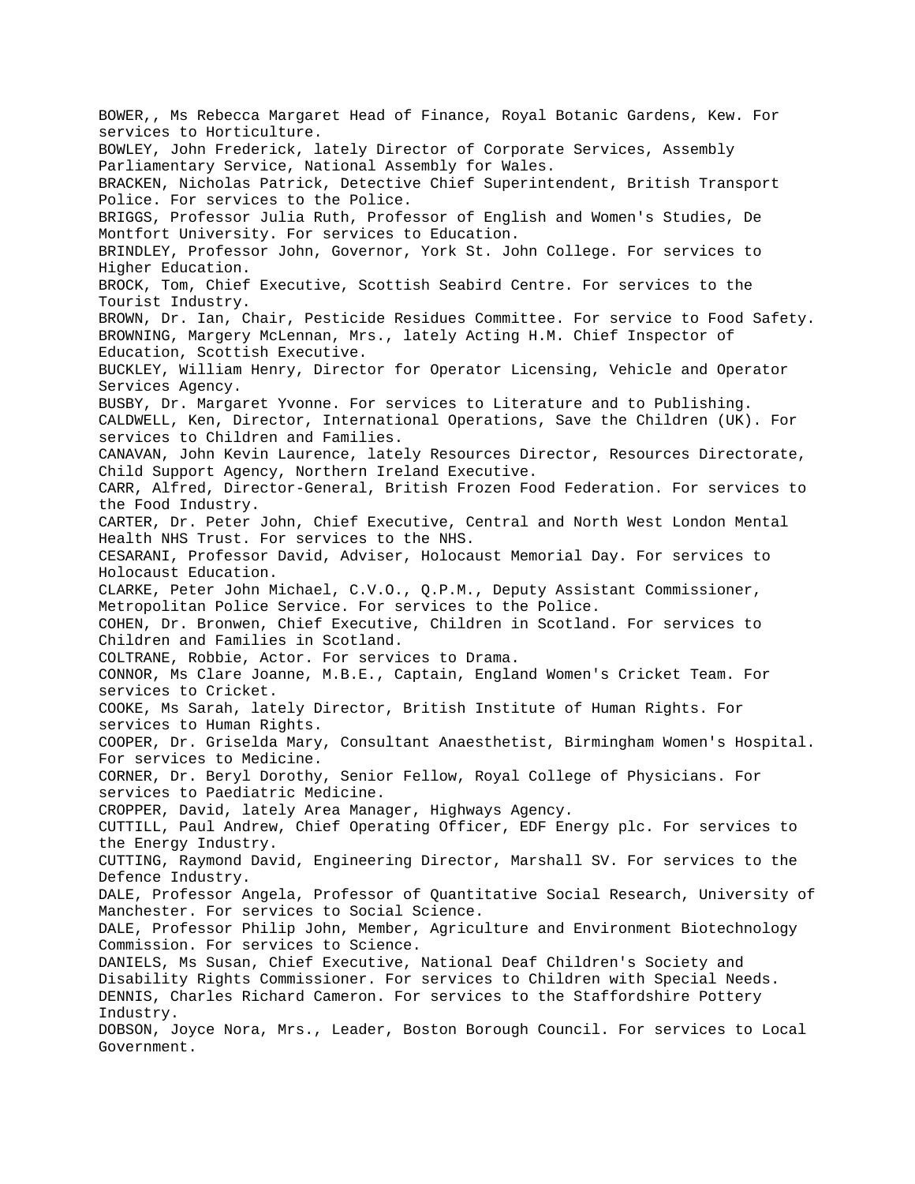BOWER,, Ms Rebecca Margaret Head of Finance, Royal Botanic Gardens, Kew. For services to Horticulture.

BOWLEY, John Frederick, lately Director of Corporate Services, Assembly Parliamentary Service, National Assembly for Wales.

BRACKEN, Nicholas Patrick, Detective Chief Superintendent, British Transport Police. For services to the Police.

BRIGGS, Professor Julia Ruth, Professor of English and Women's Studies, De Montfort University. For services to Education.

BRINDLEY, Professor John, Governor, York St. John College. For services to Higher Education.

BROCK, Tom, Chief Executive, Scottish Seabird Centre. For services to the Tourist Industry.

BROWN, Dr. Ian, Chair, Pesticide Residues Committee. For service to Food Safety.

BROWNING, Margery McLennan, Mrs., lately Acting H.M. Chief Inspector of Education, Scottish Executive.

BUCKLEY, William Henry, Director for Operator Licensing, Vehicle and Operator Services Agency.

BUSBY, Dr. Margaret Yvonne. For services to Literature and to Publishing.

CALDWELL, Ken, Director, International Operations, Save the Children (UK). For services to Children and Families.

CANAVAN, John Kevin Laurence, lately Resources Director, Resources Directorate, Child Support Agency, Northern Ireland Executive.

CARR, Alfred, Director-General, British Frozen Food Federation. For services to the Food Industry.

CARTER, Dr. Peter John, Chief Executive, Central and North West London Mental Health NHS Trust. For services to the NHS.

CESARANI, Professor David, Adviser, Holocaust Memorial Day. For services to Holocaust Education.

CLARKE, Peter John Michael, C.V.O., Q.P.M., Deputy Assistant Commissioner, Metropolitan Police Service. For services to the Police.

COHEN, Dr. Bronwen, Chief Executive, Children in Scotland. For services to Children and Families in Scotland.

COLTRANE, Robbie, Actor. For services to Drama.

CONNOR, Ms Clare Joanne, M.B.E., Captain, England Women's Cricket Team. For services to Cricket.

COOKE, Ms Sarah, lately Director, British Institute of Human Rights. For services to Human Rights.

COOPER, Dr. Griselda Mary, Consultant Anaesthetist, Birmingham Women's Hospital. For services to Medicine.

CORNER, Dr. Beryl Dorothy, Senior Fellow, Royal College of Physicians. For services to Paediatric Medicine.

CROPPER, David, lately Area Manager, Highways Agency.

CUTTILL, Paul Andrew, Chief Operating Officer, EDF Energy plc. For services to the Energy Industry.

CUTTING, Raymond David, Engineering Director, Marshall SV. For services to the Defence Industry.

DALE, Professor Angela, Professor of Quantitative Social Research, University of Manchester. For services to Social Science.

DALE, Professor Philip John, Member, Agriculture and Environment Biotechnology Commission. For services to Science.

DANIELS, Ms Susan, Chief Executive, National Deaf Children's Society and Disability Rights Commissioner. For services to Children with Special Needs.

DENNIS, Charles Richard Cameron. For services to the Staffordshire Pottery Industry.

DOBSON, Joyce Nora, Mrs., Leader, Boston Borough Council. For services to Local Government.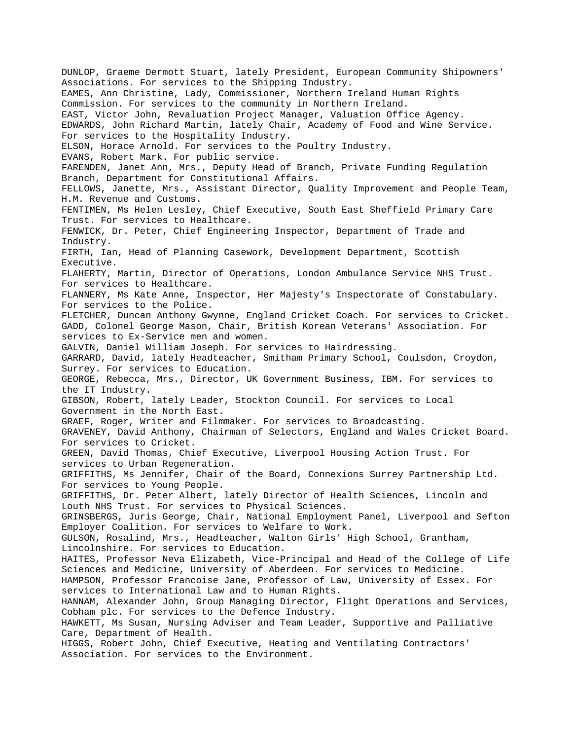DUNLOP, Graeme Dermott Stuart, lately President, European Community Shipowners' Associations. For services to the Shipping Industry.
EAMES, Ann Christine, Lady, Commissioner, Northern Ireland Human Rights Commission. For services to the community in Northern Ireland.
EAST, Victor John, Revaluation Project Manager, Valuation Office Agency.
EDWARDS, John Richard Martin, lately Chair, Academy of Food and Wine Service. For services to the Hospitality Industry.
ELSON, Horace Arnold. For services to the Poultry Industry.
EVANS, Robert Mark. For public service.
FARENDEN, Janet Ann, Mrs., Deputy Head of Branch, Private Funding Regulation Branch, Department for Constitutional Affairs.
FELLOWS, Janette, Mrs., Assistant Director, Quality Improvement and People Team, H.M. Revenue and Customs.
FENTIMEN, Ms Helen Lesley, Chief Executive, South East Sheffield Primary Care Trust. For services to Healthcare.
FENWICK, Dr. Peter, Chief Engineering Inspector, Department of Trade and Industry.
FIRTH, Ian, Head of Planning Casework, Development Department, Scottish Executive.
FLAHERTY, Martin, Director of Operations, London Ambulance Service NHS Trust. For services to Healthcare.
FLANNERY, Ms Kate Anne, Inspector, Her Majesty's Inspectorate of Constabulary. For services to the Police.
FLETCHER, Duncan Anthony Gwynne, England Cricket Coach. For services to Cricket.
GADD, Colonel George Mason, Chair, British Korean Veterans' Association. For services to Ex-Service men and women.
GALVIN, Daniel William Joseph. For services to Hairdressing.
GARRARD, David, lately Headteacher, Smitham Primary School, Coulsdon, Croydon, Surrey. For services to Education.
GEORGE, Rebecca, Mrs., Director, UK Government Business, IBM. For services to the IT Industry.
GIBSON, Robert, lately Leader, Stockton Council. For services to Local Government in the North East.
GRAEF, Roger, Writer and Filmmaker. For services to Broadcasting.
GRAVENEY, David Anthony, Chairman of Selectors, England and Wales Cricket Board. For services to Cricket.
GREEN, David Thomas, Chief Executive, Liverpool Housing Action Trust. For services to Urban Regeneration.
GRIFFITHS, Ms Jennifer, Chair of the Board, Connexions Surrey Partnership Ltd. For services to Young People.
GRIFFITHS, Dr. Peter Albert, lately Director of Health Sciences, Lincoln and Louth NHS Trust. For services to Physical Sciences.
GRINSBERGS, Juris George, Chair, National Employment Panel, Liverpool and Sefton Employer Coalition. For services to Welfare to Work.
GULSON, Rosalind, Mrs., Headteacher, Walton Girls' High School, Grantham, Lincolnshire. For services to Education.
HAITES, Professor Neva Elizabeth, Vice-Principal and Head of the College of Life Sciences and Medicine, University of Aberdeen. For services to Medicine.
HAMPSON, Professor Francoise Jane, Professor of Law, University of Essex. For services to International Law and to Human Rights.
HANNAM, Alexander John, Group Managing Director, Flight Operations and Services, Cobham plc. For services to the Defence Industry.
HAWKETT, Ms Susan, Nursing Adviser and Team Leader, Supportive and Palliative Care, Department of Health.
HIGGS, Robert John, Chief Executive, Heating and Ventilating Contractors' Association. For services to the Environment.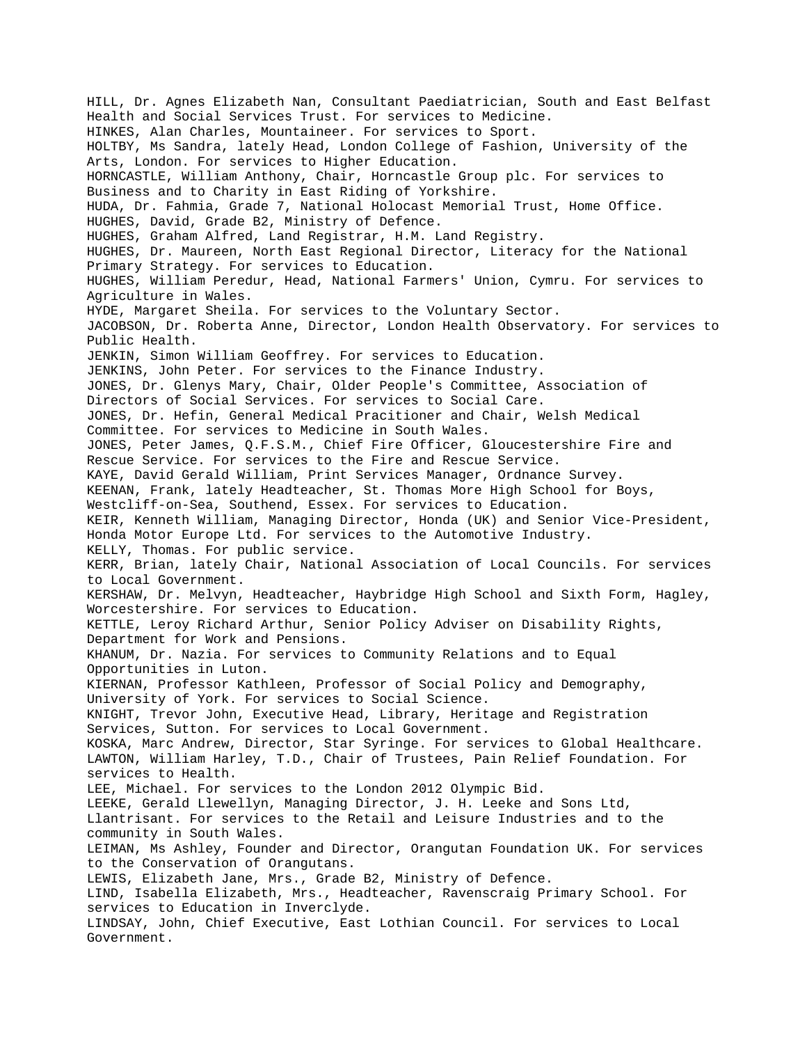HILL, Dr. Agnes Elizabeth Nan, Consultant Paediatrician, South and East Belfast Health and Social Services Trust. For services to Medicine.

HINKES, Alan Charles, Mountaineer. For services to Sport.

HOLTBY, Ms Sandra, lately Head, London College of Fashion, University of the Arts, London. For services to Higher Education.

HORNCASTLE, William Anthony, Chair, Horncastle Group plc. For services to Business and to Charity in East Riding of Yorkshire.

HUDA, Dr. Fahmia, Grade 7, National Holocast Memorial Trust, Home Office.

HUGHES, David, Grade B2, Ministry of Defence.

HUGHES, Graham Alfred, Land Registrar, H.M. Land Registry.

HUGHES, Dr. Maureen, North East Regional Director, Literacy for the National Primary Strategy. For services to Education.

HUGHES, William Peredur, Head, National Farmers' Union, Cymru. For services to Agriculture in Wales.

HYDE, Margaret Sheila. For services to the Voluntary Sector.

JACOBSON, Dr. Roberta Anne, Director, London Health Observatory. For services to Public Health.

JENKIN, Simon William Geoffrey. For services to Education.

JENKINS, John Peter. For services to the Finance Industry.

JONES, Dr. Glenys Mary, Chair, Older People's Committee, Association of Directors of Social Services. For services to Social Care.

JONES, Dr. Hefin, General Medical Pracitioner and Chair, Welsh Medical Committee. For services to Medicine in South Wales.

JONES, Peter James, Q.F.S.M., Chief Fire Officer, Gloucestershire Fire and Rescue Service. For services to the Fire and Rescue Service.

KAYE, David Gerald William, Print Services Manager, Ordnance Survey.

KEENAN, Frank, lately Headteacher, St. Thomas More High School for Boys, Westcliff-on-Sea, Southend, Essex. For services to Education.

KEIR, Kenneth William, Managing Director, Honda (UK) and Senior Vice-President, Honda Motor Europe Ltd. For services to the Automotive Industry.

KELLY, Thomas. For public service.

KERR, Brian, lately Chair, National Association of Local Councils. For services to Local Government.

KERSHAW, Dr. Melvyn, Headteacher, Haybridge High School and Sixth Form, Hagley, Worcestershire. For services to Education.

KETTLE, Leroy Richard Arthur, Senior Policy Adviser on Disability Rights, Department for Work and Pensions.

KHANUM, Dr. Nazia. For services to Community Relations and to Equal Opportunities in Luton.

KIERNAN, Professor Kathleen, Professor of Social Policy and Demography, University of York. For services to Social Science.

KNIGHT, Trevor John, Executive Head, Library, Heritage and Registration Services, Sutton. For services to Local Government.

KOSKA, Marc Andrew, Director, Star Syringe. For services to Global Healthcare.

LAWTON, William Harley, T.D., Chair of Trustees, Pain Relief Foundation. For services to Health.

LEE, Michael. For services to the London 2012 Olympic Bid.

LEEKE, Gerald Llewellyn, Managing Director, J. H. Leeke and Sons Ltd, Llantrisant. For services to the Retail and Leisure Industries and to the community in South Wales.

LEIMAN, Ms Ashley, Founder and Director, Orangutan Foundation UK. For services to the Conservation of Orangutans.

LEWIS, Elizabeth Jane, Mrs., Grade B2, Ministry of Defence.

LIND, Isabella Elizabeth, Mrs., Headteacher, Ravenscraig Primary School. For services to Education in Inverclyde.

LINDSAY, John, Chief Executive, East Lothian Council. For services to Local Government.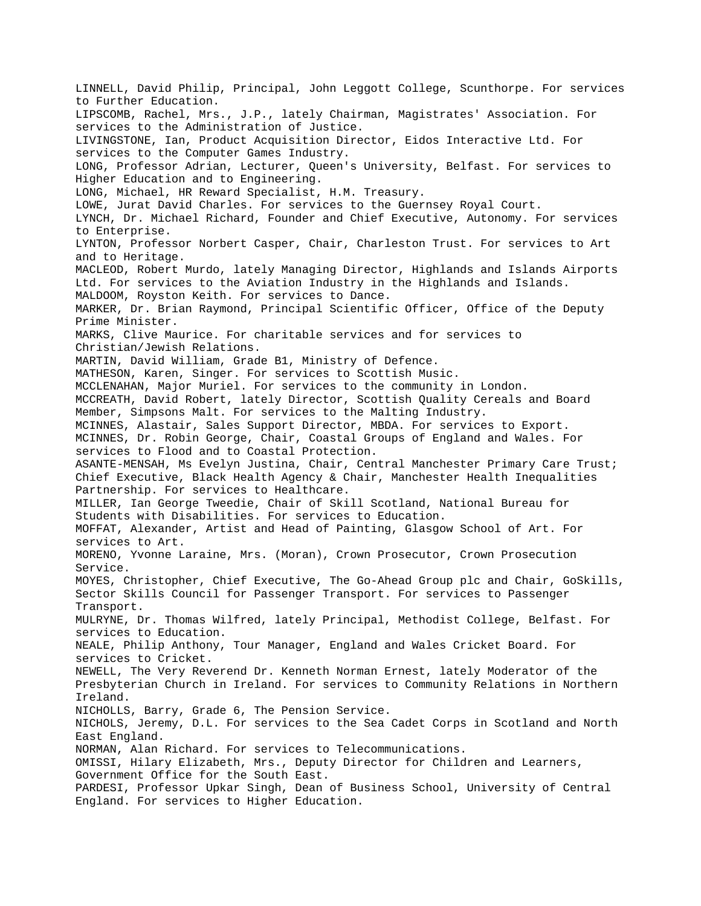LINNELL, David Philip, Principal, John Leggott College, Scunthorpe. For services to Further Education.
LIPSCOMB, Rachel, Mrs., J.P., lately Chairman, Magistrates' Association. For services to the Administration of Justice.
LIVINGSTONE, Ian, Product Acquisition Director, Eidos Interactive Ltd. For services to the Computer Games Industry.
LONG, Professor Adrian, Lecturer, Queen's University, Belfast. For services to Higher Education and to Engineering.
LONG, Michael, HR Reward Specialist, H.M. Treasury.
LOWE, Jurat David Charles. For services to the Guernsey Royal Court.
LYNCH, Dr. Michael Richard, Founder and Chief Executive, Autonomy. For services to Enterprise.
LYNTON, Professor Norbert Casper, Chair, Charleston Trust. For services to Art and to Heritage.
MACLEOD, Robert Murdo, lately Managing Director, Highlands and Islands Airports Ltd. For services to the Aviation Industry in the Highlands and Islands.
MALDOOM, Royston Keith. For services to Dance.
MARKER, Dr. Brian Raymond, Principal Scientific Officer, Office of the Deputy Prime Minister.
MARKS, Clive Maurice. For charitable services and for services to Christian/Jewish Relations.
MARTIN, David William, Grade B1, Ministry of Defence.
MATHESON, Karen, Singer. For services to Scottish Music.
MCCLENAHAN, Major Muriel. For services to the community in London.
MCCREATH, David Robert, lately Director, Scottish Quality Cereals and Board Member, Simpsons Malt. For services to the Malting Industry.
MCINNES, Alastair, Sales Support Director, MBDA. For services to Export.
MCINNES, Dr. Robin George, Chair, Coastal Groups of England and Wales. For services to Flood and to Coastal Protection.
ASANTE-MENSAH, Ms Evelyn Justina, Chair, Central Manchester Primary Care Trust; Chief Executive, Black Health Agency & Chair, Manchester Health Inequalities Partnership. For services to Healthcare.
MILLER, Ian George Tweedie, Chair of Skill Scotland, National Bureau for Students with Disabilities. For services to Education.
MOFFAT, Alexander, Artist and Head of Painting, Glasgow School of Art. For services to Art.
MORENO, Yvonne Laraine, Mrs. (Moran), Crown Prosecutor, Crown Prosecution Service.
MOYES, Christopher, Chief Executive, The Go-Ahead Group plc and Chair, GoSkills, Sector Skills Council for Passenger Transport. For services to Passenger Transport.
MULRYNE, Dr. Thomas Wilfred, lately Principal, Methodist College, Belfast. For services to Education.
NEALE, Philip Anthony, Tour Manager, England and Wales Cricket Board. For services to Cricket.
NEWELL, The Very Reverend Dr. Kenneth Norman Ernest, lately Moderator of the Presbyterian Church in Ireland. For services to Community Relations in Northern Ireland.
NICHOLLS, Barry, Grade 6, The Pension Service.
NICHOLS, Jeremy, D.L. For services to the Sea Cadet Corps in Scotland and North East England.
NORMAN, Alan Richard. For services to Telecommunications.
OMISSI, Hilary Elizabeth, Mrs., Deputy Director for Children and Learners, Government Office for the South East.
PARDESI, Professor Upkar Singh, Dean of Business School, University of Central England. For services to Higher Education.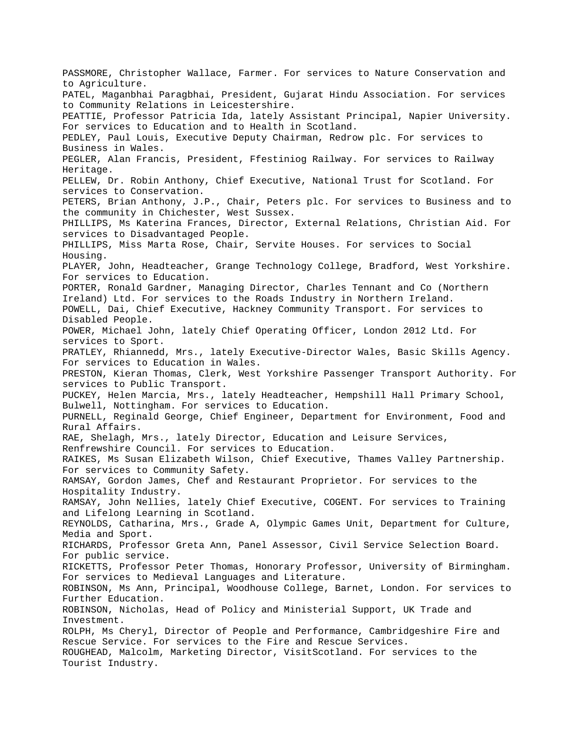PASSMORE, Christopher Wallace, Farmer. For services to Nature Conservation and to Agriculture.

PATEL, Maganbhai Paragbhai, President, Gujarat Hindu Association. For services to Community Relations in Leicestershire.

PEATTIE, Professor Patricia Ida, lately Assistant Principal, Napier University. For services to Education and to Health in Scotland.

PEDLEY, Paul Louis, Executive Deputy Chairman, Redrow plc. For services to Business in Wales.

PEGLER, Alan Francis, President, Ffestiniog Railway. For services to Railway Heritage.

PELLEW, Dr. Robin Anthony, Chief Executive, National Trust for Scotland. For services to Conservation.

PETERS, Brian Anthony, J.P., Chair, Peters plc. For services to Business and to the community in Chichester, West Sussex.

PHILLIPS, Ms Katerina Frances, Director, External Relations, Christian Aid. For services to Disadvantaged People.

PHILLIPS, Miss Marta Rose, Chair, Servite Houses. For services to Social Housing.

PLAYER, John, Headteacher, Grange Technology College, Bradford, West Yorkshire. For services to Education.

PORTER, Ronald Gardner, Managing Director, Charles Tennant and Co (Northern Ireland) Ltd. For services to the Roads Industry in Northern Ireland.

POWELL, Dai, Chief Executive, Hackney Community Transport. For services to Disabled People.

POWER, Michael John, lately Chief Operating Officer, London 2012 Ltd. For services to Sport.

PRATLEY, Rhiannedd, Mrs., lately Executive-Director Wales, Basic Skills Agency. For services to Education in Wales.

PRESTON, Kieran Thomas, Clerk, West Yorkshire Passenger Transport Authority. For services to Public Transport.

PUCKEY, Helen Marcia, Mrs., lately Headteacher, Hempshill Hall Primary School, Bulwell, Nottingham. For services to Education.

PURNELL, Reginald George, Chief Engineer, Department for Environment, Food and Rural Affairs.

RAE, Shelagh, Mrs., lately Director, Education and Leisure Services, Renfrewshire Council. For services to Education.

RAIKES, Ms Susan Elizabeth Wilson, Chief Executive, Thames Valley Partnership. For services to Community Safety.

RAMSAY, Gordon James, Chef and Restaurant Proprietor. For services to the Hospitality Industry.

RAMSAY, John Nellies, lately Chief Executive, COGENT. For services to Training and Lifelong Learning in Scotland.

REYNOLDS, Catharina, Mrs., Grade A, Olympic Games Unit, Department for Culture, Media and Sport.

RICHARDS, Professor Greta Ann, Panel Assessor, Civil Service Selection Board. For public service.

RICKETTS, Professor Peter Thomas, Honorary Professor, University of Birmingham. For services to Medieval Languages and Literature.

ROBINSON, Ms Ann, Principal, Woodhouse College, Barnet, London. For services to Further Education.

ROBINSON, Nicholas, Head of Policy and Ministerial Support, UK Trade and Investment.

ROLPH, Ms Cheryl, Director of People and Performance, Cambridgeshire Fire and Rescue Service. For services to the Fire and Rescue Services.

ROUGHEAD, Malcolm, Marketing Director, VisitScotland. For services to the Tourist Industry.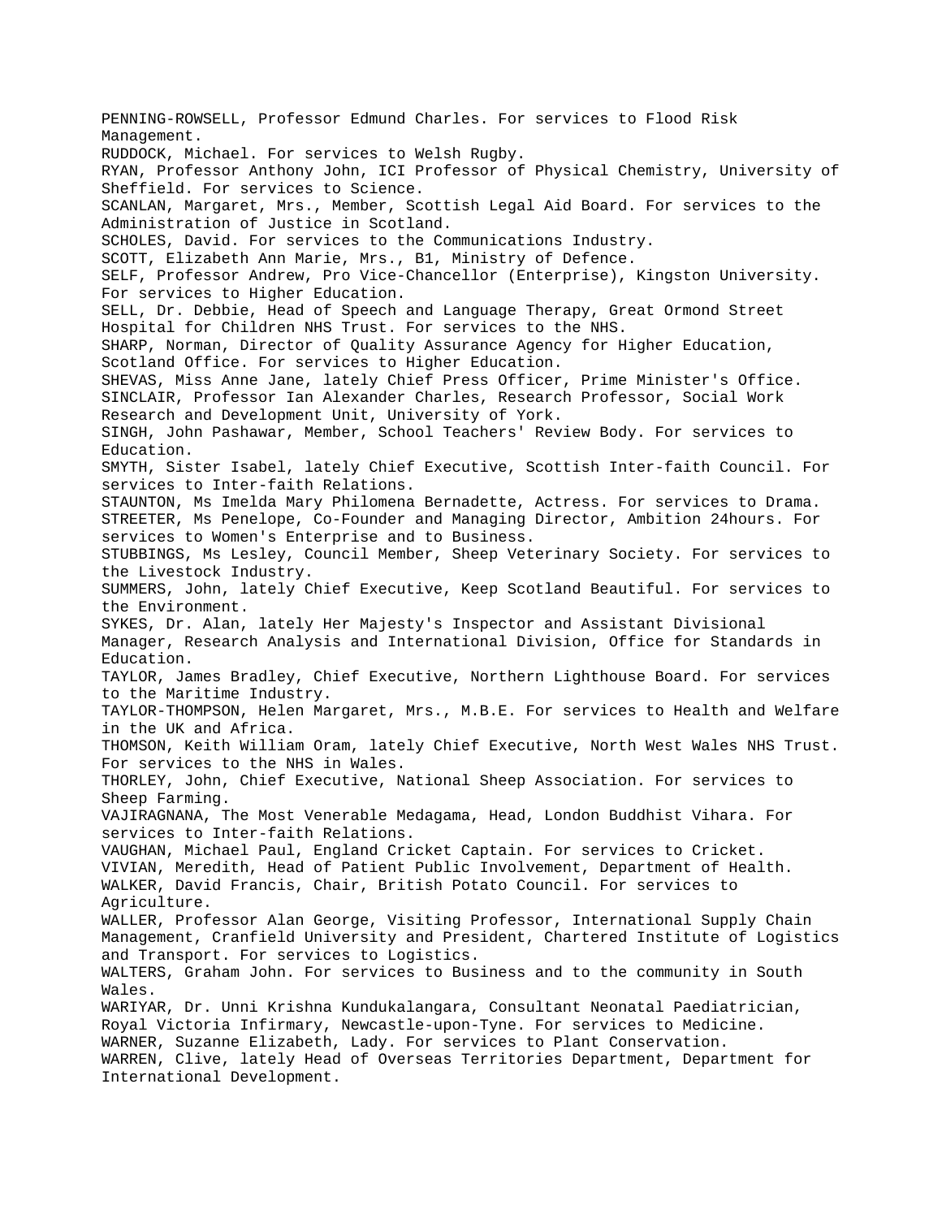PENNING-ROWSELL, Professor Edmund Charles. For services to Flood Risk Management.

RUDDOCK, Michael. For services to Welsh Rugby.

RYAN, Professor Anthony John, ICI Professor of Physical Chemistry, University of Sheffield. For services to Science.

SCANLAN, Margaret, Mrs., Member, Scottish Legal Aid Board. For services to the Administration of Justice in Scotland.

SCHOLES, David. For services to the Communications Industry.

SCOTT, Elizabeth Ann Marie, Mrs., B1, Ministry of Defence.

SELF, Professor Andrew, Pro Vice-Chancellor (Enterprise), Kingston University. For services to Higher Education.

SELL, Dr. Debbie, Head of Speech and Language Therapy, Great Ormond Street Hospital for Children NHS Trust. For services to the NHS.

SHARP, Norman, Director of Quality Assurance Agency for Higher Education, Scotland Office. For services to Higher Education.

SHEVAS, Miss Anne Jane, lately Chief Press Officer, Prime Minister's Office.

SINCLAIR, Professor Ian Alexander Charles, Research Professor, Social Work Research and Development Unit, University of York.

SINGH, John Pashawar, Member, School Teachers' Review Body. For services to Education.

SMYTH, Sister Isabel, lately Chief Executive, Scottish Inter-faith Council. For services to Inter-faith Relations.

STAUNTON, Ms Imelda Mary Philomena Bernadette, Actress. For services to Drama.

STREETER, Ms Penelope, Co-Founder and Managing Director, Ambition 24hours. For services to Women's Enterprise and to Business.

STUBBINGS, Ms Lesley, Council Member, Sheep Veterinary Society. For services to the Livestock Industry.

SUMMERS, John, lately Chief Executive, Keep Scotland Beautiful. For services to the Environment.

SYKES, Dr. Alan, lately Her Majesty's Inspector and Assistant Divisional Manager, Research Analysis and International Division, Office for Standards in Education.

TAYLOR, James Bradley, Chief Executive, Northern Lighthouse Board. For services to the Maritime Industry.

TAYLOR-THOMPSON, Helen Margaret, Mrs., M.B.E. For services to Health and Welfare in the UK and Africa.

THOMSON, Keith William Oram, lately Chief Executive, North West Wales NHS Trust. For services to the NHS in Wales.

THORLEY, John, Chief Executive, National Sheep Association. For services to Sheep Farming.

VAJIRAGNANA, The Most Venerable Medagama, Head, London Buddhist Vihara. For services to Inter-faith Relations.

VAUGHAN, Michael Paul, England Cricket Captain. For services to Cricket.

VIVIAN, Meredith, Head of Patient Public Involvement, Department of Health.

WALKER, David Francis, Chair, British Potato Council. For services to Agriculture.

WALLER, Professor Alan George, Visiting Professor, International Supply Chain Management, Cranfield University and President, Chartered Institute of Logistics and Transport. For services to Logistics.

WALTERS, Graham John. For services to Business and to the community in South Wales.

WARIYAR, Dr. Unni Krishna Kundukalangara, Consultant Neonatal Paediatrician, Royal Victoria Infirmary, Newcastle-upon-Tyne. For services to Medicine.

WARNER, Suzanne Elizabeth, Lady. For services to Plant Conservation.

WARREN, Clive, lately Head of Overseas Territories Department, Department for International Development.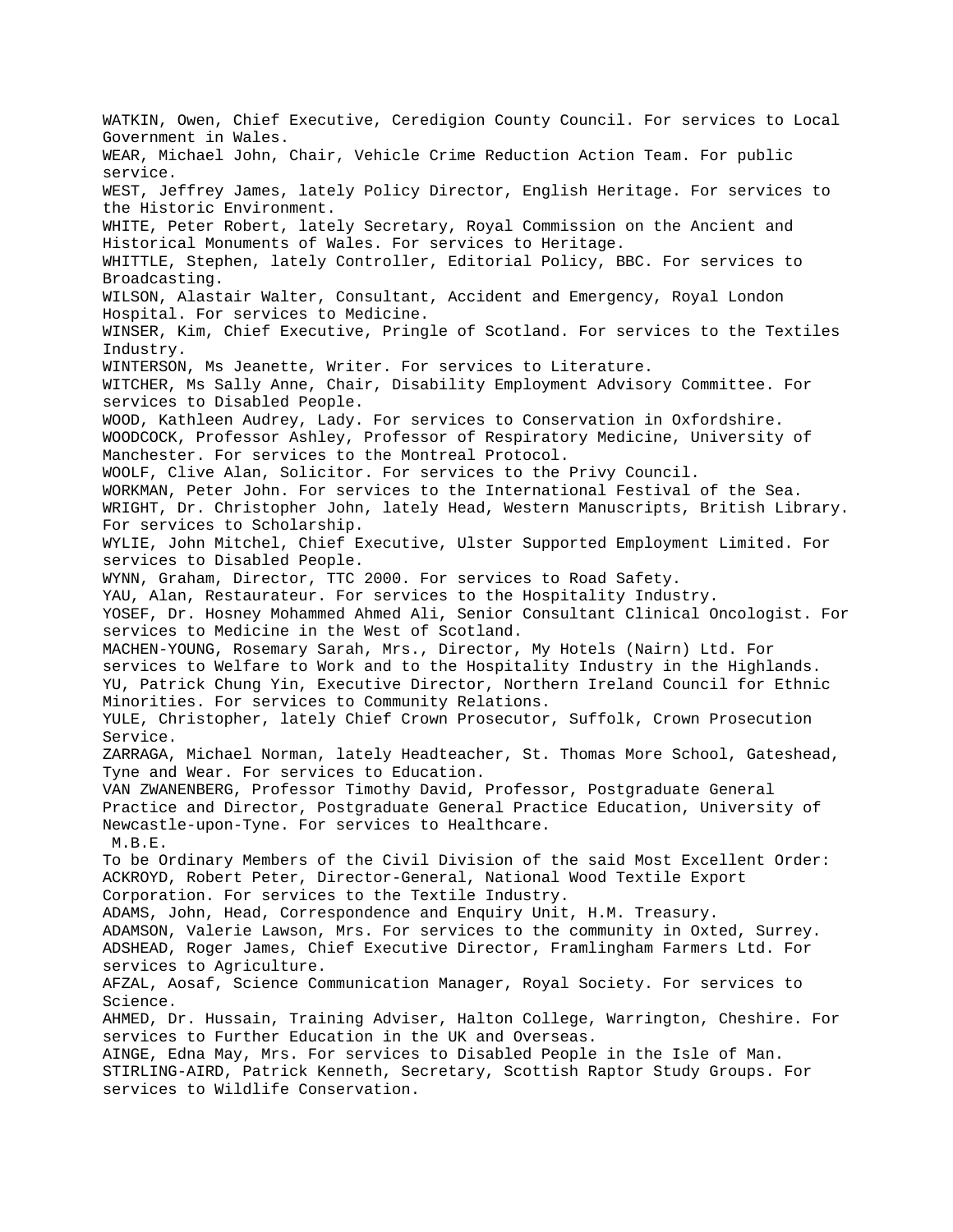WATKIN, Owen, Chief Executive, Ceredigion County Council. For services to Local Government in Wales.
WEAR, Michael John, Chair, Vehicle Crime Reduction Action Team. For public service.
WEST, Jeffrey James, lately Policy Director, English Heritage. For services to the Historic Environment.
WHITE, Peter Robert, lately Secretary, Royal Commission on the Ancient and Historical Monuments of Wales. For services to Heritage.
WHITTLE, Stephen, lately Controller, Editorial Policy, BBC. For services to Broadcasting.
WILSON, Alastair Walter, Consultant, Accident and Emergency, Royal London Hospital. For services to Medicine.
WINSER, Kim, Chief Executive, Pringle of Scotland. For services to the Textiles Industry.
WINTERSON, Ms Jeanette, Writer. For services to Literature.
WITCHER, Ms Sally Anne, Chair, Disability Employment Advisory Committee. For services to Disabled People.
WOOD, Kathleen Audrey, Lady. For services to Conservation in Oxfordshire.
WOODCOCK, Professor Ashley, Professor of Respiratory Medicine, University of Manchester. For services to the Montreal Protocol.
WOOLF, Clive Alan, Solicitor. For services to the Privy Council.
WORKMAN, Peter John. For services to the International Festival of the Sea.
WRIGHT, Dr. Christopher John, lately Head, Western Manuscripts, British Library. For services to Scholarship.
WYLIE, John Mitchel, Chief Executive, Ulster Supported Employment Limited. For services to Disabled People.
WYNN, Graham, Director, TTC 2000. For services to Road Safety.
YAU, Alan, Restaurateur. For services to the Hospitality Industry.
YOSEF, Dr. Hosney Mohammed Ahmed Ali, Senior Consultant Clinical Oncologist. For services to Medicine in the West of Scotland.
MACHEN-YOUNG, Rosemary Sarah, Mrs., Director, My Hotels (Nairn) Ltd. For services to Welfare to Work and to the Hospitality Industry in the Highlands.
YU, Patrick Chung Yin, Executive Director, Northern Ireland Council for Ethnic Minorities. For services to Community Relations.
YULE, Christopher, lately Chief Crown Prosecutor, Suffolk, Crown Prosecution Service.
ZARRAGA, Michael Norman, lately Headteacher, St. Thomas More School, Gateshead, Tyne and Wear. For services to Education.
VAN ZWANENBERG, Professor Timothy David, Professor, Postgraduate General Practice and Director, Postgraduate General Practice Education, University of Newcastle-upon-Tyne. For services to Healthcare.

M.B.E.

To be Ordinary Members of the Civil Division of the said Most Excellent Order:
ACKROYD, Robert Peter, Director-General, National Wood Textile Export Corporation. For services to the Textile Industry.
ADAMS, John, Head, Correspondence and Enquiry Unit, H.M. Treasury.
ADAMSON, Valerie Lawson, Mrs. For services to the community in Oxted, Surrey.
ADSHEAD, Roger James, Chief Executive Director, Framlingham Farmers Ltd. For services to Agriculture.
AFZAL, Aosaf, Science Communication Manager, Royal Society. For services to Science.
AHMED, Dr. Hussain, Training Adviser, Halton College, Warrington, Cheshire. For services to Further Education in the UK and Overseas.
AINGE, Edna May, Mrs. For services to Disabled People in the Isle of Man.
STIRLING-AIRD, Patrick Kenneth, Secretary, Scottish Raptor Study Groups. For services to Wildlife Conservation.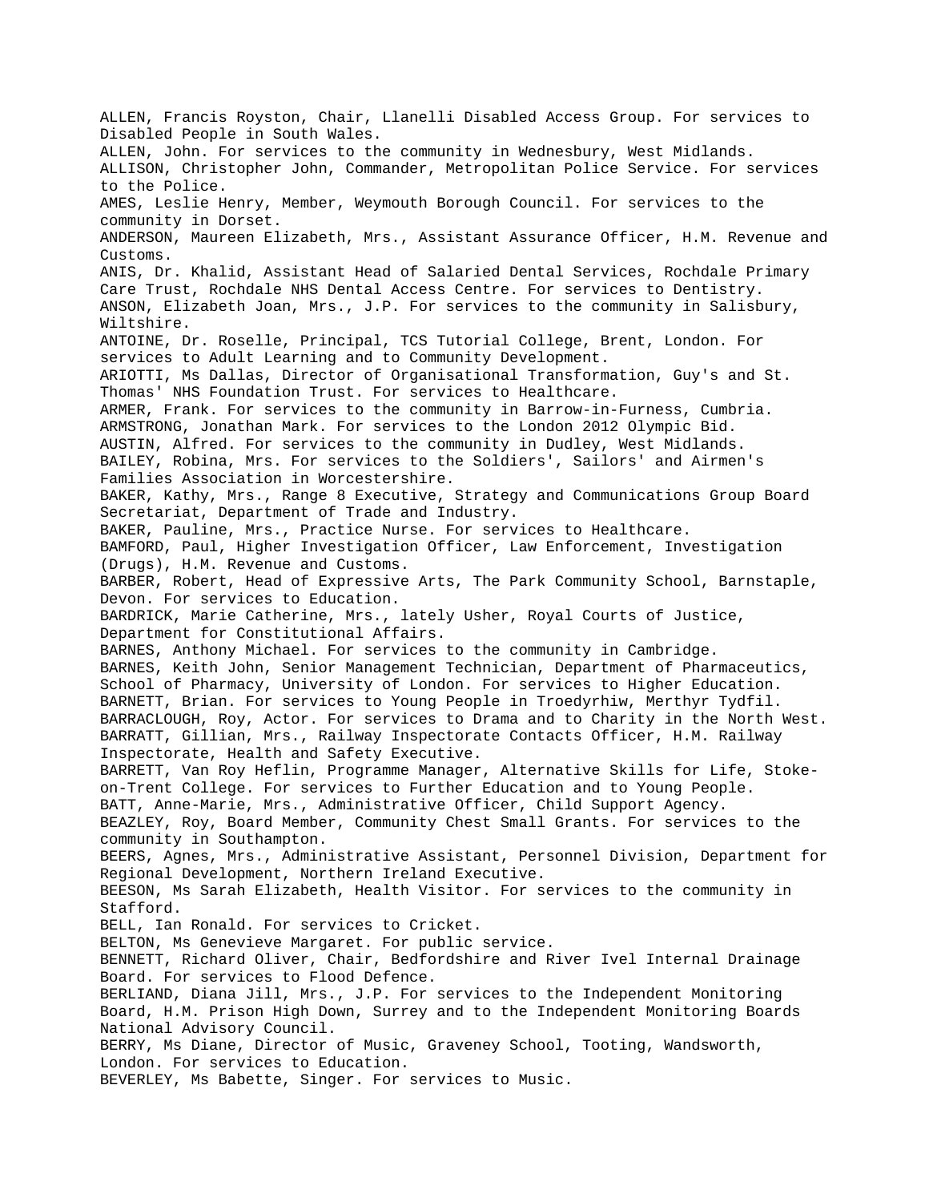ALLEN, Francis Royston, Chair, Llanelli Disabled Access Group. For services to Disabled People in South Wales.

ALLEN, John. For services to the community in Wednesbury, West Midlands.

ALLISON, Christopher John, Commander, Metropolitan Police Service. For services to the Police.

AMES, Leslie Henry, Member, Weymouth Borough Council. For services to the community in Dorset.

ANDERSON, Maureen Elizabeth, Mrs., Assistant Assurance Officer, H.M. Revenue and Customs.

ANIS, Dr. Khalid, Assistant Head of Salaried Dental Services, Rochdale Primary Care Trust, Rochdale NHS Dental Access Centre. For services to Dentistry.

ANSON, Elizabeth Joan, Mrs., J.P. For services to the community in Salisbury, Wiltshire.

ANTOINE, Dr. Roselle, Principal, TCS Tutorial College, Brent, London. For services to Adult Learning and to Community Development.

ARIOTTI, Ms Dallas, Director of Organisational Transformation, Guy's and St. Thomas' NHS Foundation Trust. For services to Healthcare.

ARMER, Frank. For services to the community in Barrow-in-Furness, Cumbria.

ARMSTRONG, Jonathan Mark. For services to the London 2012 Olympic Bid.

AUSTIN, Alfred. For services to the community in Dudley, West Midlands.

BAILEY, Robina, Mrs. For services to the Soldiers', Sailors' and Airmen's Families Association in Worcestershire.

BAKER, Kathy, Mrs., Range 8 Executive, Strategy and Communications Group Board Secretariat, Department of Trade and Industry.

BAKER, Pauline, Mrs., Practice Nurse. For services to Healthcare.

BAMFORD, Paul, Higher Investigation Officer, Law Enforcement, Investigation (Drugs), H.M. Revenue and Customs.

BARBER, Robert, Head of Expressive Arts, The Park Community School, Barnstaple, Devon. For services to Education.

BARDRICK, Marie Catherine, Mrs., lately Usher, Royal Courts of Justice, Department for Constitutional Affairs.

BARNES, Anthony Michael. For services to the community in Cambridge.

BARNES, Keith John, Senior Management Technician, Department of Pharmaceutics, School of Pharmacy, University of London. For services to Higher Education.

BARNETT, Brian. For services to Young People in Troedyrhiw, Merthyr Tydfil.

BARRACLOUGH, Roy, Actor. For services to Drama and to Charity in the North West.

BARRATT, Gillian, Mrs., Railway Inspectorate Contacts Officer, H.M. Railway Inspectorate, Health and Safety Executive.

BARRETT, Van Roy Heflin, Programme Manager, Alternative Skills for Life, Stoke-on-Trent College. For services to Further Education and to Young People.

BATT, Anne-Marie, Mrs., Administrative Officer, Child Support Agency.

BEAZLEY, Roy, Board Member, Community Chest Small Grants. For services to the community in Southampton.

BEERS, Agnes, Mrs., Administrative Assistant, Personnel Division, Department for Regional Development, Northern Ireland Executive.

BEESON, Ms Sarah Elizabeth, Health Visitor. For services to the community in Stafford.

BELL, Ian Ronald. For services to Cricket.

BELTON, Ms Genevieve Margaret. For public service.

BENNETT, Richard Oliver, Chair, Bedfordshire and River Ivel Internal Drainage Board. For services to Flood Defence.

BERLIAND, Diana Jill, Mrs., J.P. For services to the Independent Monitoring Board, H.M. Prison High Down, Surrey and to the Independent Monitoring Boards National Advisory Council.

BERRY, Ms Diane, Director of Music, Graveney School, Tooting, Wandsworth, London. For services to Education.

BEVERLEY, Ms Babette, Singer. For services to Music.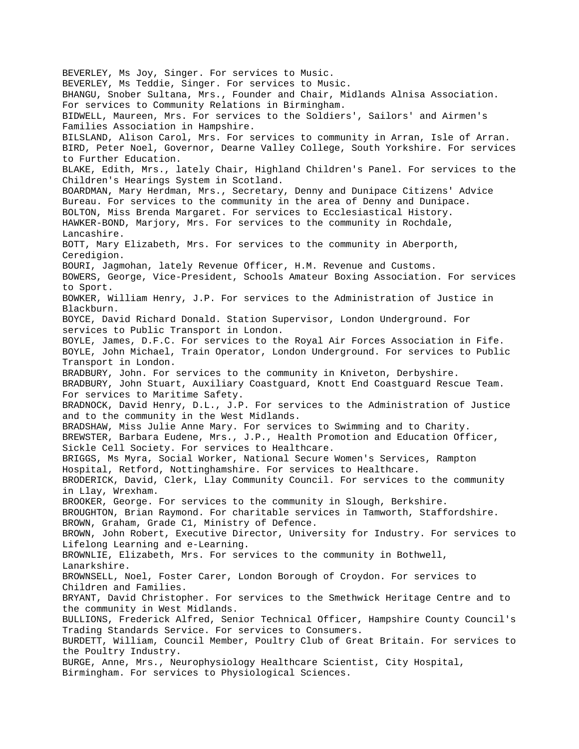BEVERLEY, Ms Joy, Singer. For services to Music.
BEVERLEY, Ms Teddie, Singer. For services to Music.
BHANGU, Snober Sultana, Mrs., Founder and Chair, Midlands Alnisa Association. For services to Community Relations in Birmingham.
BIDWELL, Maureen, Mrs. For services to the Soldiers', Sailors' and Airmen's Families Association in Hampshire.
BILSLAND, Alison Carol, Mrs. For services to community in Arran, Isle of Arran.
BIRD, Peter Noel, Governor, Dearne Valley College, South Yorkshire. For services to Further Education.
BLAKE, Edith, Mrs., lately Chair, Highland Children's Panel. For services to the Children's Hearings System in Scotland.
BOARDMAN, Mary Herdman, Mrs., Secretary, Denny and Dunipace Citizens' Advice Bureau. For services to the community in the area of Denny and Dunipace.
BOLTON, Miss Brenda Margaret. For services to Ecclesiastical History.
HAWKER-BOND, Marjory, Mrs. For services to the community in Rochdale, Lancashire.
BOTT, Mary Elizabeth, Mrs. For services to the community in Aberporth, Ceredigion.
BOURI, Jagmohan, lately Revenue Officer, H.M. Revenue and Customs.
BOWERS, George, Vice-President, Schools Amateur Boxing Association. For services to Sport.
BOWKER, William Henry, J.P. For services to the Administration of Justice in Blackburn.
BOYCE, David Richard Donald. Station Supervisor, London Underground. For services to Public Transport in London.
BOYLE, James, D.F.C. For services to the Royal Air Forces Association in Fife.
BOYLE, John Michael, Train Operator, London Underground. For services to Public Transport in London.
BRADBURY, John. For services to the community in Kniveton, Derbyshire.
BRADBURY, John Stuart, Auxiliary Coastguard, Knott End Coastguard Rescue Team. For services to Maritime Safety.
BRADNOCK, David Henry, D.L., J.P. For services to the Administration of Justice and to the community in the West Midlands.
BRADSHAW, Miss Julie Anne Mary. For services to Swimming and to Charity.
BREWSTER, Barbara Eudene, Mrs., J.P., Health Promotion and Education Officer, Sickle Cell Society. For services to Healthcare.
BRIGGS, Ms Myra, Social Worker, National Secure Women's Services, Rampton Hospital, Retford, Nottinghamshire. For services to Healthcare.
BRODERICK, David, Clerk, Llay Community Council. For services to the community in Llay, Wrexham.
BROOKER, George. For services to the community in Slough, Berkshire.
BROUGHTON, Brian Raymond. For charitable services in Tamworth, Staffordshire.
BROWN, Graham, Grade C1, Ministry of Defence.
BROWN, John Robert, Executive Director, University for Industry. For services to Lifelong Learning and e-Learning.
BROWNLIE, Elizabeth, Mrs. For services to the community in Bothwell, Lanarkshire.
BROWNSELL, Noel, Foster Carer, London Borough of Croydon. For services to Children and Families.
BRYANT, David Christopher. For services to the Smethwick Heritage Centre and to the community in West Midlands.
BULLIONS, Frederick Alfred, Senior Technical Officer, Hampshire County Council's Trading Standards Service. For services to Consumers.
BURDETT, William, Council Member, Poultry Club of Great Britain. For services to the Poultry Industry.
BURGE, Anne, Mrs., Neurophysiology Healthcare Scientist, City Hospital, Birmingham. For services to Physiological Sciences.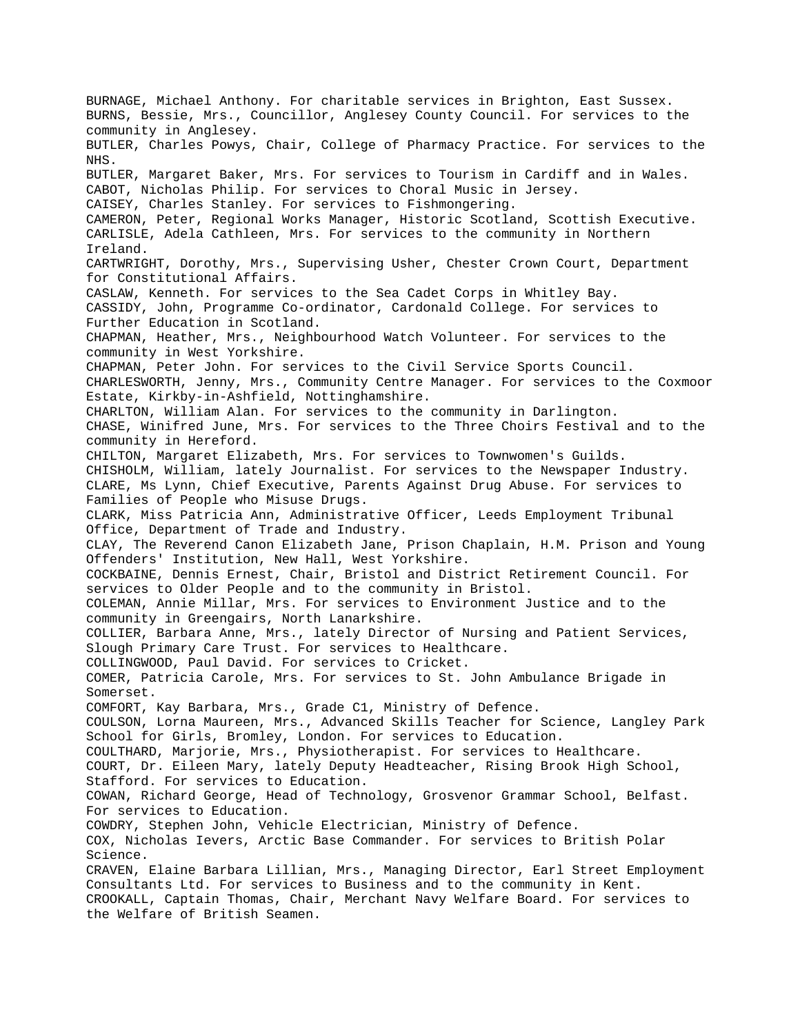BURNAGE, Michael Anthony. For charitable services in Brighton, East Sussex.
BURNS, Bessie, Mrs., Councillor, Anglesey County Council. For services to the community in Anglesey.
BUTLER, Charles Powys, Chair, College of Pharmacy Practice. For services to the NHS.
BUTLER, Margaret Baker, Mrs. For services to Tourism in Cardiff and in Wales.
CABOT, Nicholas Philip. For services to Choral Music in Jersey.
CAISEY, Charles Stanley. For services to Fishmongering.
CAMERON, Peter, Regional Works Manager, Historic Scotland, Scottish Executive.
CARLISLE, Adela Cathleen, Mrs. For services to the community in Northern Ireland.
CARTWRIGHT, Dorothy, Mrs., Supervising Usher, Chester Crown Court, Department for Constitutional Affairs.
CASLAW, Kenneth. For services to the Sea Cadet Corps in Whitley Bay.
CASSIDY, John, Programme Co-ordinator, Cardonald College. For services to Further Education in Scotland.
CHAPMAN, Heather, Mrs., Neighbourhood Watch Volunteer. For services to the community in West Yorkshire.
CHAPMAN, Peter John. For services to the Civil Service Sports Council.
CHARLESWORTH, Jenny, Mrs., Community Centre Manager. For services to the Coxmoor Estate, Kirkby-in-Ashfield, Nottinghamshire.
CHARLTON, William Alan. For services to the community in Darlington.
CHASE, Winifred June, Mrs. For services to the Three Choirs Festival and to the community in Hereford.
CHILTON, Margaret Elizabeth, Mrs. For services to Townwomen's Guilds.
CHISHOLM, William, lately Journalist. For services to the Newspaper Industry.
CLARE, Ms Lynn, Chief Executive, Parents Against Drug Abuse. For services to Families of People who Misuse Drugs.
CLARK, Miss Patricia Ann, Administrative Officer, Leeds Employment Tribunal Office, Department of Trade and Industry.
CLAY, The Reverend Canon Elizabeth Jane, Prison Chaplain, H.M. Prison and Young Offenders' Institution, New Hall, West Yorkshire.
COCKBAINE, Dennis Ernest, Chair, Bristol and District Retirement Council. For services to Older People and to the community in Bristol.
COLEMAN, Annie Millar, Mrs. For services to Environment Justice and to the community in Greengairs, North Lanarkshire.
COLLIER, Barbara Anne, Mrs., lately Director of Nursing and Patient Services, Slough Primary Care Trust. For services to Healthcare.
COLLINGWOOD, Paul David. For services to Cricket.
COMER, Patricia Carole, Mrs. For services to St. John Ambulance Brigade in Somerset.
COMFORT, Kay Barbara, Mrs., Grade C1, Ministry of Defence.
COULSON, Lorna Maureen, Mrs., Advanced Skills Teacher for Science, Langley Park School for Girls, Bromley, London. For services to Education.
COULTHARD, Marjorie, Mrs., Physiotherapist. For services to Healthcare.
COURT, Dr. Eileen Mary, lately Deputy Headteacher, Rising Brook High School, Stafford. For services to Education.
COWAN, Richard George, Head of Technology, Grosvenor Grammar School, Belfast. For services to Education.
COWDRY, Stephen John, Vehicle Electrician, Ministry of Defence.
COX, Nicholas Ievers, Arctic Base Commander. For services to British Polar Science.
CRAVEN, Elaine Barbara Lillian, Mrs., Managing Director, Earl Street Employment Consultants Ltd. For services to Business and to the community in Kent.
CROOKALL, Captain Thomas, Chair, Merchant Navy Welfare Board. For services to the Welfare of British Seamen.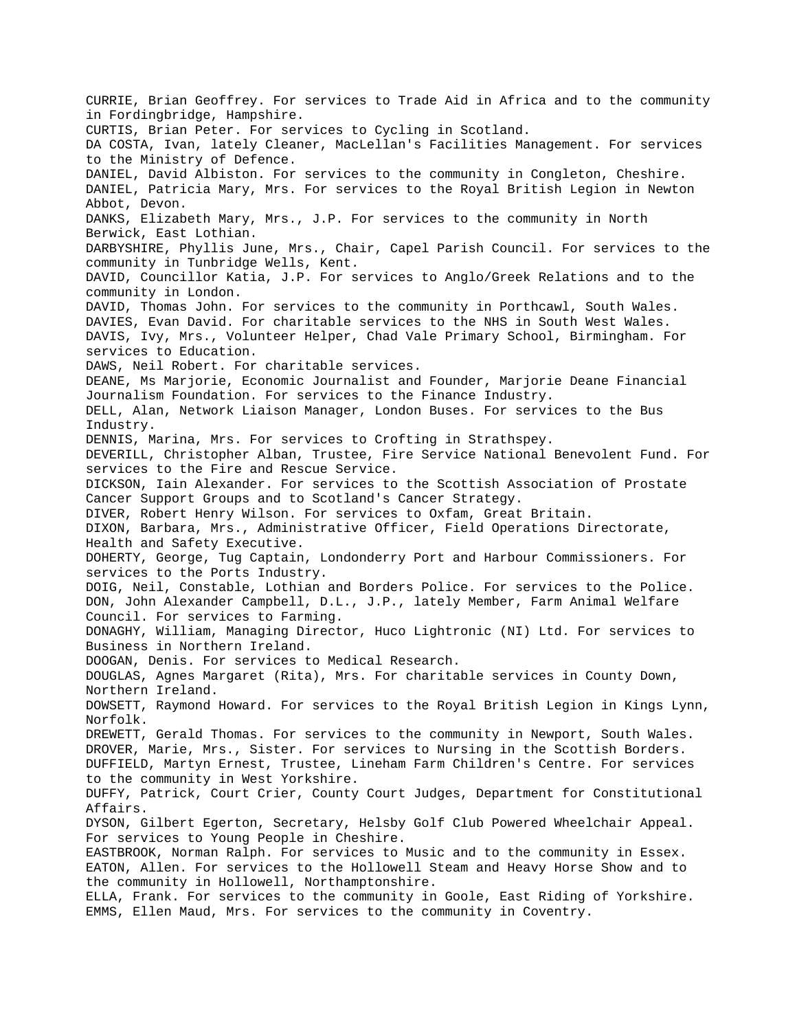CURRIE, Brian Geoffrey. For services to Trade Aid in Africa and to the community in Fordingbridge, Hampshire.

CURTIS, Brian Peter. For services to Cycling in Scotland.

DA COSTA, Ivan, lately Cleaner, MacLellan's Facilities Management. For services to the Ministry of Defence.

DANIEL, David Albiston. For services to the community in Congleton, Cheshire.

DANIEL, Patricia Mary, Mrs. For services to the Royal British Legion in Newton Abbot, Devon.

DANKS, Elizabeth Mary, Mrs., J.P. For services to the community in North Berwick, East Lothian.

DARBYSHIRE, Phyllis June, Mrs., Chair, Capel Parish Council. For services to the community in Tunbridge Wells, Kent.

DAVID, Councillor Katia, J.P. For services to Anglo/Greek Relations and to the community in London.

DAVID, Thomas John. For services to the community in Porthcawl, South Wales.

DAVIES, Evan David. For charitable services to the NHS in South West Wales.

DAVIS, Ivy, Mrs., Volunteer Helper, Chad Vale Primary School, Birmingham. For services to Education.

DAWS, Neil Robert. For charitable services.

DEANE, Ms Marjorie, Economic Journalist and Founder, Marjorie Deane Financial Journalism Foundation. For services to the Finance Industry.

DELL, Alan, Network Liaison Manager, London Buses. For services to the Bus Industry.

DENNIS, Marina, Mrs. For services to Crofting in Strathspey.

DEVERILL, Christopher Alban, Trustee, Fire Service National Benevolent Fund. For services to the Fire and Rescue Service.

DICKSON, Iain Alexander. For services to the Scottish Association of Prostate Cancer Support Groups and to Scotland's Cancer Strategy.

DIVER, Robert Henry Wilson. For services to Oxfam, Great Britain.

DIXON, Barbara, Mrs., Administrative Officer, Field Operations Directorate, Health and Safety Executive.

DOHERTY, George, Tug Captain, Londonderry Port and Harbour Commissioners. For services to the Ports Industry.

DOIG, Neil, Constable, Lothian and Borders Police. For services to the Police.

DON, John Alexander Campbell, D.L., J.P., lately Member, Farm Animal Welfare Council. For services to Farming.

DONAGHY, William, Managing Director, Huco Lightronic (NI) Ltd. For services to Business in Northern Ireland.

DOOGAN, Denis. For services to Medical Research.

DOUGLAS, Agnes Margaret (Rita), Mrs. For charitable services in County Down, Northern Ireland.

DOWSETT, Raymond Howard. For services to the Royal British Legion in Kings Lynn, Norfolk.

DREWETT, Gerald Thomas. For services to the community in Newport, South Wales.

DROVER, Marie, Mrs., Sister. For services to Nursing in the Scottish Borders.

DUFFIELD, Martyn Ernest, Trustee, Lineham Farm Children's Centre. For services to the community in West Yorkshire.

DUFFY, Patrick, Court Crier, County Court Judges, Department for Constitutional Affairs.

DYSON, Gilbert Egerton, Secretary, Helsby Golf Club Powered Wheelchair Appeal. For services to Young People in Cheshire.

EASTBROOK, Norman Ralph. For services to Music and to the community in Essex.

EATON, Allen. For services to the Hollowell Steam and Heavy Horse Show and to the community in Hollowell, Northamptonshire.

ELLA, Frank. For services to the community in Goole, East Riding of Yorkshire.

EMMS, Ellen Maud, Mrs. For services to the community in Coventry.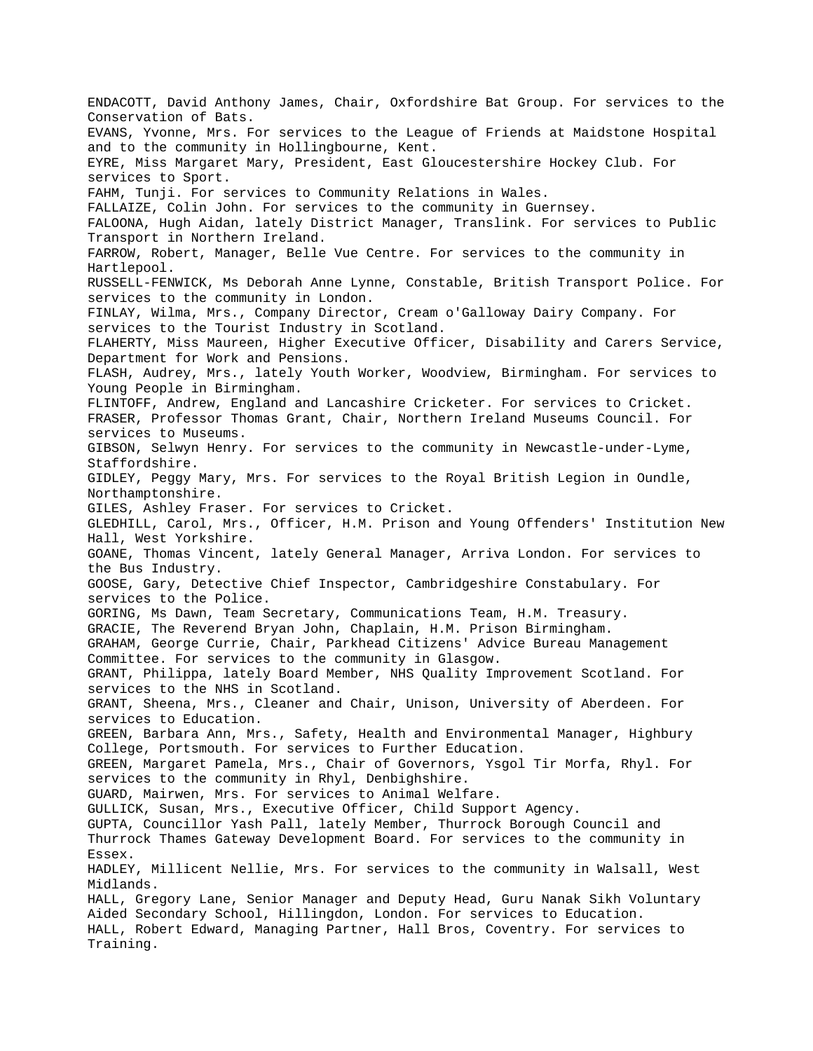ENDACOTT, David Anthony James, Chair, Oxfordshire Bat Group. For services to the Conservation of Bats.

EVANS, Yvonne, Mrs. For services to the League of Friends at Maidstone Hospital and to the community in Hollingbourne, Kent.

EYRE, Miss Margaret Mary, President, East Gloucestershire Hockey Club. For services to Sport.

FAHM, Tunji. For services to Community Relations in Wales.

FALLAIZE, Colin John. For services to the community in Guernsey.

FALOONA, Hugh Aidan, lately District Manager, Translink. For services to Public Transport in Northern Ireland.

FARROW, Robert, Manager, Belle Vue Centre. For services to the community in Hartlepool.

RUSSELL-FENWICK, Ms Deborah Anne Lynne, Constable, British Transport Police. For services to the community in London.

FINLAY, Wilma, Mrs., Company Director, Cream o'Galloway Dairy Company. For services to the Tourist Industry in Scotland.

FLAHERTY, Miss Maureen, Higher Executive Officer, Disability and Carers Service, Department for Work and Pensions.

FLASH, Audrey, Mrs., lately Youth Worker, Woodview, Birmingham. For services to Young People in Birmingham.

FLINTOFF, Andrew, England and Lancashire Cricketer. For services to Cricket.

FRASER, Professor Thomas Grant, Chair, Northern Ireland Museums Council. For services to Museums.

GIBSON, Selwyn Henry. For services to the community in Newcastle-under-Lyme, Staffordshire.

GIDLEY, Peggy Mary, Mrs. For services to the Royal British Legion in Oundle, Northamptonshire.

GILES, Ashley Fraser. For services to Cricket.

GLEDHILL, Carol, Mrs., Officer, H.M. Prison and Young Offenders' Institution New Hall, West Yorkshire.

GOANE, Thomas Vincent, lately General Manager, Arriva London. For services to the Bus Industry.

GOOSE, Gary, Detective Chief Inspector, Cambridgeshire Constabulary. For services to the Police.

GORING, Ms Dawn, Team Secretary, Communications Team, H.M. Treasury.

GRACIE, The Reverend Bryan John, Chaplain, H.M. Prison Birmingham.

GRAHAM, George Currie, Chair, Parkhead Citizens' Advice Bureau Management Committee. For services to the community in Glasgow.

GRANT, Philippa, lately Board Member, NHS Quality Improvement Scotland. For services to the NHS in Scotland.

GRANT, Sheena, Mrs., Cleaner and Chair, Unison, University of Aberdeen. For services to Education.

GREEN, Barbara Ann, Mrs., Safety, Health and Environmental Manager, Highbury College, Portsmouth. For services to Further Education.

GREEN, Margaret Pamela, Mrs., Chair of Governors, Ysgol Tir Morfa, Rhyl. For services to the community in Rhyl, Denbighshire.

GUARD, Mairwen, Mrs. For services to Animal Welfare.

GULLICK, Susan, Mrs., Executive Officer, Child Support Agency.

GUPTA, Councillor Yash Pall, lately Member, Thurrock Borough Council and Thurrock Thames Gateway Development Board. For services to the community in Essex.

HADLEY, Millicent Nellie, Mrs. For services to the community in Walsall, West Midlands.

HALL, Gregory Lane, Senior Manager and Deputy Head, Guru Nanak Sikh Voluntary Aided Secondary School, Hillingdon, London. For services to Education.

HALL, Robert Edward, Managing Partner, Hall Bros, Coventry. For services to Training.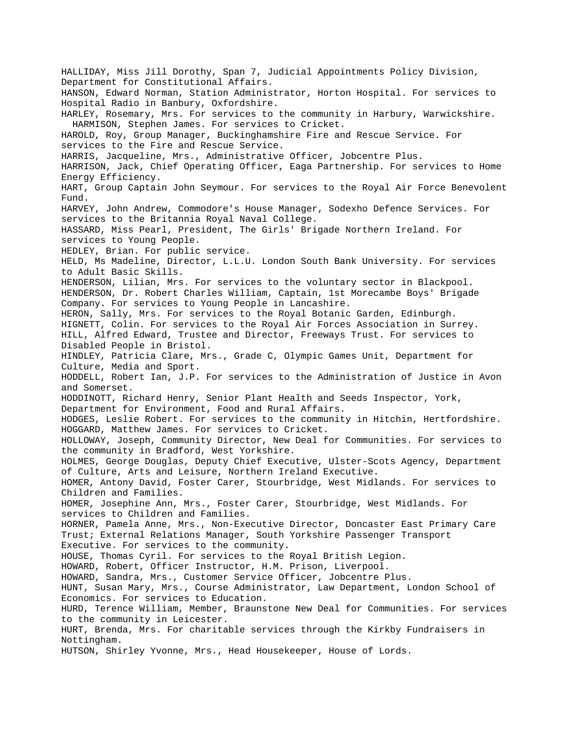HALLIDAY, Miss Jill Dorothy, Span 7, Judicial Appointments Policy Division, Department for Constitutional Affairs.

HANSON, Edward Norman, Station Administrator, Horton Hospital. For services to Hospital Radio in Banbury, Oxfordshire.

HARLEY, Rosemary, Mrs. For services to the community in Harbury, Warwickshire.

HARMISON, Stephen James. For services to Cricket.

HAROLD, Roy, Group Manager, Buckinghamshire Fire and Rescue Service. For services to the Fire and Rescue Service.

HARRIS, Jacqueline, Mrs., Administrative Officer, Jobcentre Plus.

HARRISON, Jack, Chief Operating Officer, Eaga Partnership. For services to Home Energy Efficiency.

HART, Group Captain John Seymour. For services to the Royal Air Force Benevolent Fund.

HARVEY, John Andrew, Commodore's House Manager, Sodexho Defence Services. For services to the Britannia Royal Naval College.

HASSARD, Miss Pearl, President, The Girls' Brigade Northern Ireland. For services to Young People.

HEDLEY, Brian. For public service.

HELD, Ms Madeline, Director, L.L.U. London South Bank University. For services to Adult Basic Skills.

HENDERSON, Lilian, Mrs. For services to the voluntary sector in Blackpool.

HENDERSON, Dr. Robert Charles William, Captain, 1st Morecambe Boys' Brigade Company. For services to Young People in Lancashire.

HERON, Sally, Mrs. For services to the Royal Botanic Garden, Edinburgh.

HIGNETT, Colin. For services to the Royal Air Forces Association in Surrey.

HILL, Alfred Edward, Trustee and Director, Freeways Trust. For services to Disabled People in Bristol.

HINDLEY, Patricia Clare, Mrs., Grade C, Olympic Games Unit, Department for Culture, Media and Sport.

HODDELL, Robert Ian, J.P. For services to the Administration of Justice in Avon and Somerset.

HODDINOTT, Richard Henry, Senior Plant Health and Seeds Inspector, York, Department for Environment, Food and Rural Affairs.

HODGES, Leslie Robert. For services to the community in Hitchin, Hertfordshire.

HOGGARD, Matthew James. For services to Cricket.

HOLLOWAY, Joseph, Community Director, New Deal for Communities. For services to the community in Bradford, West Yorkshire.

HOLMES, George Douglas, Deputy Chief Executive, Ulster-Scots Agency, Department of Culture, Arts and Leisure, Northern Ireland Executive.

HOMER, Antony David, Foster Carer, Stourbridge, West Midlands. For services to Children and Families.

HOMER, Josephine Ann, Mrs., Foster Carer, Stourbridge, West Midlands. For services to Children and Families.

HORNER, Pamela Anne, Mrs., Non-Executive Director, Doncaster East Primary Care Trust; External Relations Manager, South Yorkshire Passenger Transport Executive. For services to the community.

HOUSE, Thomas Cyril. For services to the Royal British Legion.

HOWARD, Robert, Officer Instructor, H.M. Prison, Liverpool.

HOWARD, Sandra, Mrs., Customer Service Officer, Jobcentre Plus.

HUNT, Susan Mary, Mrs., Course Administrator, Law Department, London School of Economics. For services to Education.

HURD, Terence William, Member, Braunstone New Deal for Communities. For services to the community in Leicester.

HURT, Brenda, Mrs. For charitable services through the Kirkby Fundraisers in Nottingham.

HUTSON, Shirley Yvonne, Mrs., Head Housekeeper, House of Lords.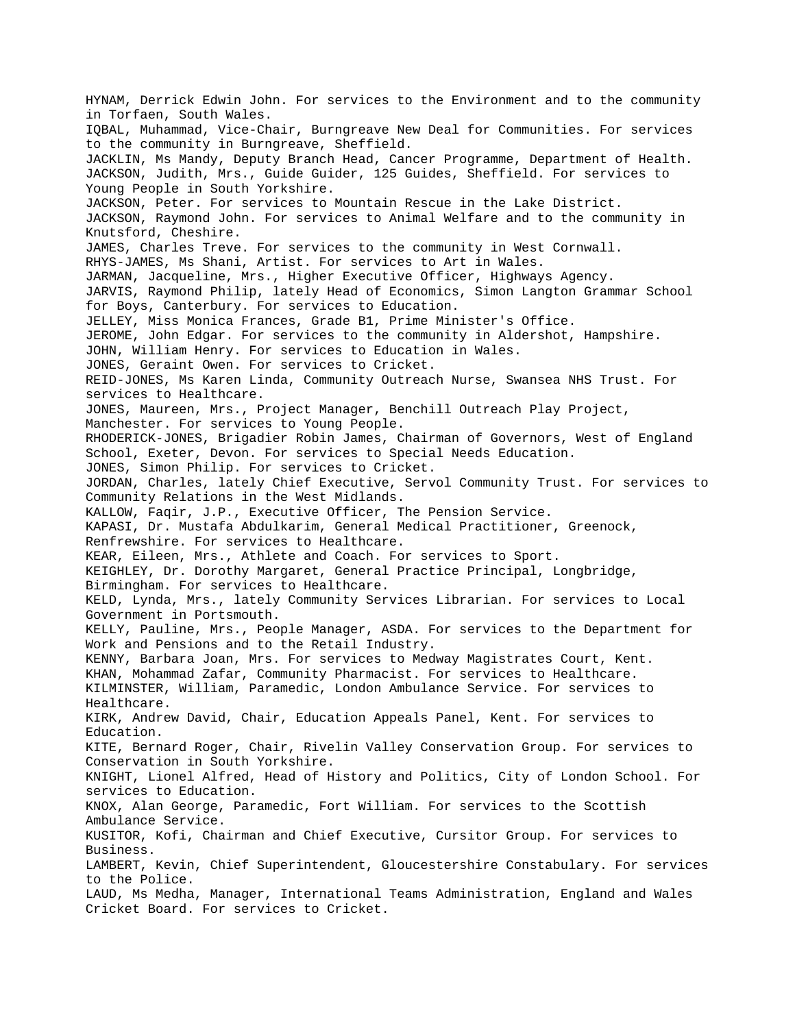HYNAM, Derrick Edwin John. For services to the Environment and to the community in Torfaen, South Wales.

IQBAL, Muhammad, Vice-Chair, Burngreave New Deal for Communities. For services to the community in Burngreave, Sheffield.

JACKLIN, Ms Mandy, Deputy Branch Head, Cancer Programme, Department of Health.

JACKSON, Judith, Mrs., Guide Guider, 125 Guides, Sheffield. For services to Young People in South Yorkshire.

JACKSON, Peter. For services to Mountain Rescue in the Lake District.

JACKSON, Raymond John. For services to Animal Welfare and to the community in Knutsford, Cheshire.

JAMES, Charles Treve. For services to the community in West Cornwall.

RHYS-JAMES, Ms Shani, Artist. For services to Art in Wales.

JARMAN, Jacqueline, Mrs., Higher Executive Officer, Highways Agency.

JARVIS, Raymond Philip, lately Head of Economics, Simon Langton Grammar School for Boys, Canterbury. For services to Education.

JELLEY, Miss Monica Frances, Grade B1, Prime Minister's Office.

JEROME, John Edgar. For services to the community in Aldershot, Hampshire.

JOHN, William Henry. For services to Education in Wales.

JONES, Geraint Owen. For services to Cricket.

REID-JONES, Ms Karen Linda, Community Outreach Nurse, Swansea NHS Trust. For services to Healthcare.

JONES, Maureen, Mrs., Project Manager, Benchill Outreach Play Project, Manchester. For services to Young People.

RHODERICK-JONES, Brigadier Robin James, Chairman of Governors, West of England School, Exeter, Devon. For services to Special Needs Education.

JONES, Simon Philip. For services to Cricket.

JORDAN, Charles, lately Chief Executive, Servol Community Trust. For services to Community Relations in the West Midlands.

KALLOW, Faqir, J.P., Executive Officer, The Pension Service.

KAPASI, Dr. Mustafa Abdulkarim, General Medical Practitioner, Greenock, Renfrewshire. For services to Healthcare.

KEAR, Eileen, Mrs., Athlete and Coach. For services to Sport.

KEIGHLEY, Dr. Dorothy Margaret, General Practice Principal, Longbridge, Birmingham. For services to Healthcare.

KELD, Lynda, Mrs., lately Community Services Librarian. For services to Local Government in Portsmouth.

KELLY, Pauline, Mrs., People Manager, ASDA. For services to the Department for Work and Pensions and to the Retail Industry.

KENNY, Barbara Joan, Mrs. For services to Medway Magistrates Court, Kent.

KHAN, Mohammad Zafar, Community Pharmacist. For services to Healthcare.

KILMINSTER, William, Paramedic, London Ambulance Service. For services to Healthcare.

KIRK, Andrew David, Chair, Education Appeals Panel, Kent. For services to Education.

KITE, Bernard Roger, Chair, Rivelin Valley Conservation Group. For services to Conservation in South Yorkshire.

KNIGHT, Lionel Alfred, Head of History and Politics, City of London School. For services to Education.

KNOX, Alan George, Paramedic, Fort William. For services to the Scottish Ambulance Service.

KUSITOR, Kofi, Chairman and Chief Executive, Cursitor Group. For services to Business.

LAMBERT, Kevin, Chief Superintendent, Gloucestershire Constabulary. For services to the Police.

LAUD, Ms Medha, Manager, International Teams Administration, England and Wales Cricket Board. For services to Cricket.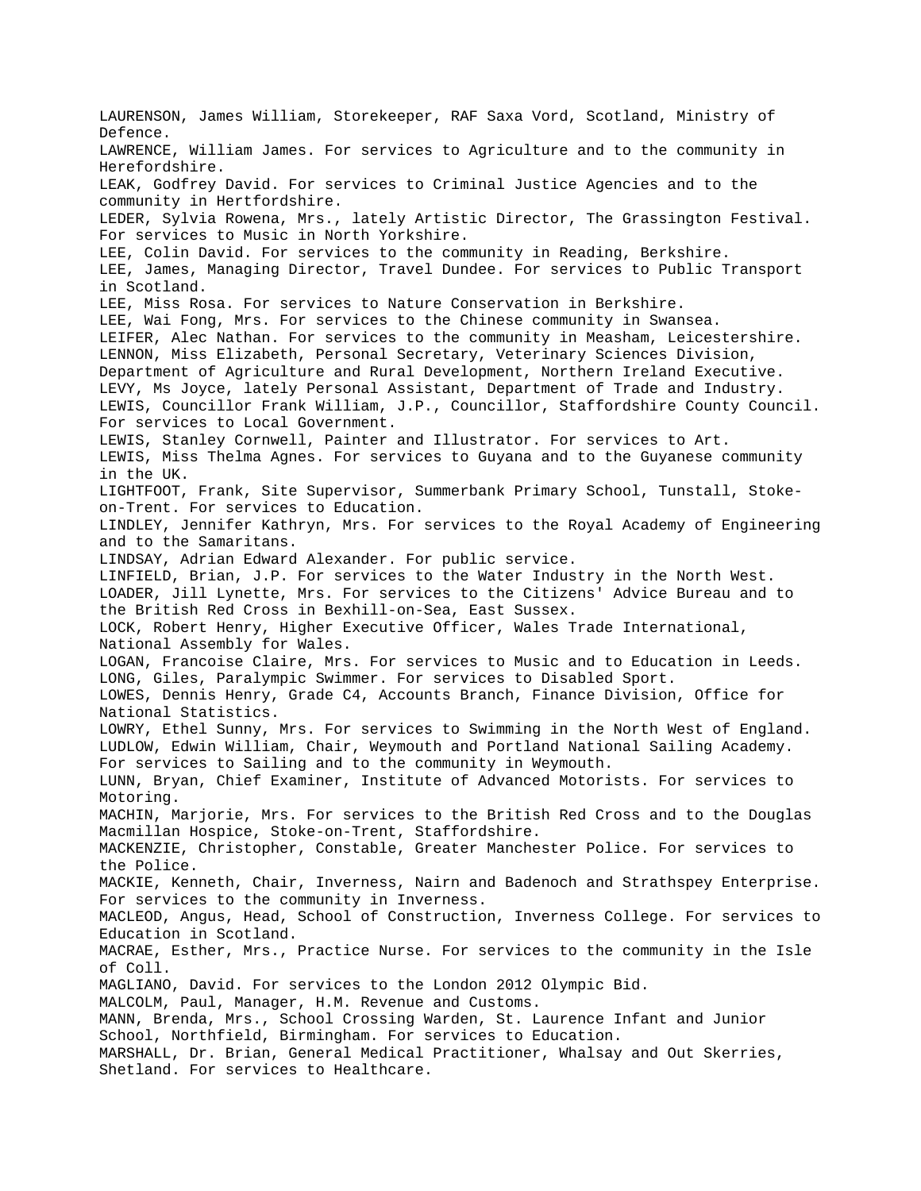LAURENSON, James William, Storekeeper, RAF Saxa Vord, Scotland, Ministry of Defence.

LAWRENCE, William James. For services to Agriculture and to the community in Herefordshire.

LEAK, Godfrey David. For services to Criminal Justice Agencies and to the community in Hertfordshire.

LEDER, Sylvia Rowena, Mrs., lately Artistic Director, The Grassington Festival. For services to Music in North Yorkshire.

LEE, Colin David. For services to the community in Reading, Berkshire.

LEE, James, Managing Director, Travel Dundee. For services to Public Transport in Scotland.

LEE, Miss Rosa. For services to Nature Conservation in Berkshire.

LEE, Wai Fong, Mrs. For services to the Chinese community in Swansea.

LEIFER, Alec Nathan. For services to the community in Measham, Leicestershire.

LENNON, Miss Elizabeth, Personal Secretary, Veterinary Sciences Division, Department of Agriculture and Rural Development, Northern Ireland Executive.

LEVY, Ms Joyce, lately Personal Assistant, Department of Trade and Industry.

LEWIS, Councillor Frank William, J.P., Councillor, Staffordshire County Council. For services to Local Government.

LEWIS, Stanley Cornwell, Painter and Illustrator. For services to Art.

LEWIS, Miss Thelma Agnes. For services to Guyana and to the Guyanese community in the UK.

LIGHTFOOT, Frank, Site Supervisor, Summerbank Primary School, Tunstall, Stoke-on-Trent. For services to Education.

LINDLEY, Jennifer Kathryn, Mrs. For services to the Royal Academy of Engineering and to the Samaritans.

LINDSAY, Adrian Edward Alexander. For public service.

LINFIELD, Brian, J.P. For services to the Water Industry in the North West.

LOADER, Jill Lynette, Mrs. For services to the Citizens' Advice Bureau and to the British Red Cross in Bexhill-on-Sea, East Sussex.

LOCK, Robert Henry, Higher Executive Officer, Wales Trade International, National Assembly for Wales.

LOGAN, Francoise Claire, Mrs. For services to Music and to Education in Leeds.

LONG, Giles, Paralympic Swimmer. For services to Disabled Sport.

LOWES, Dennis Henry, Grade C4, Accounts Branch, Finance Division, Office for National Statistics.

LOWRY, Ethel Sunny, Mrs. For services to Swimming in the North West of England.

LUDLOW, Edwin William, Chair, Weymouth and Portland National Sailing Academy. For services to Sailing and to the community in Weymouth.

LUNN, Bryan, Chief Examiner, Institute of Advanced Motorists. For services to Motoring.

MACHIN, Marjorie, Mrs. For services to the British Red Cross and to the Douglas Macmillan Hospice, Stoke-on-Trent, Staffordshire.

MACKENZIE, Christopher, Constable, Greater Manchester Police. For services to the Police.

MACKIE, Kenneth, Chair, Inverness, Nairn and Badenoch and Strathspey Enterprise. For services to the community in Inverness.

MACLEOD, Angus, Head, School of Construction, Inverness College. For services to Education in Scotland.

MACRAE, Esther, Mrs., Practice Nurse. For services to the community in the Isle of Coll.

MAGLIANO, David. For services to the London 2012 Olympic Bid.

MALCOLM, Paul, Manager, H.M. Revenue and Customs.

MANN, Brenda, Mrs., School Crossing Warden, St. Laurence Infant and Junior School, Northfield, Birmingham. For services to Education.

MARSHALL, Dr. Brian, General Medical Practitioner, Whalsay and Out Skerries, Shetland. For services to Healthcare.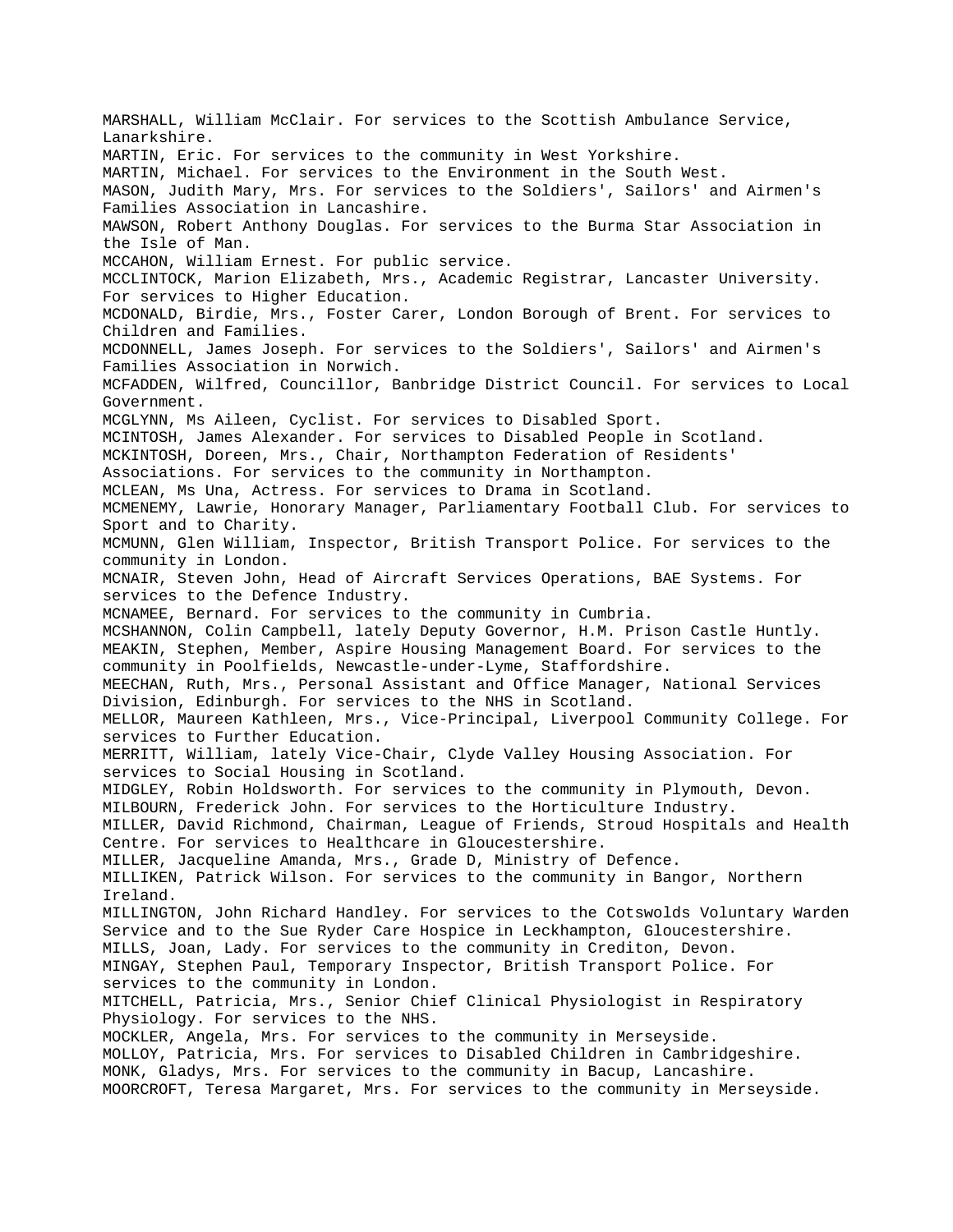MARSHALL, William McClair. For services to the Scottish Ambulance Service, Lanarkshire.

MARTIN, Eric. For services to the community in West Yorkshire.

MARTIN, Michael. For services to the Environment in the South West.

MASON, Judith Mary, Mrs. For services to the Soldiers', Sailors' and Airmen's Families Association in Lancashire.

MAWSON, Robert Anthony Douglas. For services to the Burma Star Association in the Isle of Man.

MCCAHON, William Ernest. For public service.

MCCLINTOCK, Marion Elizabeth, Mrs., Academic Registrar, Lancaster University. For services to Higher Education.

MCDONALD, Birdie, Mrs., Foster Carer, London Borough of Brent. For services to Children and Families.

MCDONNELL, James Joseph. For services to the Soldiers', Sailors' and Airmen's Families Association in Norwich.

MCFADDEN, Wilfred, Councillor, Banbridge District Council. For services to Local Government.

MCGLYNN, Ms Aileen, Cyclist. For services to Disabled Sport.

MCINTOSH, James Alexander. For services to Disabled People in Scotland.

MCKINTOSH, Doreen, Mrs., Chair, Northampton Federation of Residents' Associations. For services to the community in Northampton.

MCLEAN, Ms Una, Actress. For services to Drama in Scotland.

MCMENEMY, Lawrie, Honorary Manager, Parliamentary Football Club. For services to Sport and to Charity.

MCMUNN, Glen William, Inspector, British Transport Police. For services to the community in London.

MCNAIR, Steven John, Head of Aircraft Services Operations, BAE Systems. For services to the Defence Industry.

MCNAMEE, Bernard. For services to the community in Cumbria.

MCSHANNON, Colin Campbell, lately Deputy Governor, H.M. Prison Castle Huntly.

MEAKIN, Stephen, Member, Aspire Housing Management Board. For services to the community in Poolfields, Newcastle-under-Lyme, Staffordshire.

MEECHAN, Ruth, Mrs., Personal Assistant and Office Manager, National Services Division, Edinburgh. For services to the NHS in Scotland.

MELLOR, Maureen Kathleen, Mrs., Vice-Principal, Liverpool Community College. For services to Further Education.

MERRITT, William, lately Vice-Chair, Clyde Valley Housing Association. For services to Social Housing in Scotland.

MIDGLEY, Robin Holdsworth. For services to the community in Plymouth, Devon.

MILBOURN, Frederick John. For services to the Horticulture Industry.

MILLER, David Richmond, Chairman, League of Friends, Stroud Hospitals and Health Centre. For services to Healthcare in Gloucestershire.

MILLER, Jacqueline Amanda, Mrs., Grade D, Ministry of Defence.

MILLIKEN, Patrick Wilson. For services to the community in Bangor, Northern Ireland.

MILLINGTON, John Richard Handley. For services to the Cotswolds Voluntary Warden Service and to the Sue Ryder Care Hospice in Leckhampton, Gloucestershire.

MILLS, Joan, Lady. For services to the community in Crediton, Devon.

MINGAY, Stephen Paul, Temporary Inspector, British Transport Police. For services to the community in London.

MITCHELL, Patricia, Mrs., Senior Chief Clinical Physiologist in Respiratory Physiology. For services to the NHS.

MOCKLER, Angela, Mrs. For services to the community in Merseyside.

MOLLOY, Patricia, Mrs. For services to Disabled Children in Cambridgeshire.

MONK, Gladys, Mrs. For services to the community in Bacup, Lancashire.

MOORCROFT, Teresa Margaret, Mrs. For services to the community in Merseyside.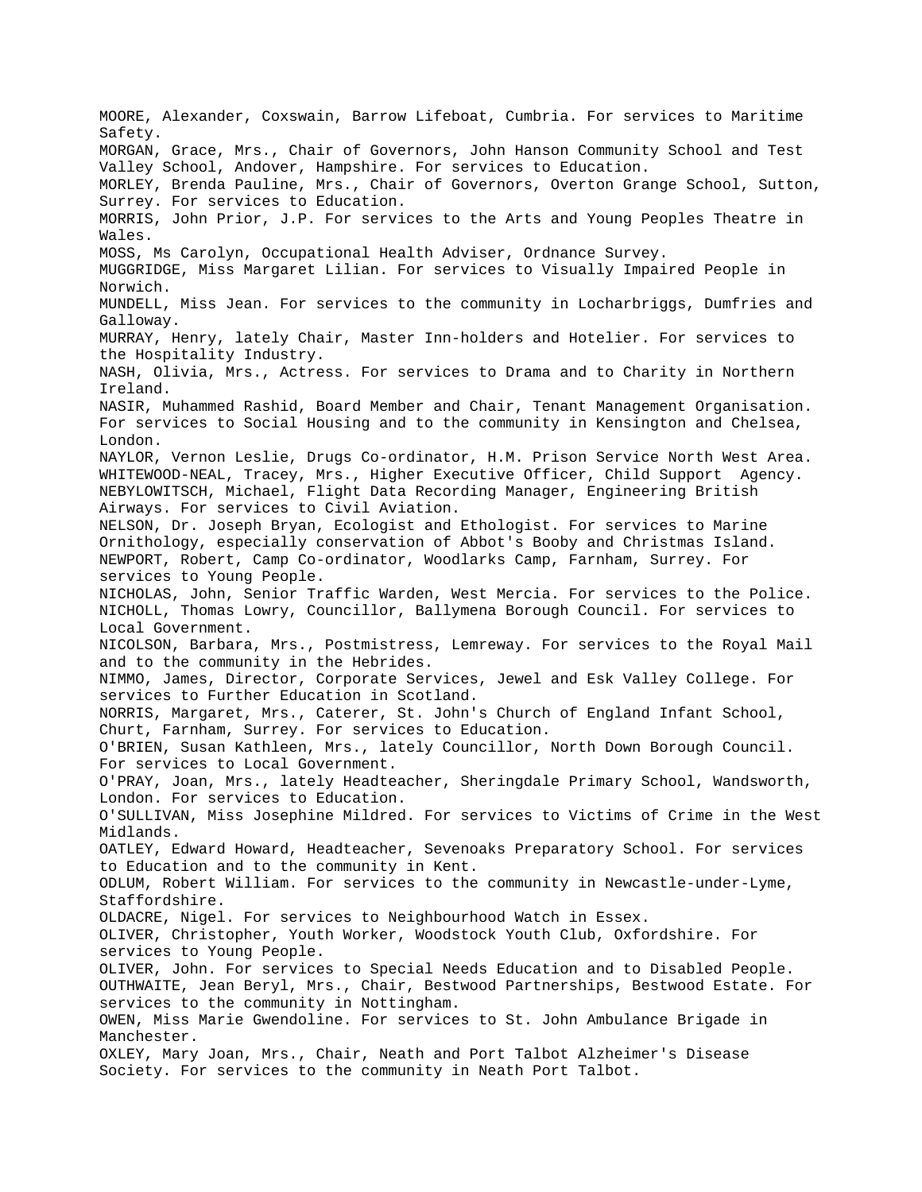MOORE, Alexander, Coxswain, Barrow Lifeboat, Cumbria. For services to Maritime Safety.

MORGAN, Grace, Mrs., Chair of Governors, John Hanson Community School and Test Valley School, Andover, Hampshire. For services to Education.

MORLEY, Brenda Pauline, Mrs., Chair of Governors, Overton Grange School, Sutton, Surrey. For services to Education.

MORRIS, John Prior, J.P. For services to the Arts and Young Peoples Theatre in Wales.

MOSS, Ms Carolyn, Occupational Health Adviser, Ordnance Survey.

MUGGRIDGE, Miss Margaret Lilian. For services to Visually Impaired People in Norwich.

MUNDELL, Miss Jean. For services to the community in Locharbriggs, Dumfries and Galloway.

MURRAY, Henry, lately Chair, Master Inn-holders and Hotelier. For services to the Hospitality Industry.

NASH, Olivia, Mrs., Actress. For services to Drama and to Charity in Northern Ireland.

NASIR, Muhammed Rashid, Board Member and Chair, Tenant Management Organisation. For services to Social Housing and to the community in Kensington and Chelsea, London.

NAYLOR, Vernon Leslie, Drugs Co-ordinator, H.M. Prison Service North West Area.

WHITEWOOD-NEAL, Tracey, Mrs., Higher Executive Officer, Child Support Agency.

NEBYLOWITSCH, Michael, Flight Data Recording Manager, Engineering British Airways. For services to Civil Aviation.

NELSON, Dr. Joseph Bryan, Ecologist and Ethologist. For services to Marine Ornithology, especially conservation of Abbot's Booby and Christmas Island.

NEWPORT, Robert, Camp Co-ordinator, Woodlarks Camp, Farnham, Surrey. For services to Young People.

NICHOLAS, John, Senior Traffic Warden, West Mercia. For services to the Police.

NICHOLL, Thomas Lowry, Councillor, Ballymena Borough Council. For services to Local Government.

NICOLSON, Barbara, Mrs., Postmistress, Lemreway. For services to the Royal Mail and to the community in the Hebrides.

NIMMO, James, Director, Corporate Services, Jewel and Esk Valley College. For services to Further Education in Scotland.

NORRIS, Margaret, Mrs., Caterer, St. John's Church of England Infant School, Churt, Farnham, Surrey. For services to Education.

O'BRIEN, Susan Kathleen, Mrs., lately Councillor, North Down Borough Council. For services to Local Government.

O'PRAY, Joan, Mrs., lately Headteacher, Sheringdale Primary School, Wandsworth, London. For services to Education.

O'SULLIVAN, Miss Josephine Mildred. For services to Victims of Crime in the West Midlands.

OATLEY, Edward Howard, Headteacher, Sevenoaks Preparatory School. For services to Education and to the community in Kent.

ODLUM, Robert William. For services to the community in Newcastle-under-Lyme, Staffordshire.

OLDACRE, Nigel. For services to Neighbourhood Watch in Essex.

OLIVER, Christopher, Youth Worker, Woodstock Youth Club, Oxfordshire. For services to Young People.

OLIVER, John. For services to Special Needs Education and to Disabled People.

OUTHWAITE, Jean Beryl, Mrs., Chair, Bestwood Partnerships, Bestwood Estate. For services to the community in Nottingham.

OWEN, Miss Marie Gwendoline. For services to St. John Ambulance Brigade in Manchester.

OXLEY, Mary Joan, Mrs., Chair, Neath and Port Talbot Alzheimer's Disease Society. For services to the community in Neath Port Talbot.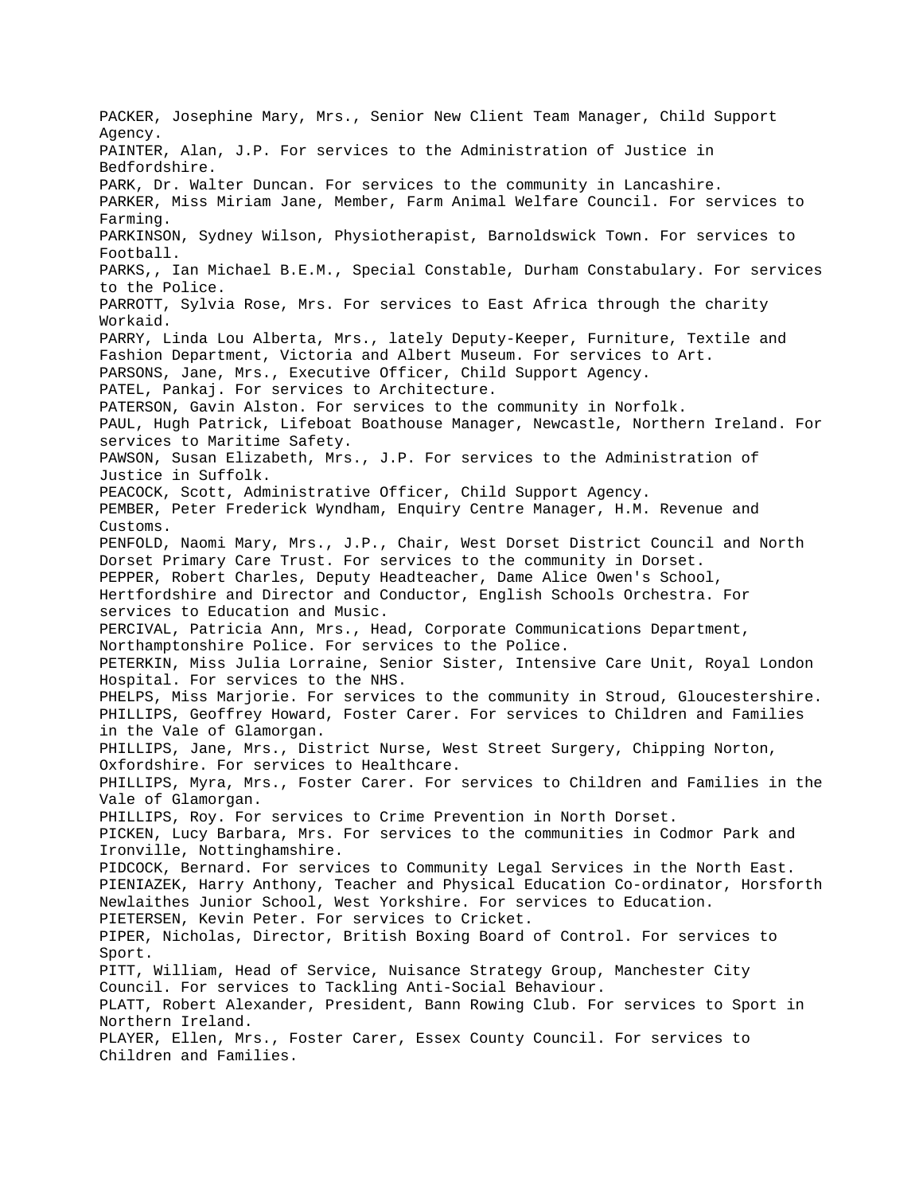PACKER, Josephine Mary, Mrs., Senior New Client Team Manager, Child Support Agency.

PAINTER, Alan, J.P. For services to the Administration of Justice in Bedfordshire.

PARK, Dr. Walter Duncan. For services to the community in Lancashire.

PARKER, Miss Miriam Jane, Member, Farm Animal Welfare Council. For services to Farming.

PARKINSON, Sydney Wilson, Physiotherapist, Barnoldswick Town. For services to Football.

PARKS,, Ian Michael B.E.M., Special Constable, Durham Constabulary. For services to the Police.

PARROTT, Sylvia Rose, Mrs. For services to East Africa through the charity Workaid.

PARRY, Linda Lou Alberta, Mrs., lately Deputy-Keeper, Furniture, Textile and Fashion Department, Victoria and Albert Museum. For services to Art.

PARSONS, Jane, Mrs., Executive Officer, Child Support Agency.

PATEL, Pankaj. For services to Architecture.

PATERSON, Gavin Alston. For services to the community in Norfolk.

PAUL, Hugh Patrick, Lifeboat Boathouse Manager, Newcastle, Northern Ireland. For services to Maritime Safety.

PAWSON, Susan Elizabeth, Mrs., J.P. For services to the Administration of Justice in Suffolk.

PEACOCK, Scott, Administrative Officer, Child Support Agency.

PEMBER, Peter Frederick Wyndham, Enquiry Centre Manager, H.M. Revenue and Customs.

PENFOLD, Naomi Mary, Mrs., J.P., Chair, West Dorset District Council and North Dorset Primary Care Trust. For services to the community in Dorset.

PEPPER, Robert Charles, Deputy Headteacher, Dame Alice Owen's School, Hertfordshire and Director and Conductor, English Schools Orchestra. For services to Education and Music.

PERCIVAL, Patricia Ann, Mrs., Head, Corporate Communications Department, Northamptonshire Police. For services to the Police.

PETERKIN, Miss Julia Lorraine, Senior Sister, Intensive Care Unit, Royal London Hospital. For services to the NHS.

PHELPS, Miss Marjorie. For services to the community in Stroud, Gloucestershire.

PHILLIPS, Geoffrey Howard, Foster Carer. For services to Children and Families in the Vale of Glamorgan.

PHILLIPS, Jane, Mrs., District Nurse, West Street Surgery, Chipping Norton, Oxfordshire. For services to Healthcare.

PHILLIPS, Myra, Mrs., Foster Carer. For services to Children and Families in the Vale of Glamorgan.

PHILLIPS, Roy. For services to Crime Prevention in North Dorset.

PICKEN, Lucy Barbara, Mrs. For services to the communities in Codmor Park and Ironville, Nottinghamshire.

PIDCOCK, Bernard. For services to Community Legal Services in the North East.

PIENIAZEK, Harry Anthony, Teacher and Physical Education Co-ordinator, Horsforth Newlaithes Junior School, West Yorkshire. For services to Education.

PIETERSEN, Kevin Peter. For services to Cricket.

PIPER, Nicholas, Director, British Boxing Board of Control. For services to Sport.

PITT, William, Head of Service, Nuisance Strategy Group, Manchester City Council. For services to Tackling Anti-Social Behaviour.

PLATT, Robert Alexander, President, Bann Rowing Club. For services to Sport in Northern Ireland.

PLAYER, Ellen, Mrs., Foster Carer, Essex County Council. For services to Children and Families.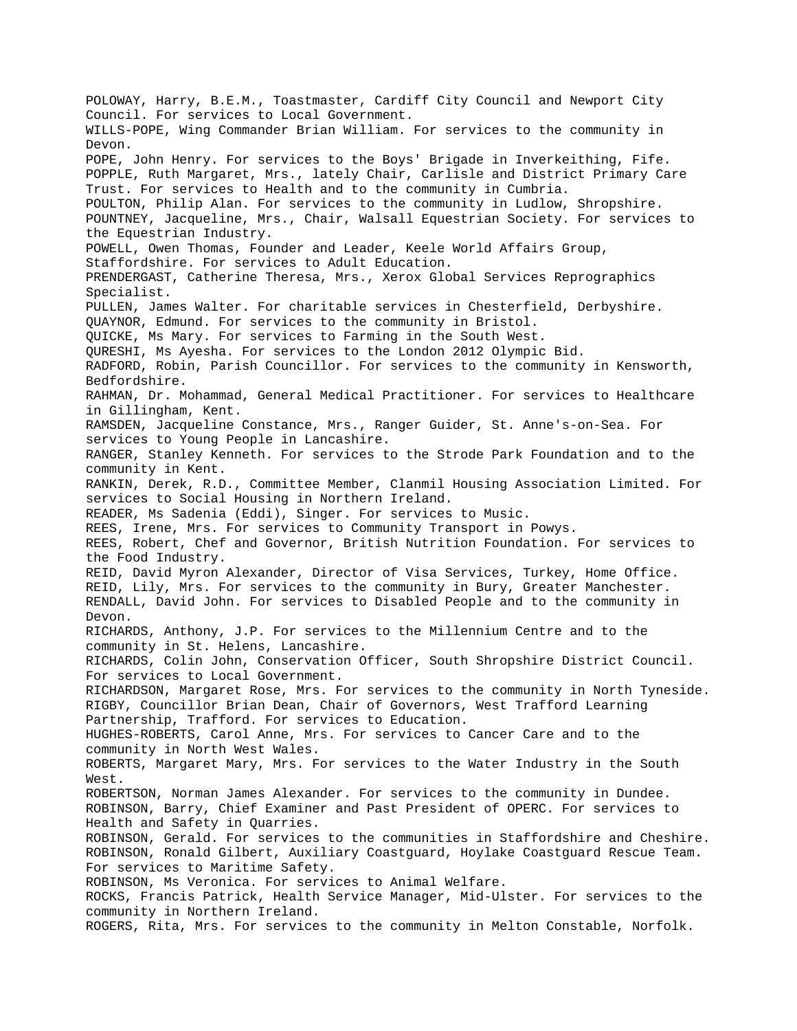POLOWAY, Harry, B.E.M., Toastmaster, Cardiff City Council and Newport City Council. For services to Local Government.

WILLS-POPE, Wing Commander Brian William. For services to the community in Devon.

POPE, John Henry. For services to the Boys' Brigade in Inverkeithing, Fife.

POPPLE, Ruth Margaret, Mrs., lately Chair, Carlisle and District Primary Care Trust. For services to Health and to the community in Cumbria.

POULTON, Philip Alan. For services to the community in Ludlow, Shropshire.

POUNTNEY, Jacqueline, Mrs., Chair, Walsall Equestrian Society. For services to the Equestrian Industry.

POWELL, Owen Thomas, Founder and Leader, Keele World Affairs Group, Staffordshire. For services to Adult Education.

PRENDERGAST, Catherine Theresa, Mrs., Xerox Global Services Reprographics Specialist.

PULLEN, James Walter. For charitable services in Chesterfield, Derbyshire.

QUAYNOR, Edmund. For services to the community in Bristol.

QUICKE, Ms Mary. For services to Farming in the South West.

QURESHI, Ms Ayesha. For services to the London 2012 Olympic Bid.

RADFORD, Robin, Parish Councillor. For services to the community in Kensworth, Bedfordshire.

RAHMAN, Dr. Mohammad, General Medical Practitioner. For services to Healthcare in Gillingham, Kent.

RAMSDEN, Jacqueline Constance, Mrs., Ranger Guider, St. Anne's-on-Sea. For services to Young People in Lancashire.

RANGER, Stanley Kenneth. For services to the Strode Park Foundation and to the community in Kent.

RANKIN, Derek, R.D., Committee Member, Clanmil Housing Association Limited. For services to Social Housing in Northern Ireland.

READER, Ms Sadenia (Eddi), Singer. For services to Music.

REES, Irene, Mrs. For services to Community Transport in Powys.

REES, Robert, Chef and Governor, British Nutrition Foundation. For services to the Food Industry.

REID, David Myron Alexander, Director of Visa Services, Turkey, Home Office.

REID, Lily, Mrs. For services to the community in Bury, Greater Manchester.

RENDALL, David John. For services to Disabled People and to the community in Devon.

RICHARDS, Anthony, J.P. For services to the Millennium Centre and to the community in St. Helens, Lancashire.

RICHARDS, Colin John, Conservation Officer, South Shropshire District Council. For services to Local Government.

RICHARDSON, Margaret Rose, Mrs. For services to the community in North Tyneside.

RIGBY, Councillor Brian Dean, Chair of Governors, West Trafford Learning Partnership, Trafford. For services to Education.

HUGHES-ROBERTS, Carol Anne, Mrs. For services to Cancer Care and to the community in North West Wales.

ROBERTS, Margaret Mary, Mrs. For services to the Water Industry in the South West.

ROBERTSON, Norman James Alexander. For services to the community in Dundee.

ROBINSON, Barry, Chief Examiner and Past President of OPERC. For services to Health and Safety in Quarries.

ROBINSON, Gerald. For services to the communities in Staffordshire and Cheshire.

ROBINSON, Ronald Gilbert, Auxiliary Coastguard, Hoylake Coastguard Rescue Team. For services to Maritime Safety.

ROBINSON, Ms Veronica. For services to Animal Welfare.

ROCKS, Francis Patrick, Health Service Manager, Mid-Ulster. For services to the community in Northern Ireland.

ROGERS, Rita, Mrs. For services to the community in Melton Constable, Norfolk.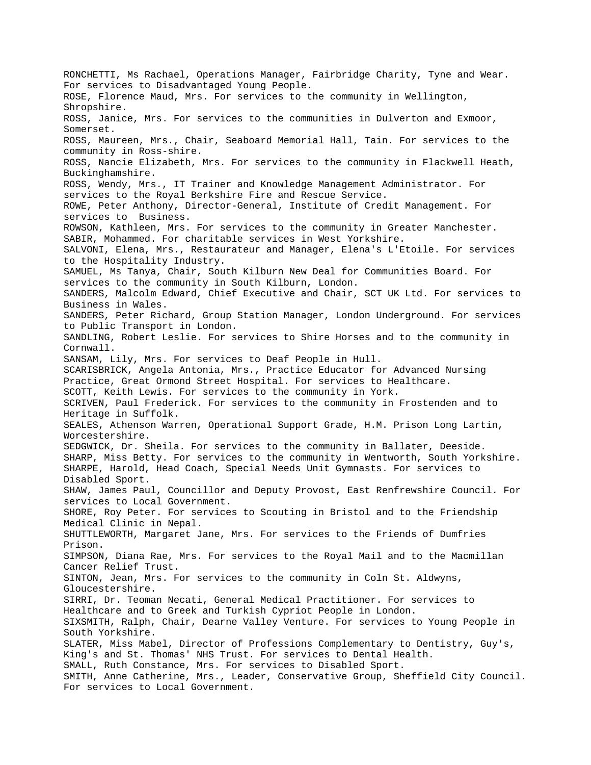RONCHETTI, Ms Rachael, Operations Manager, Fairbridge Charity, Tyne and Wear. For services to Disadvantaged Young People.

ROSE, Florence Maud, Mrs. For services to the community in Wellington, Shropshire.

ROSS, Janice, Mrs. For services to the communities in Dulverton and Exmoor, Somerset.

ROSS, Maureen, Mrs., Chair, Seaboard Memorial Hall, Tain. For services to the community in Ross-shire.

ROSS, Nancie Elizabeth, Mrs. For services to the community in Flackwell Heath, Buckinghamshire.

ROSS, Wendy, Mrs., IT Trainer and Knowledge Management Administrator. For services to the Royal Berkshire Fire and Rescue Service.

ROWE, Peter Anthony, Director-General, Institute of Credit Management. For services to Business.

ROWSON, Kathleen, Mrs. For services to the community in Greater Manchester.

SABIR, Mohammed. For charitable services in West Yorkshire.

SALVONI, Elena, Mrs., Restaurateur and Manager, Elena's L'Etoile. For services to the Hospitality Industry.

SAMUEL, Ms Tanya, Chair, South Kilburn New Deal for Communities Board. For services to the community in South Kilburn, London.

SANDERS, Malcolm Edward, Chief Executive and Chair, SCT UK Ltd. For services to Business in Wales.

SANDERS, Peter Richard, Group Station Manager, London Underground. For services to Public Transport in London.

SANDLING, Robert Leslie. For services to Shire Horses and to the community in Cornwall.

SANSAM, Lily, Mrs. For services to Deaf People in Hull.

SCARISBRICK, Angela Antonia, Mrs., Practice Educator for Advanced Nursing Practice, Great Ormond Street Hospital. For services to Healthcare.

SCOTT, Keith Lewis. For services to the community in York.

SCRIVEN, Paul Frederick. For services to the community in Frostenden and to Heritage in Suffolk.

SEALES, Athenson Warren, Operational Support Grade, H.M. Prison Long Lartin, Worcestershire.

SEDGWICK, Dr. Sheila. For services to the community in Ballater, Deeside.

SHARP, Miss Betty. For services to the community in Wentworth, South Yorkshire.

SHARPE, Harold, Head Coach, Special Needs Unit Gymnasts. For services to Disabled Sport.

SHAW, James Paul, Councillor and Deputy Provost, East Renfrewshire Council. For services to Local Government.

SHORE, Roy Peter. For services to Scouting in Bristol and to the Friendship Medical Clinic in Nepal.

SHUTTLEWORTH, Margaret Jane, Mrs. For services to the Friends of Dumfries Prison.

SIMPSON, Diana Rae, Mrs. For services to the Royal Mail and to the Macmillan Cancer Relief Trust.

SINTON, Jean, Mrs. For services to the community in Coln St. Aldwyns, Gloucestershire.

SIRRI, Dr. Teoman Necati, General Medical Practitioner. For services to Healthcare and to Greek and Turkish Cypriot People in London.

SIXSMITH, Ralph, Chair, Dearne Valley Venture. For services to Young People in South Yorkshire.

SLATER, Miss Mabel, Director of Professions Complementary to Dentistry, Guy's, King's and St. Thomas' NHS Trust. For services to Dental Health.

SMALL, Ruth Constance, Mrs. For services to Disabled Sport.

SMITH, Anne Catherine, Mrs., Leader, Conservative Group, Sheffield City Council. For services to Local Government.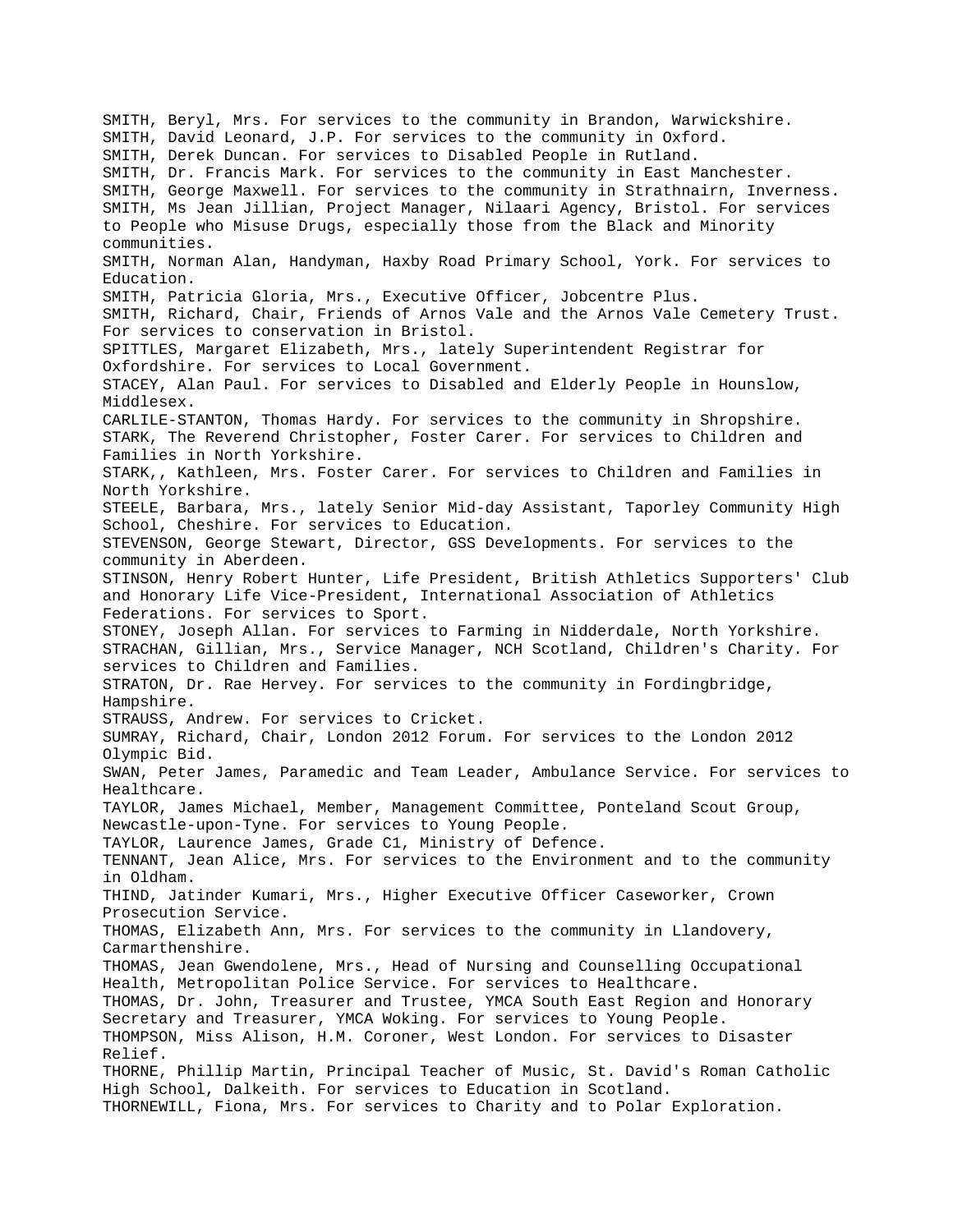SMITH, Beryl, Mrs. For services to the community in Brandon, Warwickshire.

SMITH, David Leonard, J.P. For services to the community in Oxford.

SMITH, Derek Duncan. For services to Disabled People in Rutland.

SMITH, Dr. Francis Mark. For services to the community in East Manchester.

SMITH, George Maxwell. For services to the community in Strathnairn, Inverness.

SMITH, Ms Jean Jillian, Project Manager, Nilaari Agency, Bristol. For services to People who Misuse Drugs, especially those from the Black and Minority communities.

SMITH, Norman Alan, Handyman, Haxby Road Primary School, York. For services to Education.

SMITH, Patricia Gloria, Mrs., Executive Officer, Jobcentre Plus.

SMITH, Richard, Chair, Friends of Arnos Vale and the Arnos Vale Cemetery Trust. For services to conservation in Bristol.

SPITTLES, Margaret Elizabeth, Mrs., lately Superintendent Registrar for Oxfordshire. For services to Local Government.

STACEY, Alan Paul. For services to Disabled and Elderly People in Hounslow, Middlesex.

CARLILE-STANTON, Thomas Hardy. For services to the community in Shropshire.

STARK, The Reverend Christopher, Foster Carer. For services to Children and Families in North Yorkshire.

STARK,, Kathleen, Mrs. Foster Carer. For services to Children and Families in North Yorkshire.

STEELE, Barbara, Mrs., lately Senior Mid-day Assistant, Taporley Community High School, Cheshire. For services to Education.

STEVENSON, George Stewart, Director, GSS Developments. For services to the community in Aberdeen.

STINSON, Henry Robert Hunter, Life President, British Athletics Supporters' Club and Honorary Life Vice-President, International Association of Athletics Federations. For services to Sport.

STONEY, Joseph Allan. For services to Farming in Nidderdale, North Yorkshire.

STRACHAN, Gillian, Mrs., Service Manager, NCH Scotland, Children's Charity. For services to Children and Families.

STRATON, Dr. Rae Hervey. For services to the community in Fordingbridge, Hampshire.

STRAUSS, Andrew. For services to Cricket.

SUMRAY, Richard, Chair, London 2012 Forum. For services to the London 2012 Olympic Bid.

SWAN, Peter James, Paramedic and Team Leader, Ambulance Service. For services to Healthcare.

TAYLOR, James Michael, Member, Management Committee, Ponteland Scout Group, Newcastle-upon-Tyne. For services to Young People.

TAYLOR, Laurence James, Grade C1, Ministry of Defence.

TENNANT, Jean Alice, Mrs. For services to the Environment and to the community in Oldham.

THIND, Jatinder Kumari, Mrs., Higher Executive Officer Caseworker, Crown Prosecution Service.

THOMAS, Elizabeth Ann, Mrs. For services to the community in Llandovery, Carmarthenshire.

THOMAS, Jean Gwendolene, Mrs., Head of Nursing and Counselling Occupational Health, Metropolitan Police Service. For services to Healthcare.

THOMAS, Dr. John, Treasurer and Trustee, YMCA South East Region and Honorary Secretary and Treasurer, YMCA Woking. For services to Young People.

THOMPSON, Miss Alison, H.M. Coroner, West London. For services to Disaster Relief.

THORNE, Phillip Martin, Principal Teacher of Music, St. David's Roman Catholic High School, Dalkeith. For services to Education in Scotland.

THORNEWILL, Fiona, Mrs. For services to Charity and to Polar Exploration.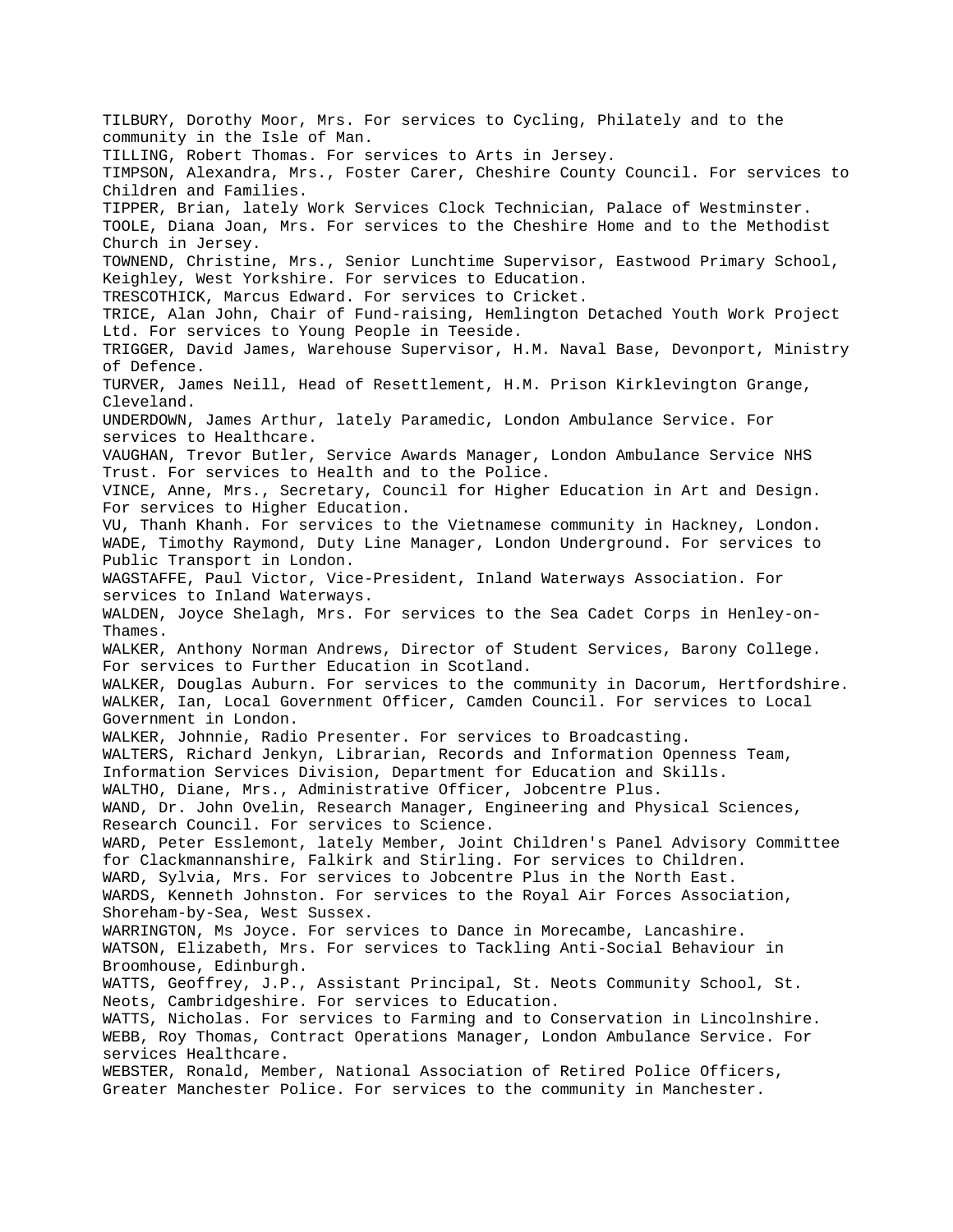TILBURY, Dorothy Moor, Mrs. For services to Cycling, Philately and to the community in the Isle of Man.
TILLING, Robert Thomas. For services to Arts in Jersey.
TIMPSON, Alexandra, Mrs., Foster Carer, Cheshire County Council. For services to Children and Families.
TIPPER, Brian, lately Work Services Clock Technician, Palace of Westminster.
TOOLE, Diana Joan, Mrs. For services to the Cheshire Home and to the Methodist Church in Jersey.
TOWNEND, Christine, Mrs., Senior Lunchtime Supervisor, Eastwood Primary School, Keighley, West Yorkshire. For services to Education.
TRESCOTHICK, Marcus Edward. For services to Cricket.
TRICE, Alan John, Chair of Fund-raising, Hemlington Detached Youth Work Project Ltd. For services to Young People in Teeside.
TRIGGER, David James, Warehouse Supervisor, H.M. Naval Base, Devonport, Ministry of Defence.
TURVER, James Neill, Head of Resettlement, H.M. Prison Kirklevington Grange, Cleveland.
UNDERDOWN, James Arthur, lately Paramedic, London Ambulance Service. For services to Healthcare.
VAUGHAN, Trevor Butler, Service Awards Manager, London Ambulance Service NHS Trust. For services to Health and to the Police.
VINCE, Anne, Mrs., Secretary, Council for Higher Education in Art and Design. For services to Higher Education.
VU, Thanh Khanh. For services to the Vietnamese community in Hackney, London.
WADE, Timothy Raymond, Duty Line Manager, London Underground. For services to Public Transport in London.
WAGSTAFFE, Paul Victor, Vice-President, Inland Waterways Association. For services to Inland Waterways.
WALDEN, Joyce Shelagh, Mrs. For services to the Sea Cadet Corps in Henley-on-Thames.
WALKER, Anthony Norman Andrews, Director of Student Services, Barony College. For services to Further Education in Scotland.
WALKER, Douglas Auburn. For services to the community in Dacorum, Hertfordshire.
WALKER, Ian, Local Government Officer, Camden Council. For services to Local Government in London.
WALKER, Johnnie, Radio Presenter. For services to Broadcasting.
WALTERS, Richard Jenkyn, Librarian, Records and Information Openness Team, Information Services Division, Department for Education and Skills.
WALTHO, Diane, Mrs., Administrative Officer, Jobcentre Plus.
WAND, Dr. John Ovelin, Research Manager, Engineering and Physical Sciences, Research Council. For services to Science.
WARD, Peter Esslemont, lately Member, Joint Children's Panel Advisory Committee for Clackmannanshire, Falkirk and Stirling. For services to Children.
WARD, Sylvia, Mrs. For services to Jobcentre Plus in the North East.
WARDS, Kenneth Johnston. For services to the Royal Air Forces Association, Shoreham-by-Sea, West Sussex.
WARRINGTON, Ms Joyce. For services to Dance in Morecambe, Lancashire.
WATSON, Elizabeth, Mrs. For services to Tackling Anti-Social Behaviour in Broomhouse, Edinburgh.
WATTS, Geoffrey, J.P., Assistant Principal, St. Neots Community School, St. Neots, Cambridgeshire. For services to Education.
WATTS, Nicholas. For services to Farming and to Conservation in Lincolnshire.
WEBB, Roy Thomas, Contract Operations Manager, London Ambulance Service. For services Healthcare.
WEBSTER, Ronald, Member, National Association of Retired Police Officers, Greater Manchester Police. For services to the community in Manchester.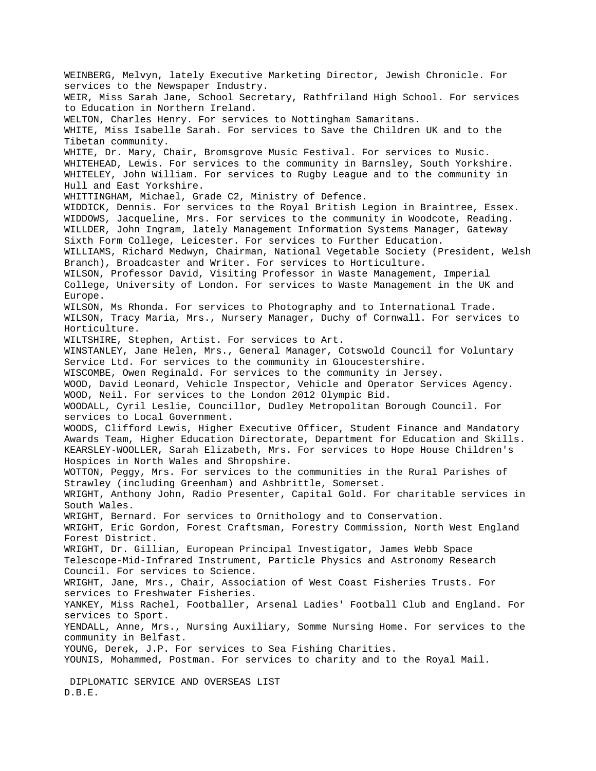WEINBERG, Melvyn, lately Executive Marketing Director, Jewish Chronicle. For services to the Newspaper Industry.
WEIR, Miss Sarah Jane, School Secretary, Rathfriland High School. For services to Education in Northern Ireland.
WELTON, Charles Henry. For services to Nottingham Samaritans.
WHITE, Miss Isabelle Sarah. For services to Save the Children UK and to the Tibetan community.
WHITE, Dr. Mary, Chair, Bromsgrove Music Festival. For services to Music.
WHITEHEAD, Lewis. For services to the community in Barnsley, South Yorkshire.
WHITELEY, John William. For services to Rugby League and to the community in Hull and East Yorkshire.
WHITTINGHAM, Michael, Grade C2, Ministry of Defence.
WIDDICK, Dennis. For services to the Royal British Legion in Braintree, Essex.
WIDDOWS, Jacqueline, Mrs. For services to the community in Woodcote, Reading.
WILLDER, John Ingram, lately Management Information Systems Manager, Gateway Sixth Form College, Leicester. For services to Further Education.
WILLIAMS, Richard Medwyn, Chairman, National Vegetable Society (President, Welsh Branch), Broadcaster and Writer. For services to Horticulture.
WILSON, Professor David, Visiting Professor in Waste Management, Imperial College, University of London. For services to Waste Management in the UK and Europe.
WILSON, Ms Rhonda. For services to Photography and to International Trade.
WILSON, Tracy Maria, Mrs., Nursery Manager, Duchy of Cornwall. For services to Horticulture.
WILTSHIRE, Stephen, Artist. For services to Art.
WINSTANLEY, Jane Helen, Mrs., General Manager, Cotswold Council for Voluntary Service Ltd. For services to the community in Gloucestershire.
WISCOMBE, Owen Reginald. For services to the community in Jersey.
WOOD, David Leonard, Vehicle Inspector, Vehicle and Operator Services Agency.
WOOD, Neil. For services to the London 2012 Olympic Bid.
WOODALL, Cyril Leslie, Councillor, Dudley Metropolitan Borough Council. For services to Local Government.
WOODS, Clifford Lewis, Higher Executive Officer, Student Finance and Mandatory Awards Team, Higher Education Directorate, Department for Education and Skills.
KEARSLEY-WOOLLER, Sarah Elizabeth, Mrs. For services to Hope House Children's Hospices in North Wales and Shropshire.
WOTTON, Peggy, Mrs. For services to the communities in the Rural Parishes of Strawley (including Greenham) and Ashbrittle, Somerset.
WRIGHT, Anthony John, Radio Presenter, Capital Gold. For charitable services in South Wales.
WRIGHT, Bernard. For services to Ornithology and to Conservation.
WRIGHT, Eric Gordon, Forest Craftsman, Forestry Commission, North West England Forest District.
WRIGHT, Dr. Gillian, European Principal Investigator, James Webb Space Telescope-Mid-Infrared Instrument, Particle Physics and Astronomy Research Council. For services to Science.
WRIGHT, Jane, Mrs., Chair, Association of West Coast Fisheries Trusts. For services to Freshwater Fisheries.
YANKEY, Miss Rachel, Footballer, Arsenal Ladies' Football Club and England. For services to Sport.
YENDALL, Anne, Mrs., Nursing Auxiliary, Somme Nursing Home. For services to the community in Belfast.
YOUNG, Derek, J.P. For services to Sea Fishing Charities.
YOUNIS, Mohammed, Postman. For services to charity and to the Royal Mail.

## DIPLOMATIC SERVICE AND OVERSEAS LIST

### D.B.E.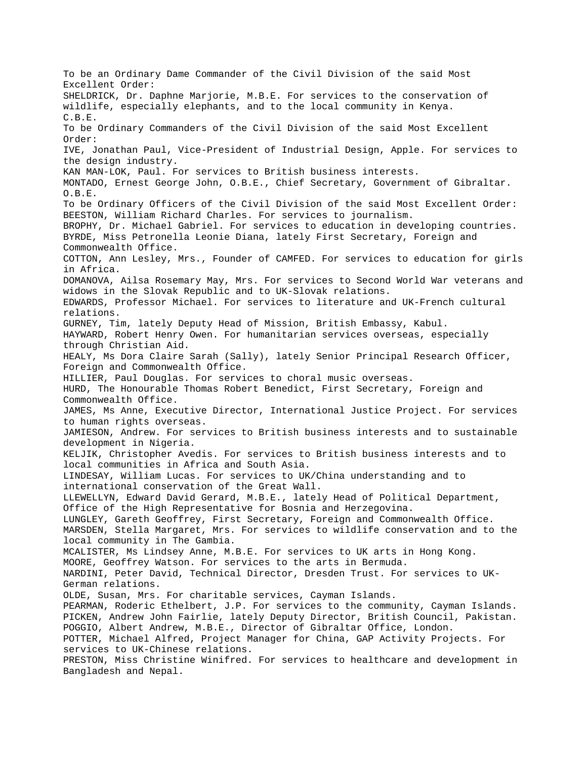To be an Ordinary Dame Commander of the Civil Division of the said Most Excellent Order:

SHELDRICK, Dr. Daphne Marjorie, M.B.E. For services to the conservation of wildlife, especially elephants, and to the local community in Kenya.

C.B.E.

To be Ordinary Commanders of the Civil Division of the said Most Excellent Order:

IVE, Jonathan Paul, Vice-President of Industrial Design, Apple. For services to the design industry.

KAN MAN-LOK, Paul. For services to British business interests.

MONTADO, Ernest George John, O.B.E., Chief Secretary, Government of Gibraltar.

O.B.E.

To be Ordinary Officers of the Civil Division of the said Most Excellent Order:

BEESTON, William Richard Charles. For services to journalism.

BROPHY, Dr. Michael Gabriel. For services to education in developing countries.

BYRDE, Miss Petronella Leonie Diana, lately First Secretary, Foreign and Commonwealth Office.

COTTON, Ann Lesley, Mrs., Founder of CAMFED. For services to education for girls in Africa.

DOMANOVA, Ailsa Rosemary May, Mrs. For services to Second World War veterans and widows in the Slovak Republic and to UK-Slovak relations.

EDWARDS, Professor Michael. For services to literature and UK-French cultural relations.

GURNEY, Tim, lately Deputy Head of Mission, British Embassy, Kabul.

HAYWARD, Robert Henry Owen. For humanitarian services overseas, especially through Christian Aid.

HEALY, Ms Dora Claire Sarah (Sally), lately Senior Principal Research Officer, Foreign and Commonwealth Office.

HILLIER, Paul Douglas. For services to choral music overseas.

HURD, The Honourable Thomas Robert Benedict, First Secretary, Foreign and Commonwealth Office.

JAMES, Ms Anne, Executive Director, International Justice Project. For services to human rights overseas.

JAMIESON, Andrew. For services to British business interests and to sustainable development in Nigeria.

KELJIK, Christopher Avedis. For services to British business interests and to local communities in Africa and South Asia.

LINDESAY, William Lucas. For services to UK/China understanding and to international conservation of the Great Wall.

LLEWELLYN, Edward David Gerard, M.B.E., lately Head of Political Department, Office of the High Representative for Bosnia and Herzegovina.

LUNGLEY, Gareth Geoffrey, First Secretary, Foreign and Commonwealth Office.

MARSDEN, Stella Margaret, Mrs. For services to wildlife conservation and to the local community in The Gambia.

MCALISTER, Ms Lindsey Anne, M.B.E. For services to UK arts in Hong Kong.

MOORE, Geoffrey Watson. For services to the arts in Bermuda.

NARDINI, Peter David, Technical Director, Dresden Trust. For services to UK-German relations.

OLDE, Susan, Mrs. For charitable services, Cayman Islands.

PEARMAN, Roderic Ethelbert, J.P. For services to the community, Cayman Islands.

PICKEN, Andrew John Fairlie, lately Deputy Director, British Council, Pakistan.

POGGIO, Albert Andrew, M.B.E., Director of Gibraltar Office, London.

POTTER, Michael Alfred, Project Manager for China, GAP Activity Projects. For services to UK-Chinese relations.

PRESTON, Miss Christine Winifred. For services to healthcare and development in Bangladesh and Nepal.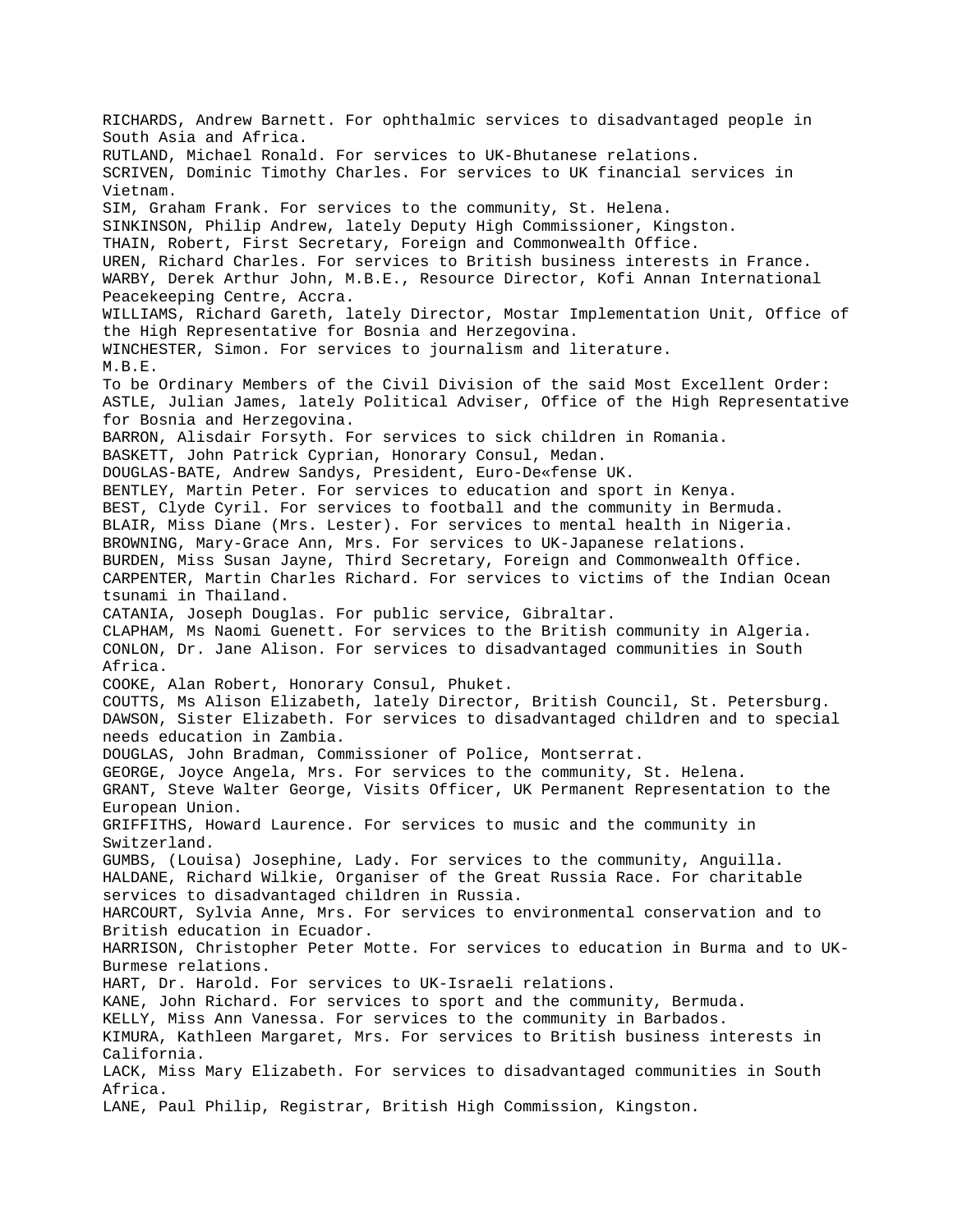RICHARDS, Andrew Barnett. For ophthalmic services to disadvantaged people in South Asia and Africa.
RUTLAND, Michael Ronald. For services to UK-Bhutanese relations.
SCRIVEN, Dominic Timothy Charles. For services to UK financial services in Vietnam.
SIM, Graham Frank. For services to the community, St. Helena.
SINKINSON, Philip Andrew, lately Deputy High Commissioner, Kingston.
THAIN, Robert, First Secretary, Foreign and Commonwealth Office.
UREN, Richard Charles. For services to British business interests in France.
WARBY, Derek Arthur John, M.B.E., Resource Director, Kofi Annan International Peacekeeping Centre, Accra.
WILLIAMS, Richard Gareth, lately Director, Mostar Implementation Unit, Office of the High Representative for Bosnia and Herzegovina.
WINCHESTER, Simon. For services to journalism and literature.

M.B.E.

To be Ordinary Members of the Civil Division of the said Most Excellent Order:
ASTLE, Julian James, lately Political Adviser, Office of the High Representative for Bosnia and Herzegovina.
BARRON, Alisdair Forsyth. For services to sick children in Romania.
BASKETT, John Patrick Cyprian, Honorary Consul, Medan.
DOUGLAS-BATE, Andrew Sandys, President, Euro-De«fense UK.
BENTLEY, Martin Peter. For services to education and sport in Kenya.
BEST, Clyde Cyril. For services to football and the community in Bermuda.
BLAIR, Miss Diane (Mrs. Lester). For services to mental health in Nigeria.
BROWNING, Mary-Grace Ann, Mrs. For services to UK-Japanese relations.
BURDEN, Miss Susan Jayne, Third Secretary, Foreign and Commonwealth Office.
CARPENTER, Martin Charles Richard. For services to victims of the Indian Ocean tsunami in Thailand.
CATANIA, Joseph Douglas. For public service, Gibraltar.
CLAPHAM, Ms Naomi Guenett. For services to the British community in Algeria.
CONLON, Dr. Jane Alison. For services to disadvantaged communities in South Africa.
COOKE, Alan Robert, Honorary Consul, Phuket.
COUTTS, Ms Alison Elizabeth, lately Director, British Council, St. Petersburg.
DAWSON, Sister Elizabeth. For services to disadvantaged children and to special needs education in Zambia.
DOUGLAS, John Bradman, Commissioner of Police, Montserrat.
GEORGE, Joyce Angela, Mrs. For services to the community, St. Helena.
GRANT, Steve Walter George, Visits Officer, UK Permanent Representation to the European Union.
GRIFFITHS, Howard Laurence. For services to music and the community in Switzerland.
GUMBS, (Louisa) Josephine, Lady. For services to the community, Anguilla.
HALDANE, Richard Wilkie, Organiser of the Great Russia Race. For charitable services to disadvantaged children in Russia.
HARCOURT, Sylvia Anne, Mrs. For services to environmental conservation and to British education in Ecuador.
HARRISON, Christopher Peter Motte. For services to education in Burma and to UK-Burmese relations.
HART, Dr. Harold. For services to UK-Israeli relations.
KANE, John Richard. For services to sport and the community, Bermuda.
KELLY, Miss Ann Vanessa. For services to the community in Barbados.
KIMURA, Kathleen Margaret, Mrs. For services to British business interests in California.
LACK, Miss Mary Elizabeth. For services to disadvantaged communities in South Africa.
LANE, Paul Philip, Registrar, British High Commission, Kingston.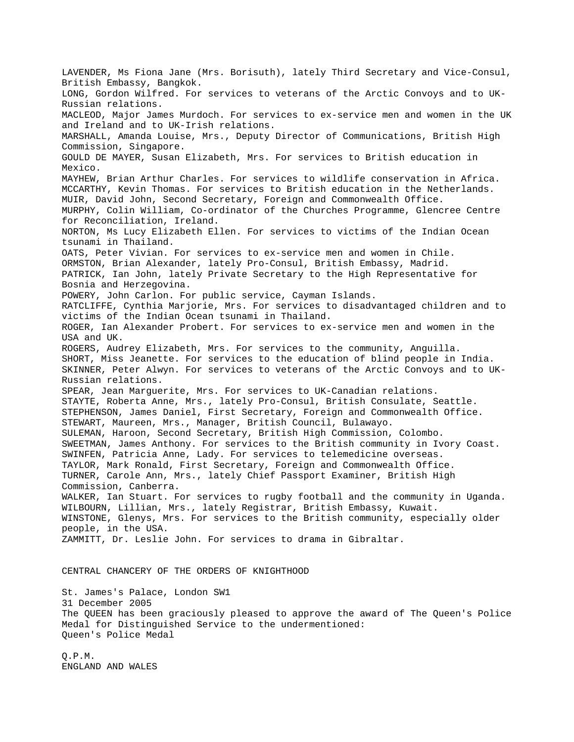LAVENDER, Ms Fiona Jane (Mrs. Borisuth), lately Third Secretary and Vice-Consul, British Embassy, Bangkok.
LONG, Gordon Wilfred. For services to veterans of the Arctic Convoys and to UK-Russian relations.
MACLEOD, Major James Murdoch. For services to ex-service men and women in the UK and Ireland and to UK-Irish relations.
MARSHALL, Amanda Louise, Mrs., Deputy Director of Communications, British High Commission, Singapore.
GOULD DE MAYER, Susan Elizabeth, Mrs. For services to British education in Mexico.
MAYHEW, Brian Arthur Charles. For services to wildlife conservation in Africa.
MCCARTHY, Kevin Thomas. For services to British education in the Netherlands.
MUIR, David John, Second Secretary, Foreign and Commonwealth Office.
MURPHY, Colin William, Co-ordinator of the Churches Programme, Glencree Centre for Reconciliation, Ireland.
NORTON, Ms Lucy Elizabeth Ellen. For services to victims of the Indian Ocean tsunami in Thailand.
OATS, Peter Vivian. For services to ex-service men and women in Chile.
ORMSTON, Brian Alexander, lately Pro-Consul, British Embassy, Madrid.
PATRICK, Ian John, lately Private Secretary to the High Representative for Bosnia and Herzegovina.
POWERY, John Carlon. For public service, Cayman Islands.
RATCLIFFE, Cynthia Marjorie, Mrs. For services to disadvantaged children and to victims of the Indian Ocean tsunami in Thailand.
ROGER, Ian Alexander Probert. For services to ex-service men and women in the USA and UK.
ROGERS, Audrey Elizabeth, Mrs. For services to the community, Anguilla.
SHORT, Miss Jeanette. For services to the education of blind people in India.
SKINNER, Peter Alwyn. For services to veterans of the Arctic Convoys and to UK-Russian relations.
SPEAR, Jean Marguerite, Mrs. For services to UK-Canadian relations.
STAYTE, Roberta Anne, Mrs., lately Pro-Consul, British Consulate, Seattle.
STEPHENSON, James Daniel, First Secretary, Foreign and Commonwealth Office.
STEWART, Maureen, Mrs., Manager, British Council, Bulawayo.
SULEMAN, Haroon, Second Secretary, British High Commission, Colombo.
SWEETMAN, James Anthony. For services to the British community in Ivory Coast.
SWINFEN, Patricia Anne, Lady. For services to telemedicine overseas.
TAYLOR, Mark Ronald, First Secretary, Foreign and Commonwealth Office.
TURNER, Carole Ann, Mrs., lately Chief Passport Examiner, British High Commission, Canberra.
WALKER, Ian Stuart. For services to rugby football and the community in Uganda.
WILBOURN, Lillian, Mrs., lately Registrar, British Embassy, Kuwait.
WINSTONE, Glenys, Mrs. For services to the British community, especially older people, in the USA.
ZAMMITT, Dr. Leslie John. For services to drama in Gibraltar.

CENTRAL CHANCERY OF THE ORDERS OF KNIGHTHOOD

St. James's Palace, London SW1
31 December 2005
The QUEEN has been graciously pleased to approve the award of The Queen's Police Medal for Distinguished Service to the undermentioned:
Queen's Police Medal

Q.P.M.
ENGLAND AND WALES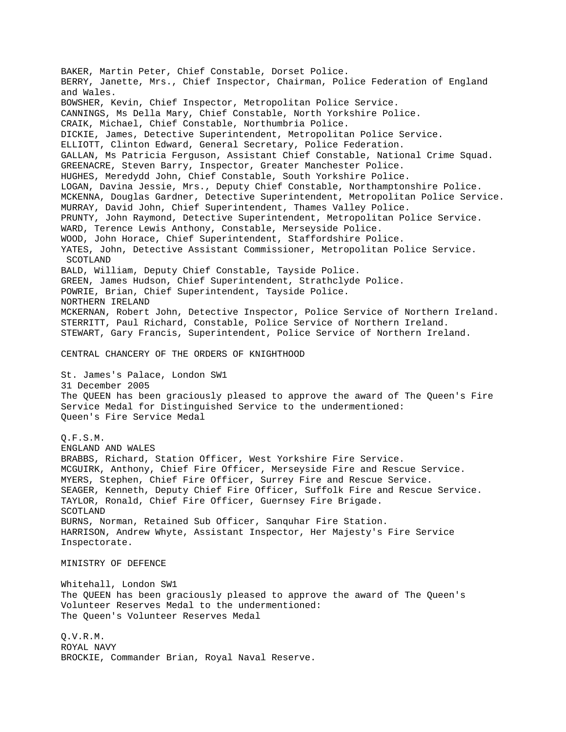BAKER, Martin Peter, Chief Constable, Dorset Police.
BERRY, Janette, Mrs., Chief Inspector, Chairman, Police Federation of England and Wales.
BOWSHER, Kevin, Chief Inspector, Metropolitan Police Service.
CANNINGS, Ms Della Mary, Chief Constable, North Yorkshire Police.
CRAIK, Michael, Chief Constable, Northumbria Police.
DICKIE, James, Detective Superintendent, Metropolitan Police Service.
ELLIOTT, Clinton Edward, General Secretary, Police Federation.
GALLAN, Ms Patricia Ferguson, Assistant Chief Constable, National Crime Squad.
GREENACRE, Steven Barry, Inspector, Greater Manchester Police.
HUGHES, Meredydd John, Chief Constable, South Yorkshire Police.
LOGAN, Davina Jessie, Mrs., Deputy Chief Constable, Northamptonshire Police.
MCKENNA, Douglas Gardner, Detective Superintendent, Metropolitan Police Service.
MURRAY, David John, Chief Superintendent, Thames Valley Police.
PRUNTY, John Raymond, Detective Superintendent, Metropolitan Police Service.
WARD, Terence Lewis Anthony, Constable, Merseyside Police.
WOOD, John Horace, Chief Superintendent, Staffordshire Police.
YATES, John, Detective Assistant Commissioner, Metropolitan Police Service.

SCOTLAND

BALD, William, Deputy Chief Constable, Tayside Police.
GREEN, James Hudson, Chief Superintendent, Strathclyde Police.
POWRIE, Brian, Chief Superintendent, Tayside Police.

NORTHERN IRELAND

MCKERNAN, Robert John, Detective Inspector, Police Service of Northern Ireland.
STERRITT, Paul Richard, Constable, Police Service of Northern Ireland.
STEWART, Gary Francis, Superintendent, Police Service of Northern Ireland.

CENTRAL CHANCERY OF THE ORDERS OF KNIGHTHOOD

St. James's Palace, London SW1
31 December 2005
The QUEEN has been graciously pleased to approve the award of The Queen's Fire Service Medal for Distinguished Service to the undermentioned:
Queen's Fire Service Medal

Q.F.S.M.

ENGLAND AND WALES

BRABBS, Richard, Station Officer, West Yorkshire Fire Service.
MCGUIRK, Anthony, Chief Fire Officer, Merseyside Fire and Rescue Service.
MYERS, Stephen, Chief Fire Officer, Surrey Fire and Rescue Service.
SEAGER, Kenneth, Deputy Chief Fire Officer, Suffolk Fire and Rescue Service.
TAYLOR, Ronald, Chief Fire Officer, Guernsey Fire Brigade.

SCOTLAND

BURNS, Norman, Retained Sub Officer, Sanquhar Fire Station.
HARRISON, Andrew Whyte, Assistant Inspector, Her Majesty's Fire Service Inspectorate.

MINISTRY OF DEFENCE

Whitehall, London SW1
The QUEEN has been graciously pleased to approve the award of The Queen's Volunteer Reserves Medal to the undermentioned:
The Queen's Volunteer Reserves Medal

Q.V.R.M.

ROYAL NAVY

BROCKIE, Commander Brian, Royal Naval Reserve.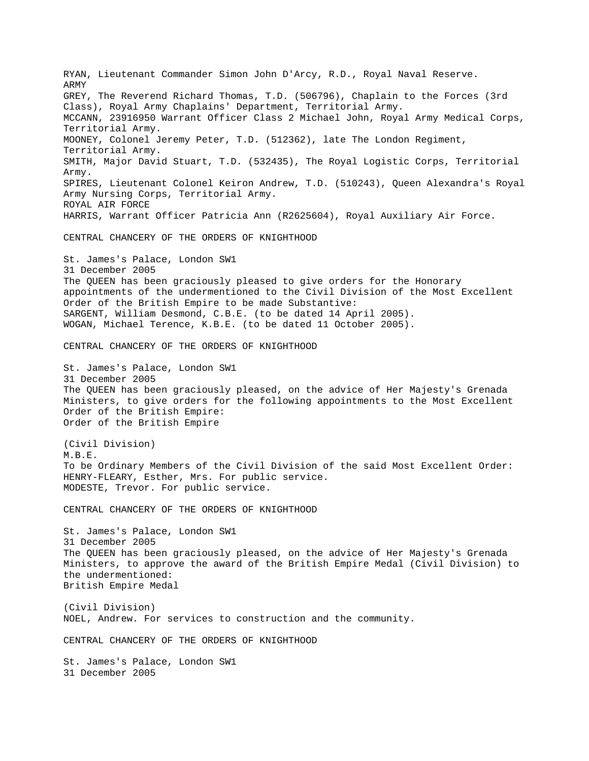RYAN, Lieutenant Commander Simon John D'Arcy, R.D., Royal Naval Reserve.

ARMY

GREY, The Reverend Richard Thomas, T.D. (506796), Chaplain to the Forces (3rd Class), Royal Army Chaplains' Department, Territorial Army.

MCCANN, 23916950 Warrant Officer Class 2 Michael John, Royal Army Medical Corps, Territorial Army.

MOONEY, Colonel Jeremy Peter, T.D. (512362), late The London Regiment, Territorial Army.

SMITH, Major David Stuart, T.D. (532435), The Royal Logistic Corps, Territorial Army.

SPIRES, Lieutenant Colonel Keiron Andrew, T.D. (510243), Queen Alexandra's Royal Army Nursing Corps, Territorial Army.

ROYAL AIR FORCE

HARRIS, Warrant Officer Patricia Ann (R2625604), Royal Auxiliary Air Force.

## CENTRAL CHANCERY OF THE ORDERS OF KNIGHTHOOD

St. James's Palace, London SW1
31 December 2005

The QUEEN has been graciously pleased to give orders for the Honorary appointments of the undermentioned to the Civil Division of the Most Excellent Order of the British Empire to be made Substantive:

SARGENT, William Desmond, C.B.E. (to be dated 14 April 2005).

WOGAN, Michael Terence, K.B.E. (to be dated 11 October 2005).

## CENTRAL CHANCERY OF THE ORDERS OF KNIGHTHOOD

St. James's Palace, London SW1
31 December 2005

The QUEEN has been graciously pleased, on the advice of Her Majesty's Grenada Ministers, to give orders for the following appointments to the Most Excellent Order of the British Empire:

Order of the British Empire

(Civil Division)

M.B.E.

To be Ordinary Members of the Civil Division of the said Most Excellent Order:

HENRY-FLEARY, Esther, Mrs. For public service.

MODESTE, Trevor. For public service.

## CENTRAL CHANCERY OF THE ORDERS OF KNIGHTHOOD

St. James's Palace, London SW1
31 December 2005

The QUEEN has been graciously pleased, on the advice of Her Majesty's Grenada Ministers, to approve the award of the British Empire Medal (Civil Division) to the undermentioned:

British Empire Medal

(Civil Division)

NOEL, Andrew. For services to construction and the community.

## CENTRAL CHANCERY OF THE ORDERS OF KNIGHTHOOD

St. James's Palace, London SW1
31 December 2005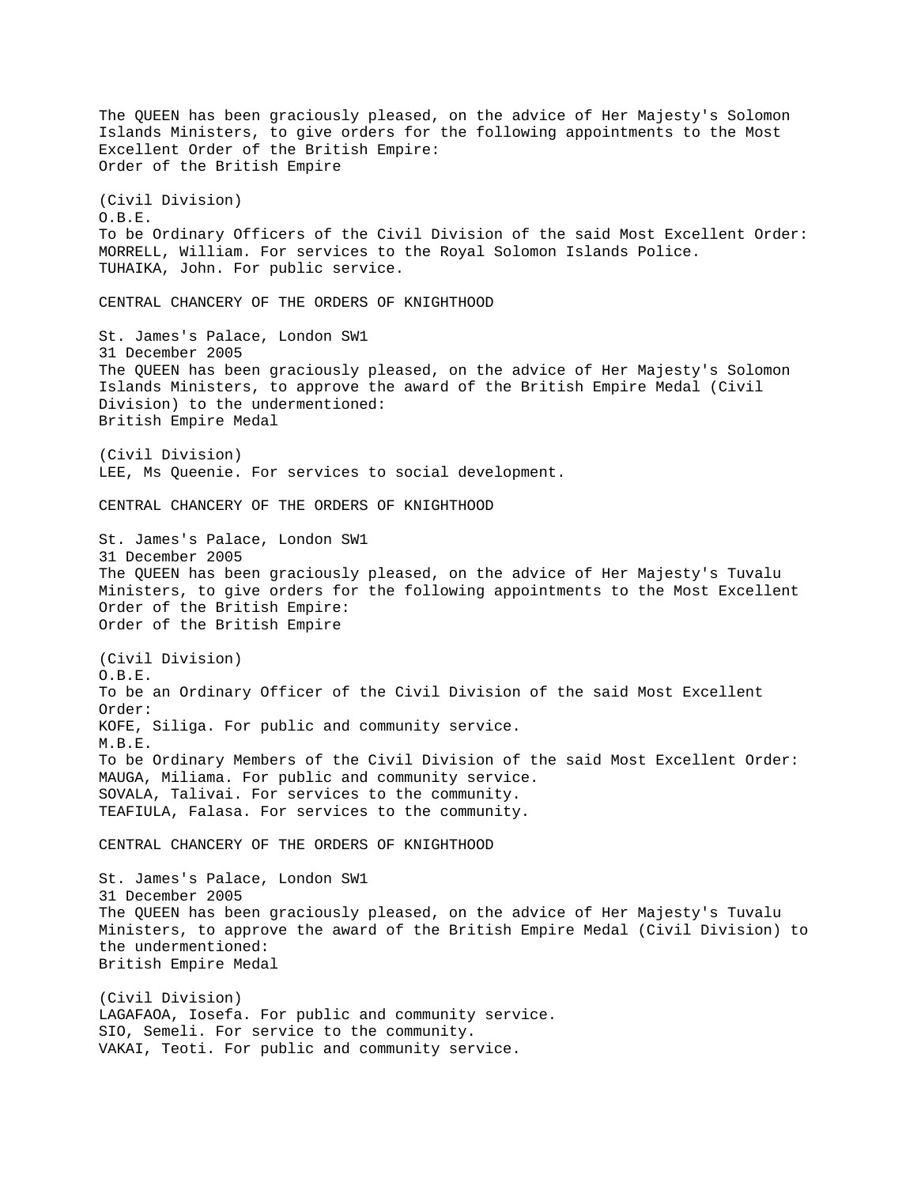The QUEEN has been graciously pleased, on the advice of Her Majesty's Solomon Islands Ministers, to give orders for the following appointments to the Most Excellent Order of the British Empire:
Order of the British Empire

(Civil Division)
O.B.E.
To be Ordinary Officers of the Civil Division of the said Most Excellent Order:
MORRELL, William. For services to the Royal Solomon Islands Police.
TUHAIKA, John. For public service.

CENTRAL CHANCERY OF THE ORDERS OF KNIGHTHOOD

St. James's Palace, London SW1
31 December 2005
The QUEEN has been graciously pleased, on the advice of Her Majesty's Solomon Islands Ministers, to approve the award of the British Empire Medal (Civil Division) to the undermentioned:
British Empire Medal

(Civil Division)
LEE, Ms Queenie. For services to social development.

CENTRAL CHANCERY OF THE ORDERS OF KNIGHTHOOD

St. James's Palace, London SW1
31 December 2005
The QUEEN has been graciously pleased, on the advice of Her Majesty's Tuvalu Ministers, to give orders for the following appointments to the Most Excellent Order of the British Empire:
Order of the British Empire

(Civil Division)
O.B.E.
To be an Ordinary Officer of the Civil Division of the said Most Excellent Order:
KOFE, Siliga. For public and community service.
M.B.E.
To be Ordinary Members of the Civil Division of the said Most Excellent Order:
MAUGA, Miliama. For public and community service.
SOVALA, Talivai. For services to the community.
TEAFIULA, Falasa. For services to the community.

CENTRAL CHANCERY OF THE ORDERS OF KNIGHTHOOD

St. James's Palace, London SW1
31 December 2005
The QUEEN has been graciously pleased, on the advice of Her Majesty's Tuvalu Ministers, to approve the award of the British Empire Medal (Civil Division) to the undermentioned:
British Empire Medal

(Civil Division)
LAGAFAOA, Iosefa. For public and community service.
SIO, Semeli. For service to the community.
VAKAI, Teoti. For public and community service.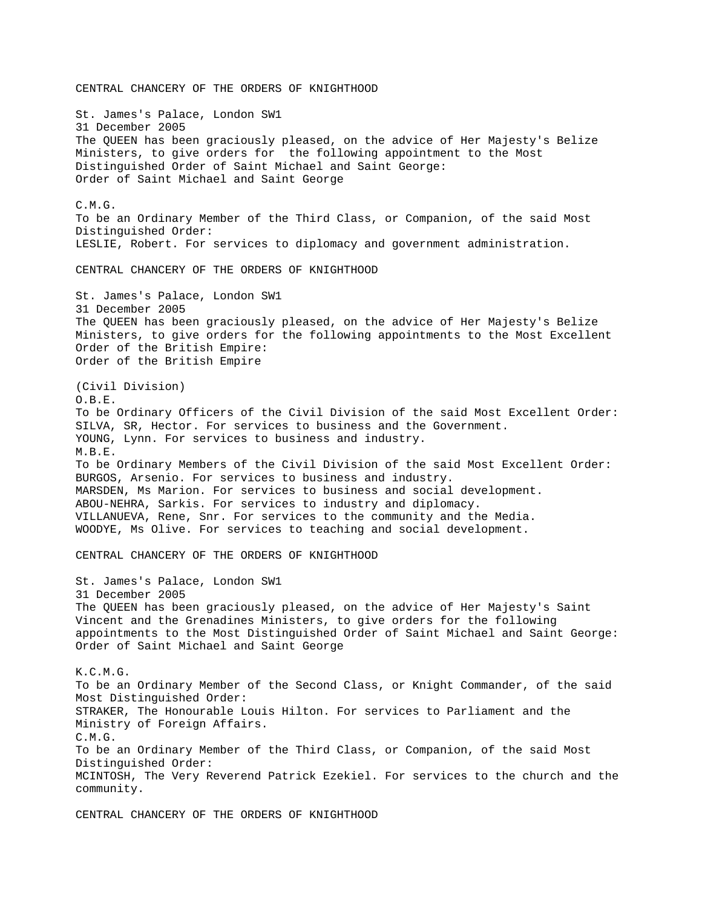CENTRAL CHANCERY OF THE ORDERS OF KNIGHTHOOD

St. James's Palace, London SW1
31 December 2005
The QUEEN has been graciously pleased, on the advice of Her Majesty's Belize Ministers, to give orders for the following appointment to the Most Distinguished Order of Saint Michael and Saint George:
Order of Saint Michael and Saint George

C.M.G.
To be an Ordinary Member of the Third Class, or Companion, of the said Most Distinguished Order:
LESLIE, Robert. For services to diplomacy and government administration.

CENTRAL CHANCERY OF THE ORDERS OF KNIGHTHOOD

St. James's Palace, London SW1
31 December 2005
The QUEEN has been graciously pleased, on the advice of Her Majesty's Belize Ministers, to give orders for the following appointments to the Most Excellent Order of the British Empire:
Order of the British Empire

(Civil Division)
O.B.E.
To be Ordinary Officers of the Civil Division of the said Most Excellent Order:
SILVA, SR, Hector. For services to business and the Government.
YOUNG, Lynn. For services to business and industry.
M.B.E.
To be Ordinary Members of the Civil Division of the said Most Excellent Order:
BURGOS, Arsenio. For services to business and industry.
MARSDEN, Ms Marion. For services to business and social development.
ABOU-NEHRA, Sarkis. For services to industry and diplomacy.
VILLANUEVA, Rene, Snr. For services to the community and the Media.
WOODYE, Ms Olive. For services to teaching and social development.

CENTRAL CHANCERY OF THE ORDERS OF KNIGHTHOOD

St. James's Palace, London SW1
31 December 2005
The QUEEN has been graciously pleased, on the advice of Her Majesty's Saint Vincent and the Grenadines Ministers, to give orders for the following appointments to the Most Distinguished Order of Saint Michael and Saint George:
Order of Saint Michael and Saint George

K.C.M.G.
To be an Ordinary Member of the Second Class, or Knight Commander, of the said Most Distinguished Order:
STRAKER, The Honourable Louis Hilton. For services to Parliament and the Ministry of Foreign Affairs.
C.M.G.
To be an Ordinary Member of the Third Class, or Companion, of the said Most Distinguished Order:
MCINTOSH, The Very Reverend Patrick Ezekiel. For services to the church and the community.

CENTRAL CHANCERY OF THE ORDERS OF KNIGHTHOOD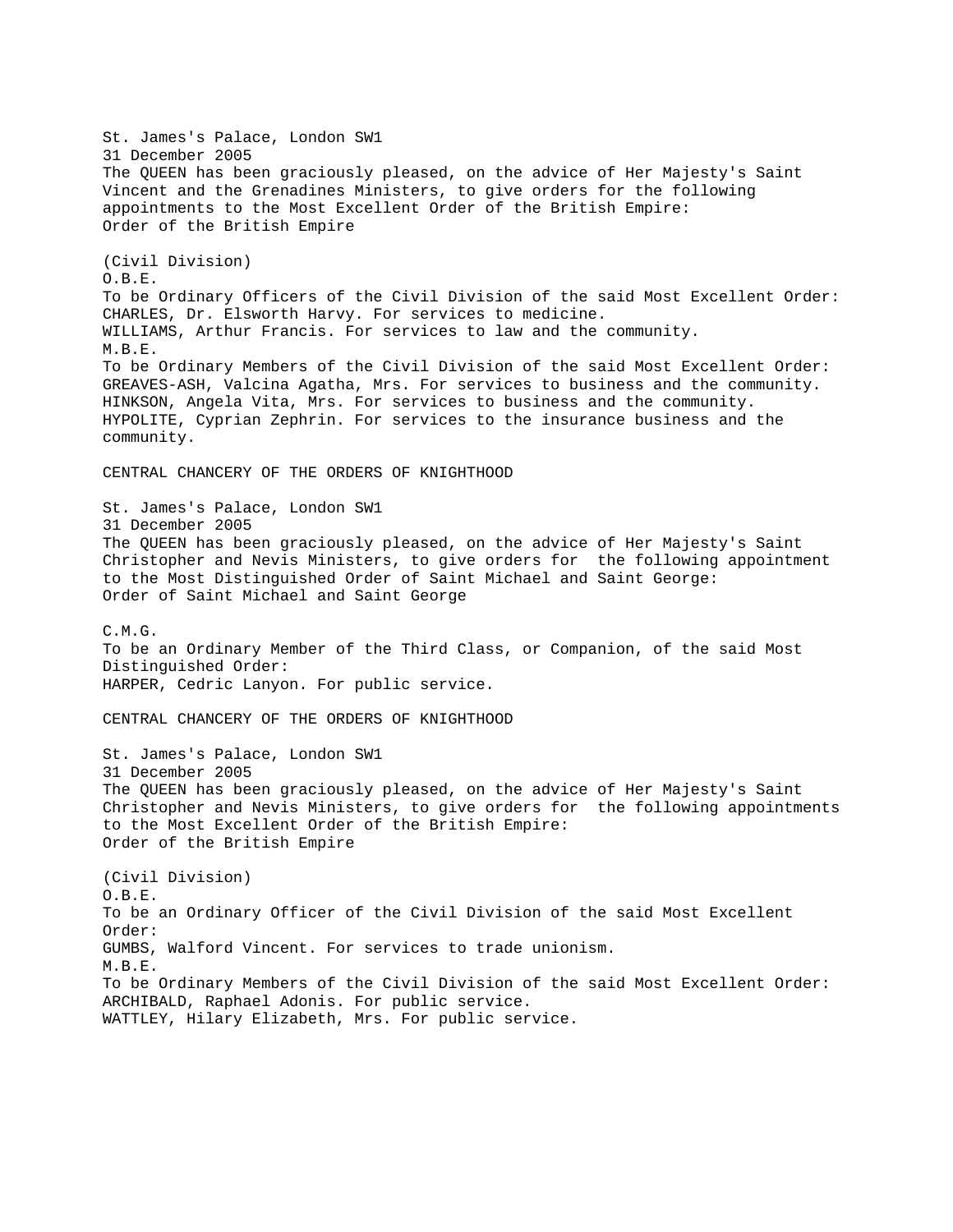St. James's Palace, London SW1
31 December 2005
The QUEEN has been graciously pleased, on the advice of Her Majesty's Saint Vincent and the Grenadines Ministers, to give orders for the following appointments to the Most Excellent Order of the British Empire:
Order of the British Empire

(Civil Division)
O.B.E.
To be Ordinary Officers of the Civil Division of the said Most Excellent Order:
CHARLES, Dr. Elsworth Harvy. For services to medicine.
WILLIAMS, Arthur Francis. For services to law and the community.
M.B.E.
To be Ordinary Members of the Civil Division of the said Most Excellent Order:
GREAVES-ASH, Valcina Agatha, Mrs. For services to business and the community.
HINKSON, Angela Vita, Mrs. For services to business and the community.
HYPOLITE, Cyprian Zephrin. For services to the insurance business and the community.

CENTRAL CHANCERY OF THE ORDERS OF KNIGHTHOOD

St. James's Palace, London SW1
31 December 2005
The QUEEN has been graciously pleased, on the advice of Her Majesty's Saint Christopher and Nevis Ministers, to give orders for the following appointment to the Most Distinguished Order of Saint Michael and Saint George:
Order of Saint Michael and Saint George

C.M.G.
To be an Ordinary Member of the Third Class, or Companion, of the said Most Distinguished Order:
HARPER, Cedric Lanyon. For public service.

CENTRAL CHANCERY OF THE ORDERS OF KNIGHTHOOD

St. James's Palace, London SW1
31 December 2005
The QUEEN has been graciously pleased, on the advice of Her Majesty's Saint Christopher and Nevis Ministers, to give orders for the following appointments to the Most Excellent Order of the British Empire:
Order of the British Empire

(Civil Division)
O.B.E.
To be an Ordinary Officer of the Civil Division of the said Most Excellent Order:
GUMBS, Walford Vincent. For services to trade unionism.
M.B.E.
To be Ordinary Members of the Civil Division of the said Most Excellent Order:
ARCHIBALD, Raphael Adonis. For public service.
WATTLEY, Hilary Elizabeth, Mrs. For public service.